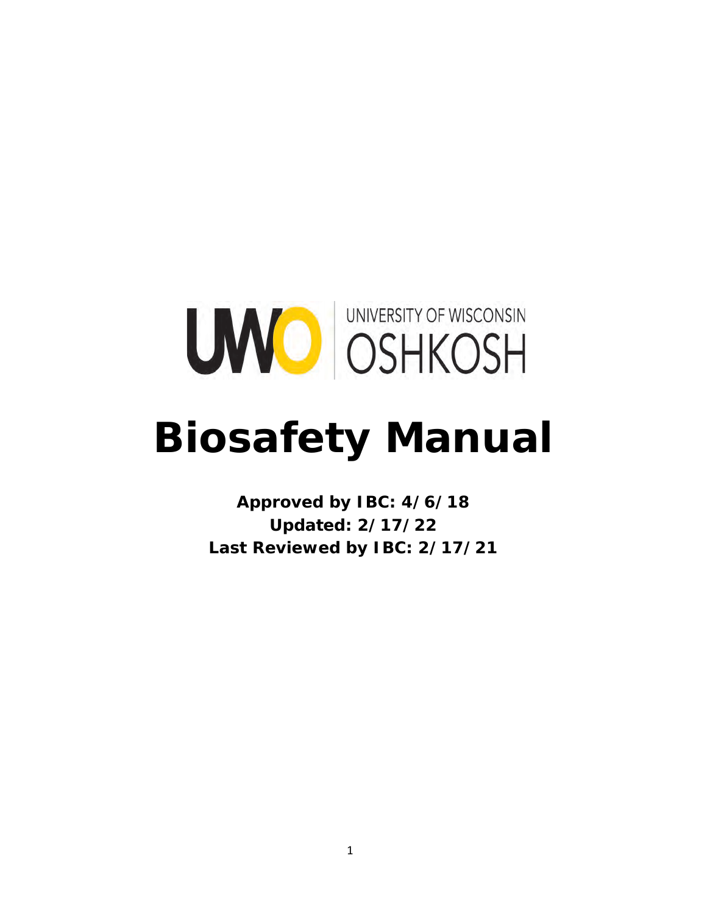UWO UNIVERSITY OF WISCONSIN OSHKOSH

# Biosafety Manual

**Approved by IBC: 4/6/18**
**Updated: 2/17/22**
**Last Reviewed by IBC: 2/17/21**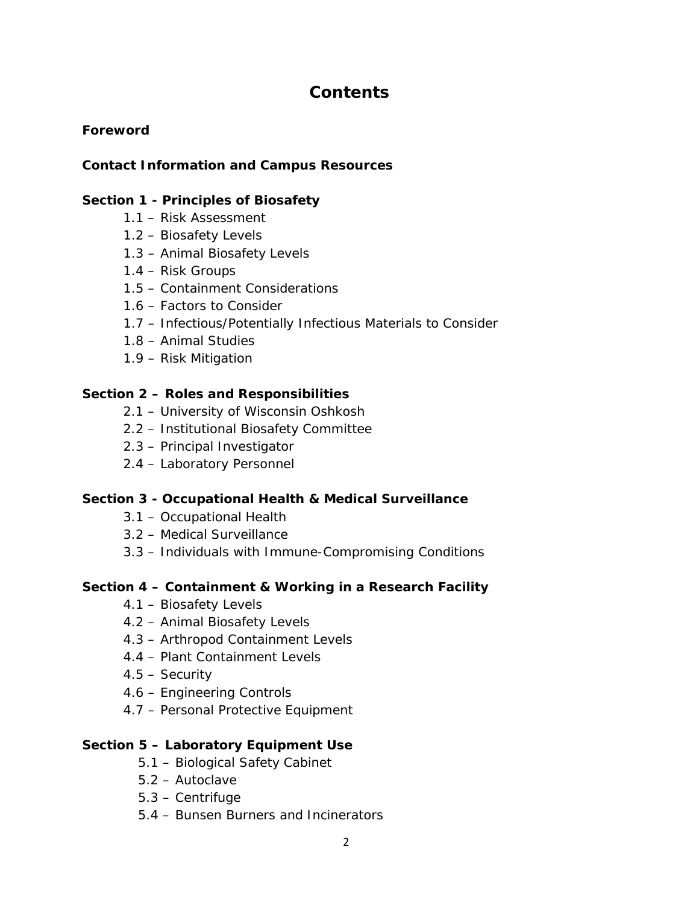# Contents

**Foreword**

**Contact Information and Campus Resources**

**Section 1 - Principles of Biosafety**

- 1.1 – Risk Assessment
- 1.2 – Biosafety Levels
- 1.3 – Animal Biosafety Levels
- 1.4 – Risk Groups
- 1.5 – Containment Considerations
- 1.6 – Factors to Consider
- 1.7 – Infectious/Potentially Infectious Materials to Consider
- 1.8 – Animal Studies
- 1.9 – Risk Mitigation

**Section 2 – Roles and Responsibilities**

- 2.1 – University of Wisconsin Oshkosh
- 2.2 – Institutional Biosafety Committee
- 2.3 – Principal Investigator
- 2.4 – Laboratory Personnel

**Section 3 - Occupational Health & Medical Surveillance**

- 3.1 – Occupational Health
- 3.2 – Medical Surveillance
- 3.3 – Individuals with Immune-Compromising Conditions

**Section 4 – Containment & Working in a Research Facility**

- 4.1 – Biosafety Levels
- 4.2 – Animal Biosafety Levels
- 4.3 – Arthropod Containment Levels
- 4.4 – Plant Containment Levels
- 4.5 – Security
- 4.6 – Engineering Controls
- 4.7 – Personal Protective Equipment

**Section 5 – Laboratory Equipment Use**

- 5.1 – Biological Safety Cabinet
- 5.2 – Autoclave
- 5.3 – Centrifuge
- 5.4 – Bunsen Burners and Incinerators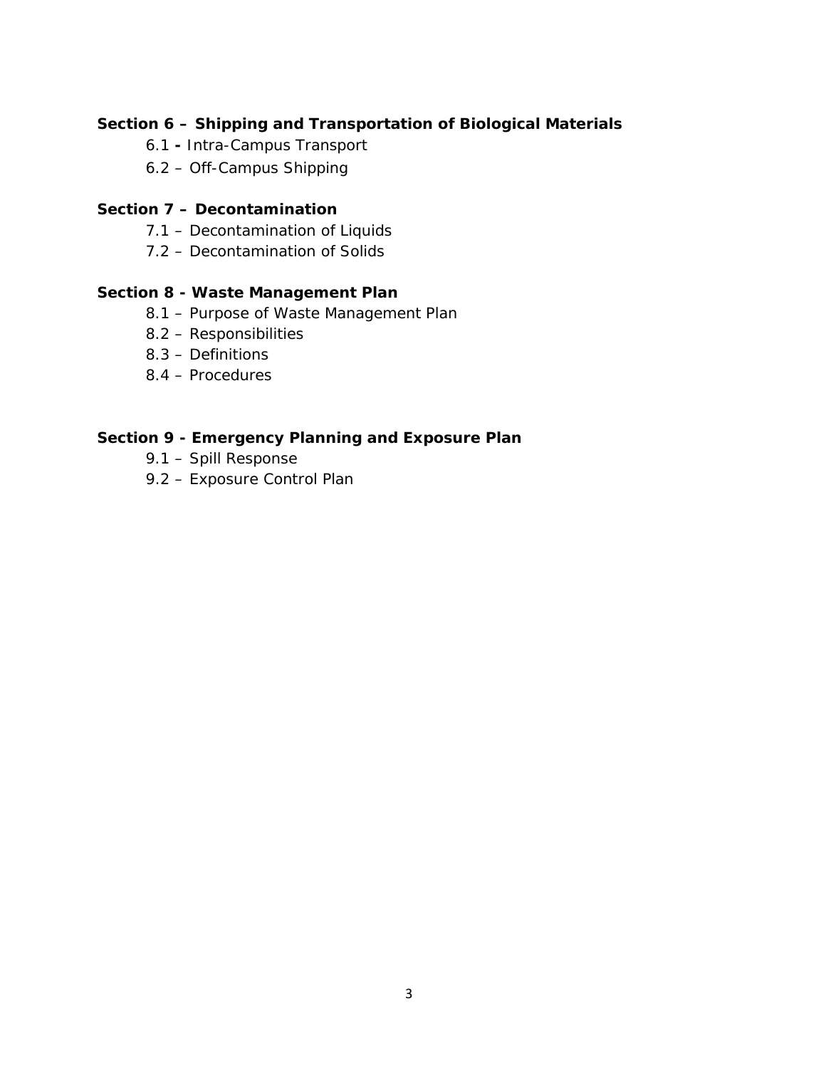**Section 6 – Shipping and Transportation of Biological Materials**

- 6.1 **-** Intra-Campus Transport
- 6.2 – Off-Campus Shipping

**Section 7 – Decontamination**

- 7.1 – Decontamination of Liquids
- 7.2 – Decontamination of Solids

**Section 8 - Waste Management Plan**

- 8.1 – Purpose of Waste Management Plan
- 8.2 – Responsibilities
- 8.3 – Definitions
- 8.4 – Procedures

**Section 9 - Emergency Planning and Exposure Plan**

- 9.1 – Spill Response
- 9.2 – Exposure Control Plan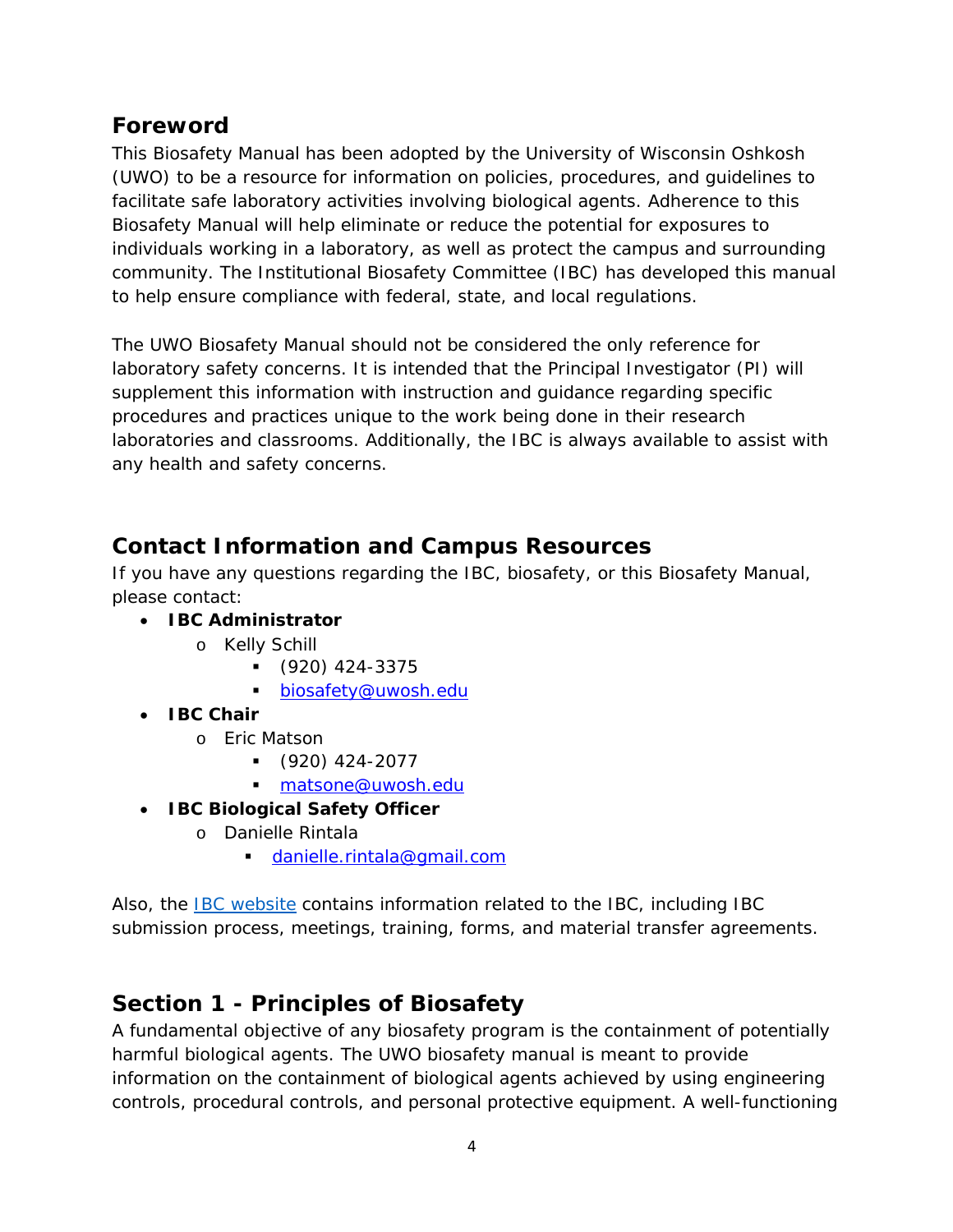## Foreword

This Biosafety Manual has been adopted by the University of Wisconsin Oshkosh (UWO) to be a resource for information on policies, procedures, and guidelines to facilitate safe laboratory activities involving biological agents. Adherence to this Biosafety Manual will help eliminate or reduce the potential for exposures to individuals working in a laboratory, as well as protect the campus and surrounding community. The Institutional Biosafety Committee (IBC) has developed this manual to help ensure compliance with federal, state, and local regulations.

The UWO Biosafety Manual should not be considered the only reference for laboratory safety concerns. It is intended that the Principal Investigator (PI) will supplement this information with instruction and guidance regarding specific procedures and practices unique to the work being done in their research laboratories and classrooms. Additionally, the IBC is always available to assist with any health and safety concerns.

## Contact Information and Campus Resources

If you have any questions regarding the IBC, biosafety, or this Biosafety Manual, please contact:

- **IBC Administrator**
  - Kelly Schill
    - (920) 424-3375
    - biosafety@uwosh.edu
- **IBC Chair**
  - Eric Matson
    - (920) 424-2077
    - matsone@uwosh.edu
- **IBC Biological Safety Officer**
  - Danielle Rintala
    - danielle.rintala@gmail.com

Also, the IBC website contains information related to the IBC, including IBC submission process, meetings, training, forms, and material transfer agreements.

## Section 1 - Principles of Biosafety

A fundamental objective of any biosafety program is the containment of potentially harmful biological agents. The UWO biosafety manual is meant to provide information on the containment of biological agents achieved by using engineering controls, procedural controls, and personal protective equipment. A well-functioning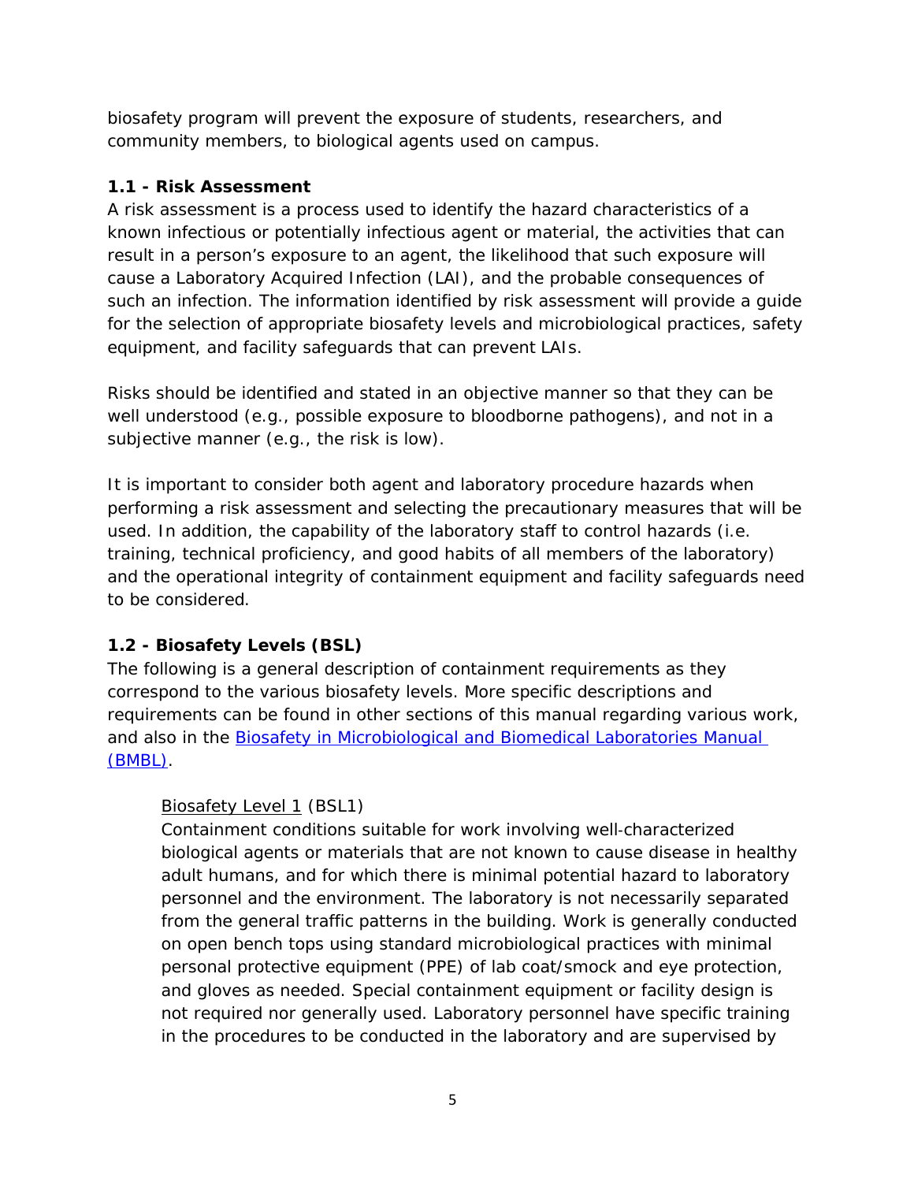biosafety program will prevent the exposure of students, researchers, and community members, to biological agents used on campus.

### 1.1 - Risk Assessment

A risk assessment is a process used to identify the hazard characteristics of a known infectious or potentially infectious agent or material, the activities that can result in a person's exposure to an agent, the likelihood that such exposure will cause a Laboratory Acquired Infection (LAI), and the probable consequences of such an infection. The information identified by risk assessment will provide a guide for the selection of appropriate biosafety levels and microbiological practices, safety equipment, and facility safeguards that can prevent LAIs.

Risks should be identified and stated in an objective manner so that they can be well understood (e.g., possible exposure to bloodborne pathogens), and not in a subjective manner (e.g., the risk is low).

It is important to consider both agent and laboratory procedure hazards when performing a risk assessment and selecting the precautionary measures that will be used. In addition, the capability of the laboratory staff to control hazards (i.e. training, technical proficiency, and good habits of all members of the laboratory) and the operational integrity of containment equipment and facility safeguards need to be considered.

### 1.2 - Biosafety Levels (BSL)

The following is a general description of containment requirements as they correspond to the various biosafety levels. More specific descriptions and requirements can be found in other sections of this manual regarding various work, and also in the [Biosafety in Microbiological and Biomedical Laboratories Manual (BMBL)](#).

Biosafety Level 1 (BSL1)
Containment conditions suitable for work involving well-characterized biological agents or materials that are not known to cause disease in healthy adult humans, and for which there is minimal potential hazard to laboratory personnel and the environment. The laboratory is not necessarily separated from the general traffic patterns in the building. Work is generally conducted on open bench tops using standard microbiological practices with minimal personal protective equipment (PPE) of lab coat/smock and eye protection, and gloves as needed. Special containment equipment or facility design is not required nor generally used. Laboratory personnel have specific training in the procedures to be conducted in the laboratory and are supervised by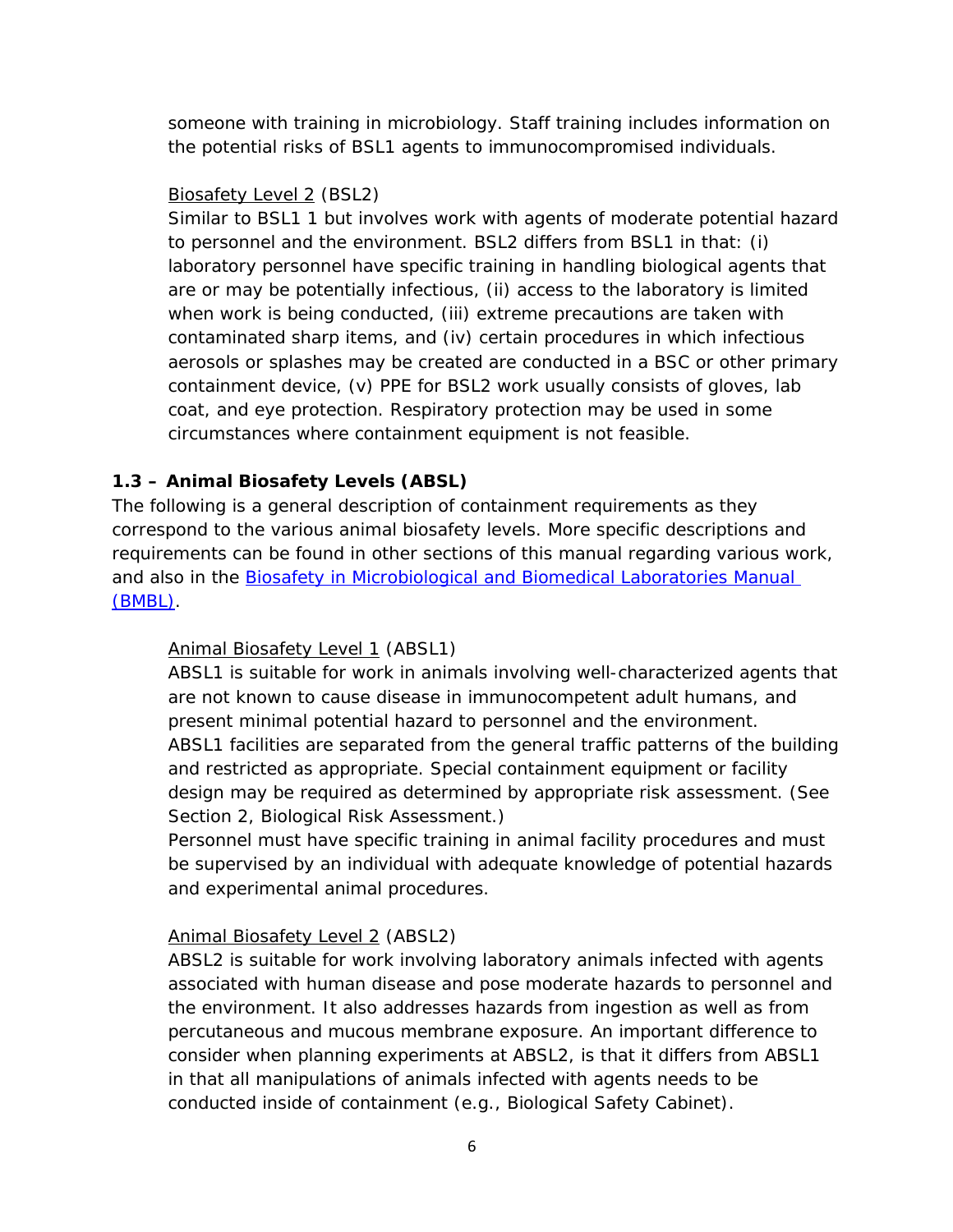someone with training in microbiology. Staff training includes information on the potential risks of BSL1 agents to immunocompromised individuals.

Biosafety Level 2 (BSL2)

Similar to BSL1 1 but involves work with agents of moderate potential hazard to personnel and the environment. BSL2 differs from BSL1 in that: (i) laboratory personnel have specific training in handling biological agents that are or may be potentially infectious, (ii) access to the laboratory is limited when work is being conducted, (iii) extreme precautions are taken with contaminated sharp items, and (iv) certain procedures in which infectious aerosols or splashes may be created are conducted in a BSC or other primary containment device, (v) PPE for BSL2 work usually consists of gloves, lab coat, and eye protection. Respiratory protection may be used in some circumstances where containment equipment is not feasible.

### 1.3 – Animal Biosafety Levels (ABSL)

The following is a general description of containment requirements as they correspond to the various animal biosafety levels. More specific descriptions and requirements can be found in other sections of this manual regarding various work, and also in the [Biosafety in Microbiological and Biomedical Laboratories Manual (BMBL)](#).

Animal Biosafety Level 1 (ABSL1)

ABSL1 is suitable for work in animals involving well-characterized agents that are not known to cause disease in immunocompetent adult humans, and present minimal potential hazard to personnel and the environment.
ABSL1 facilities are separated from the general traffic patterns of the building and restricted as appropriate. Special containment equipment or facility design may be required as determined by appropriate risk assessment. (See Section 2, Biological Risk Assessment.)
Personnel must have specific training in animal facility procedures and must be supervised by an individual with adequate knowledge of potential hazards and experimental animal procedures.

Animal Biosafety Level 2 (ABSL2)

ABSL2 is suitable for work involving laboratory animals infected with agents associated with human disease and pose moderate hazards to personnel and the environment. It also addresses hazards from ingestion as well as from percutaneous and mucous membrane exposure. An important difference to consider when planning experiments at ABSL2, is that it differs from ABSL1 in that all manipulations of animals infected with agents needs to be conducted inside of containment (e.g., Biological Safety Cabinet).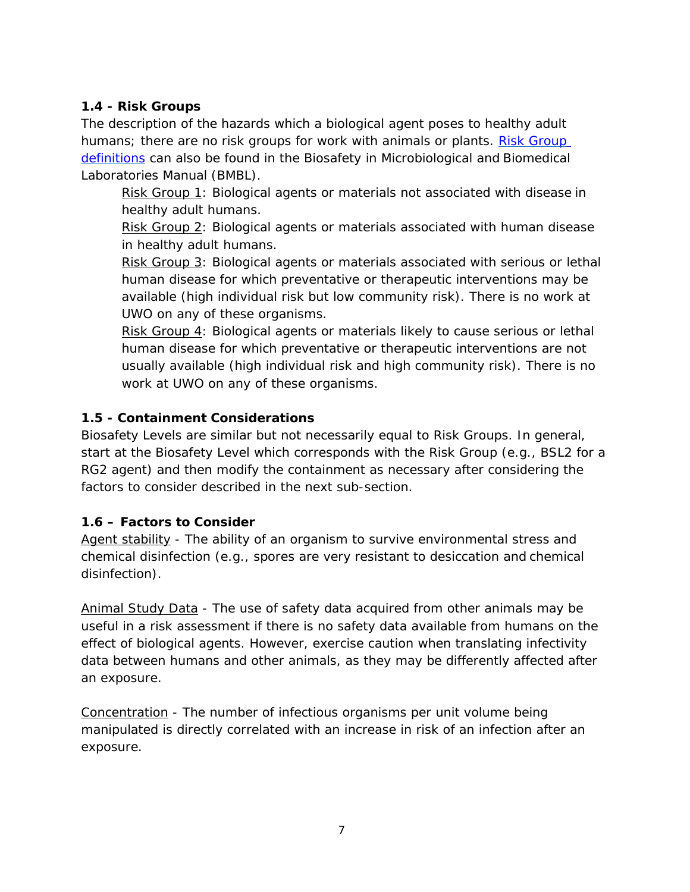### 1.4 - Risk Groups

The description of the hazards which a biological agent poses to healthy adult humans; there are no risk groups for work with animals or plants. [Risk Group definitions] can also be found in the Biosafety in Microbiological and Biomedical Laboratories Manual (BMBL).

> Risk Group 1: Biological agents or materials not associated with disease in healthy adult humans.
>
> Risk Group 2: Biological agents or materials associated with human disease in healthy adult humans.
>
> Risk Group 3: Biological agents or materials associated with serious or lethal human disease for which preventative or therapeutic interventions may be available (high individual risk but low community risk). There is no work at UWO on any of these organisms.
>
> Risk Group 4: Biological agents or materials likely to cause serious or lethal human disease for which preventative or therapeutic interventions are not usually available (high individual risk and high community risk). There is no work at UWO on any of these organisms.

### 1.5 - Containment Considerations

Biosafety Levels are similar but not necessarily equal to Risk Groups. In general, start at the Biosafety Level which corresponds with the Risk Group (e.g., BSL2 for a RG2 agent) and then modify the containment as necessary after considering the factors to consider described in the next sub-section.

### 1.6 – Factors to Consider

Agent stability - The ability of an organism to survive environmental stress and chemical disinfection (e.g., spores are very resistant to desiccation and chemical disinfection).

Animal Study Data - The use of safety data acquired from other animals may be useful in a risk assessment if there is no safety data available from humans on the effect of biological agents. However, exercise caution when translating infectivity data between humans and other animals, as they may be differently affected after an exposure.

Concentration - The number of infectious organisms per unit volume being manipulated is directly correlated with an increase in risk of an infection after an exposure.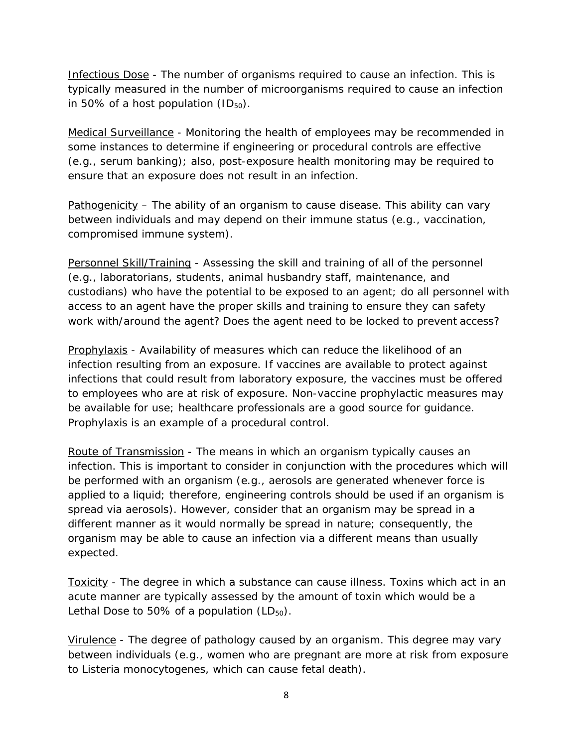Infectious Dose - The number of organisms required to cause an infection. This is typically measured in the number of microorganisms required to cause an infection in 50% of a host population ($ID_{50}$).

Medical Surveillance - Monitoring the health of employees may be recommended in some instances to determine if engineering or procedural controls are effective (e.g., serum banking); also, post-exposure health monitoring may be required to ensure that an exposure does not result in an infection.

Pathogenicity – The ability of an organism to cause disease. This ability can vary between individuals and may depend on their immune status (e.g., vaccination, compromised immune system).

Personnel Skill/Training - Assessing the skill and training of all of the personnel (e.g., laboratorians, students, animal husbandry staff, maintenance, and custodians) who have the potential to be exposed to an agent; do all personnel with access to an agent have the proper skills and training to ensure they can safety work with/around the agent? Does the agent need to be locked to prevent access?

Prophylaxis - Availability of measures which can reduce the likelihood of an infection resulting from an exposure. If vaccines are available to protect against infections that could result from laboratory exposure, the vaccines must be offered to employees who are at risk of exposure. Non-vaccine prophylactic measures may be available for use; healthcare professionals are a good source for guidance. Prophylaxis is an example of a procedural control.

Route of Transmission - The means in which an organism typically causes an infection. This is important to consider in conjunction with the procedures which will be performed with an organism (e.g., aerosols are generated whenever force is applied to a liquid; therefore, engineering controls should be used if an organism is spread via aerosols). However, consider that an organism may be spread in a different manner as it would normally be spread in nature; consequently, the organism may be able to cause an infection via a different means than usually expected.

Toxicity - The degree in which a substance can cause illness. Toxins which act in an acute manner are typically assessed by the amount of toxin which would be a Lethal Dose to 50% of a population ($LD_{50}$).

Virulence - The degree of pathology caused by an organism. This degree may vary between individuals (e.g., women who are pregnant are more at risk from exposure to Listeria monocytogenes, which can cause fetal death).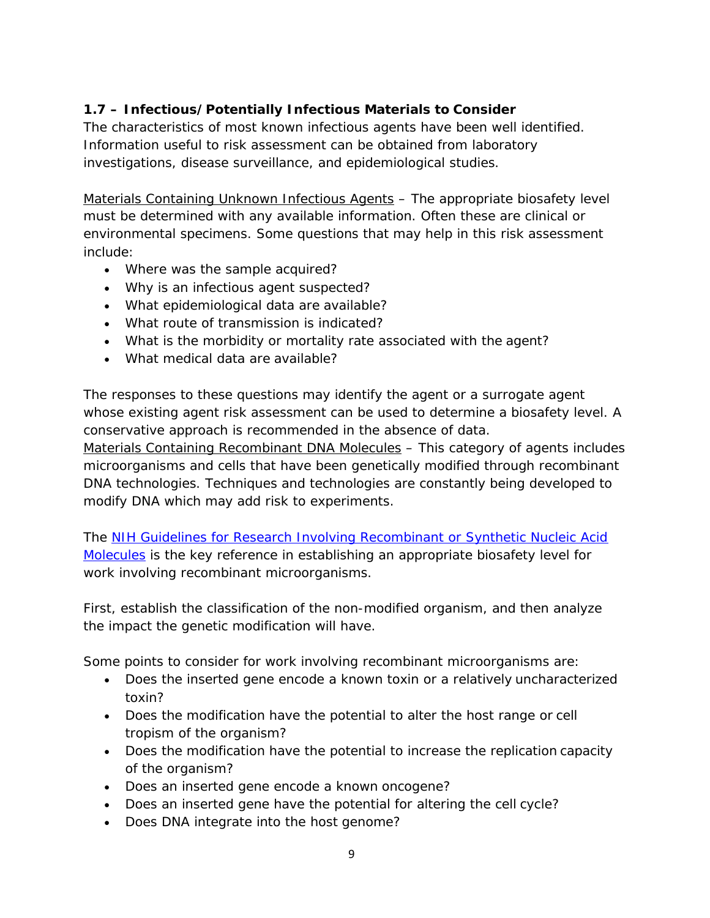### 1.7 – Infectious/Potentially Infectious Materials to Consider

The characteristics of most known infectious agents have been well identified. Information useful to risk assessment can be obtained from laboratory investigations, disease surveillance, and epidemiological studies.

<u>Materials Containing Unknown Infectious Agents</u> – The appropriate biosafety level must be determined with any available information. Often these are clinical or environmental specimens. Some questions that may help in this risk assessment include:

- Where was the sample acquired?
- Why is an infectious agent suspected?
- What epidemiological data are available?
- What route of transmission is indicated?
- What is the morbidity or mortality rate associated with the agent?
- What medical data are available?

The responses to these questions may identify the agent or a surrogate agent whose existing agent risk assessment can be used to determine a biosafety level. A conservative approach is recommended in the absence of data.

<u>Materials Containing Recombinant DNA Molecules</u> – This category of agents includes microorganisms and cells that have been genetically modified through recombinant DNA technologies. Techniques and technologies are constantly being developed to modify DNA which may add risk to experiments.

The [NIH Guidelines for Research Involving Recombinant or Synthetic Nucleic Acid Molecules]() is the key reference in establishing an appropriate biosafety level for work involving recombinant microorganisms.

First, establish the classification of the non-modified organism, and then analyze the impact the genetic modification will have.

Some points to consider for work involving recombinant microorganisms are:

- Does the inserted gene encode a known toxin or a relatively uncharacterized toxin?
- Does the modification have the potential to alter the host range or cell tropism of the organism?
- Does the modification have the potential to increase the replication capacity of the organism?
- Does an inserted gene encode a known oncogene?
- Does an inserted gene have the potential for altering the cell cycle?
- Does DNA integrate into the host genome?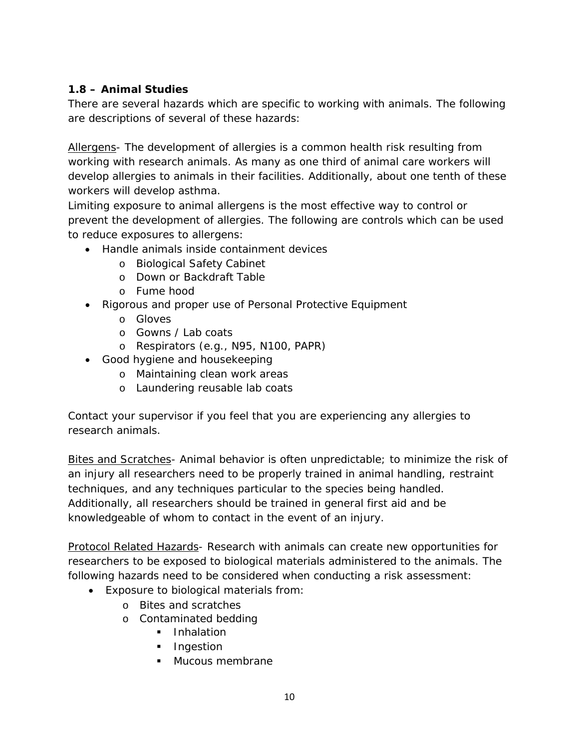### 1.8 – Animal Studies

There are several hazards which are specific to working with animals. The following are descriptions of several of these hazards:

Allergens- The development of allergies is a common health risk resulting from working with research animals. As many as one third of animal care workers will develop allergies to animals in their facilities. Additionally, about one tenth of these workers will develop asthma.

Limiting exposure to animal allergens is the most effective way to control or prevent the development of allergies. The following are controls which can be used to reduce exposures to allergens:

- Handle animals inside containment devices
  - Biological Safety Cabinet
  - Down or Backdraft Table
  - Fume hood
- Rigorous and proper use of Personal Protective Equipment
  - Gloves
  - Gowns / Lab coats
  - Respirators (e.g., N95, N100, PAPR)
- Good hygiene and housekeeping
  - Maintaining clean work areas
  - Laundering reusable lab coats

Contact your supervisor if you feel that you are experiencing any allergies to research animals.

Bites and Scratches- Animal behavior is often unpredictable; to minimize the risk of an injury all researchers need to be properly trained in animal handling, restraint techniques, and any techniques particular to the species being handled. Additionally, all researchers should be trained in general first aid and be knowledgeable of whom to contact in the event of an injury.

Protocol Related Hazards- Research with animals can create new opportunities for researchers to be exposed to biological materials administered to the animals. The following hazards need to be considered when conducting a risk assessment:

- Exposure to biological materials from:
  - Bites and scratches
  - Contaminated bedding
    - Inhalation
    - Ingestion
    - Mucous membrane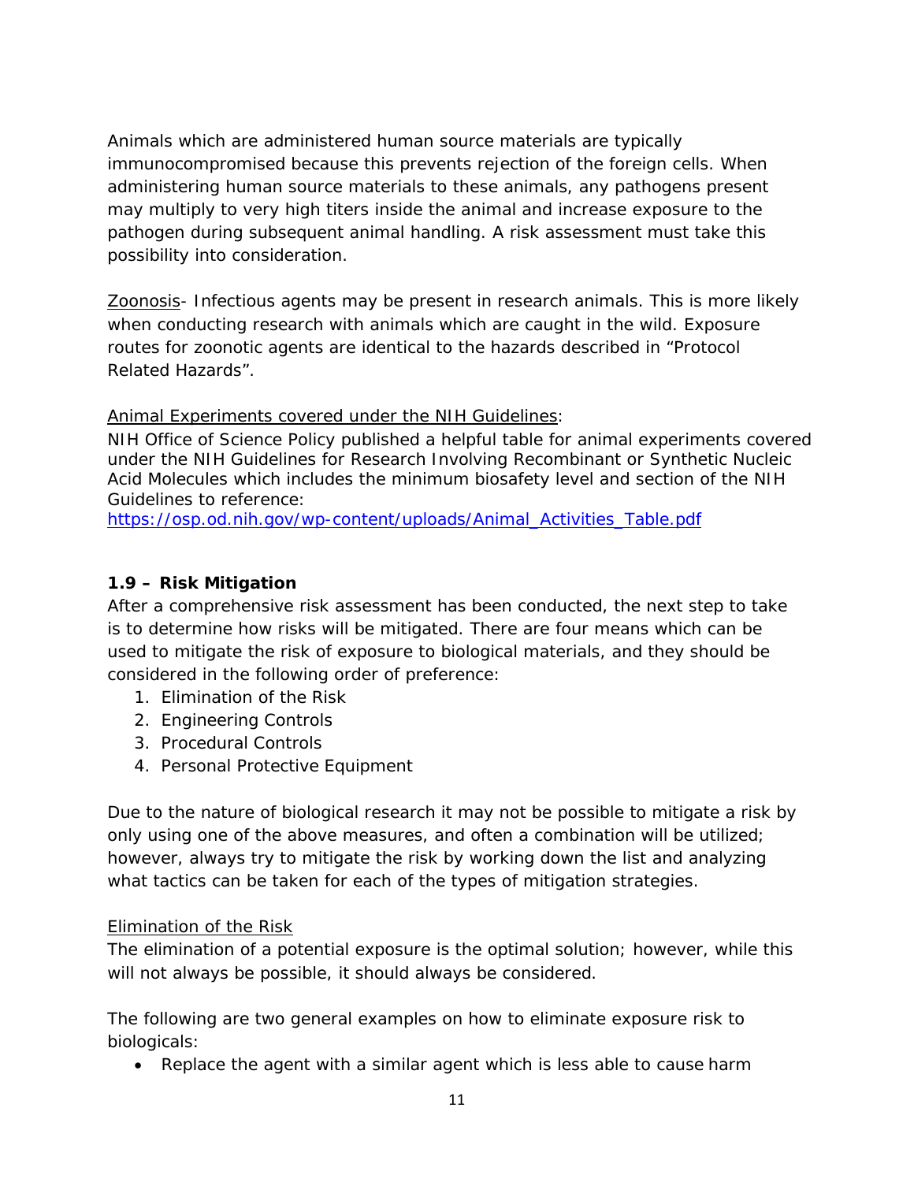Animals which are administered human source materials are typically immunocompromised because this prevents rejection of the foreign cells. When administering human source materials to these animals, any pathogens present may multiply to very high titers inside the animal and increase exposure to the pathogen during subsequent animal handling. A risk assessment must take this possibility into consideration.

Zoonosis- Infectious agents may be present in research animals. This is more likely when conducting research with animals which are caught in the wild. Exposure routes for zoonotic agents are identical to the hazards described in "Protocol Related Hazards".

Animal Experiments covered under the NIH Guidelines:

NIH Office of Science Policy published a helpful table for animal experiments covered under the NIH Guidelines for Research Involving Recombinant or Synthetic Nucleic Acid Molecules which includes the minimum biosafety level and section of the NIH Guidelines to reference:
https://osp.od.nih.gov/wp-content/uploads/Animal_Activities_Table.pdf

### 1.9 – Risk Mitigation

After a comprehensive risk assessment has been conducted, the next step to take is to determine how risks will be mitigated. There are four means which can be used to mitigate the risk of exposure to biological materials, and they should be considered in the following order of preference:

1. Elimination of the Risk
2. Engineering Controls
3. Procedural Controls
4. Personal Protective Equipment

Due to the nature of biological research it may not be possible to mitigate a risk by only using one of the above measures, and often a combination will be utilized; however, always try to mitigate the risk by working down the list and analyzing what tactics can be taken for each of the types of mitigation strategies.

Elimination of the Risk

The elimination of a potential exposure is the optimal solution; however, while this will not always be possible, it should always be considered.

The following are two general examples on how to eliminate exposure risk to biologicals:

- Replace the agent with a similar agent which is less able to cause harm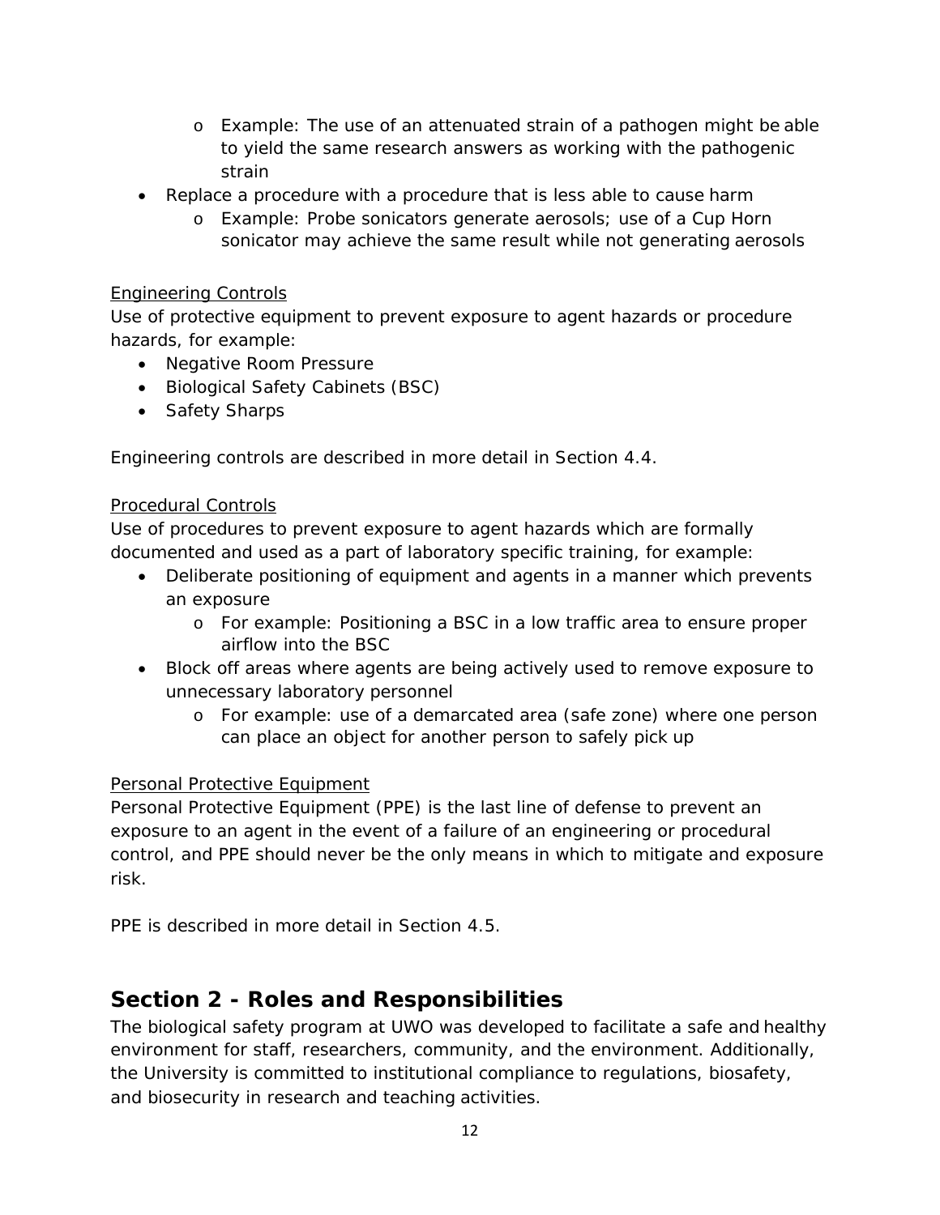- Example: The use of an attenuated strain of a pathogen might be able to yield the same research answers as working with the pathogenic strain
- Replace a procedure with a procedure that is less able to cause harm
    - Example: Probe sonicators generate aerosols; use of a Cup Horn sonicator may achieve the same result while not generating aerosols

<u>Engineering Controls</u>

Use of protective equipment to prevent exposure to agent hazards or procedure hazards, for example:

- Negative Room Pressure
- Biological Safety Cabinets (BSC)
- Safety Sharps

Engineering controls are described in more detail in Section 4.4.

<u>Procedural Controls</u>

Use of procedures to prevent exposure to agent hazards which are formally documented and used as a part of laboratory specific training, for example:

- Deliberate positioning of equipment and agents in a manner which prevents an exposure
    - For example: Positioning a BSC in a low traffic area to ensure proper airflow into the BSC
- Block off areas where agents are being actively used to remove exposure to unnecessary laboratory personnel
    - For example: use of a demarcated area (safe zone) where one person can place an object for another person to safely pick up

<u>Personal Protective Equipment</u>

Personal Protective Equipment (PPE) is the last line of defense to prevent an exposure to an agent in the event of a failure of an engineering or procedural control, and PPE should never be the only means in which to mitigate and exposure risk.

PPE is described in more detail in Section 4.5.

## Section 2 - Roles and Responsibilities

The biological safety program at UWO was developed to facilitate a safe and healthy environment for staff, researchers, community, and the environment. Additionally, the University is committed to institutional compliance to regulations, biosafety, and biosecurity in research and teaching activities.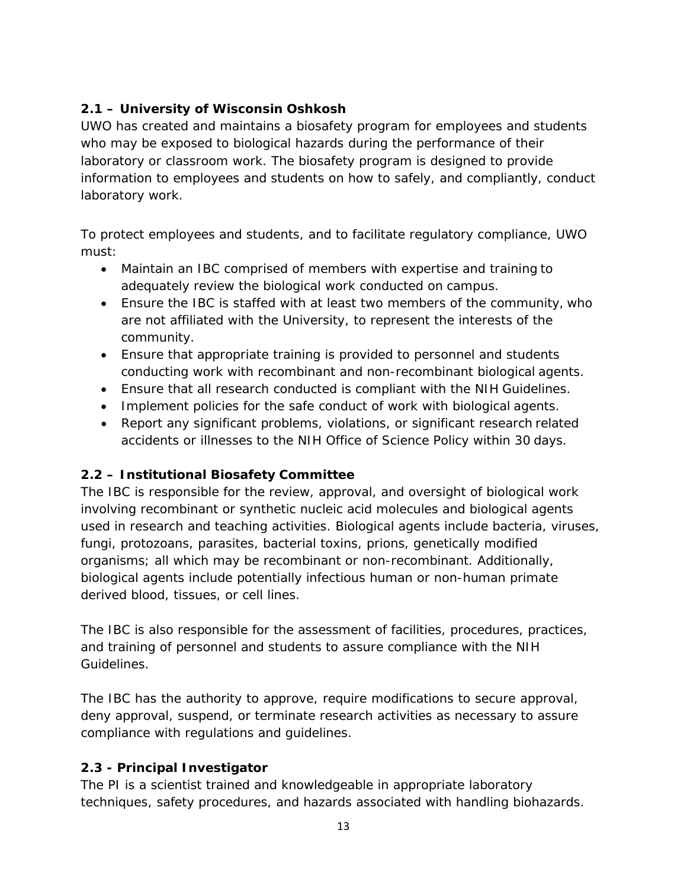### 2.1 – University of Wisconsin Oshkosh

UWO has created and maintains a biosafety program for employees and students who may be exposed to biological hazards during the performance of their laboratory or classroom work. The biosafety program is designed to provide information to employees and students on how to safely, and compliantly, conduct laboratory work.

To protect employees and students, and to facilitate regulatory compliance, UWO must:

- Maintain an IBC comprised of members with expertise and training to adequately review the biological work conducted on campus.
- Ensure the IBC is staffed with at least two members of the community, who are not affiliated with the University, to represent the interests of the community.
- Ensure that appropriate training is provided to personnel and students conducting work with recombinant and non-recombinant biological agents.
- Ensure that all research conducted is compliant with the NIH Guidelines.
- Implement policies for the safe conduct of work with biological agents.
- Report any significant problems, violations, or significant research related accidents or illnesses to the NIH Office of Science Policy within 30 days.

### 2.2 – Institutional Biosafety Committee

The IBC is responsible for the review, approval, and oversight of biological work involving recombinant or synthetic nucleic acid molecules and biological agents used in research and teaching activities. Biological agents include bacteria, viruses, fungi, protozoans, parasites, bacterial toxins, prions, genetically modified organisms; all which may be recombinant or non-recombinant. Additionally, biological agents include potentially infectious human or non-human primate derived blood, tissues, or cell lines.

The IBC is also responsible for the assessment of facilities, procedures, practices, and training of personnel and students to assure compliance with the NIH Guidelines.

The IBC has the authority to approve, require modifications to secure approval, deny approval, suspend, or terminate research activities as necessary to assure compliance with regulations and guidelines.

### 2.3 - Principal Investigator

The PI is a scientist trained and knowledgeable in appropriate laboratory techniques, safety procedures, and hazards associated with handling biohazards.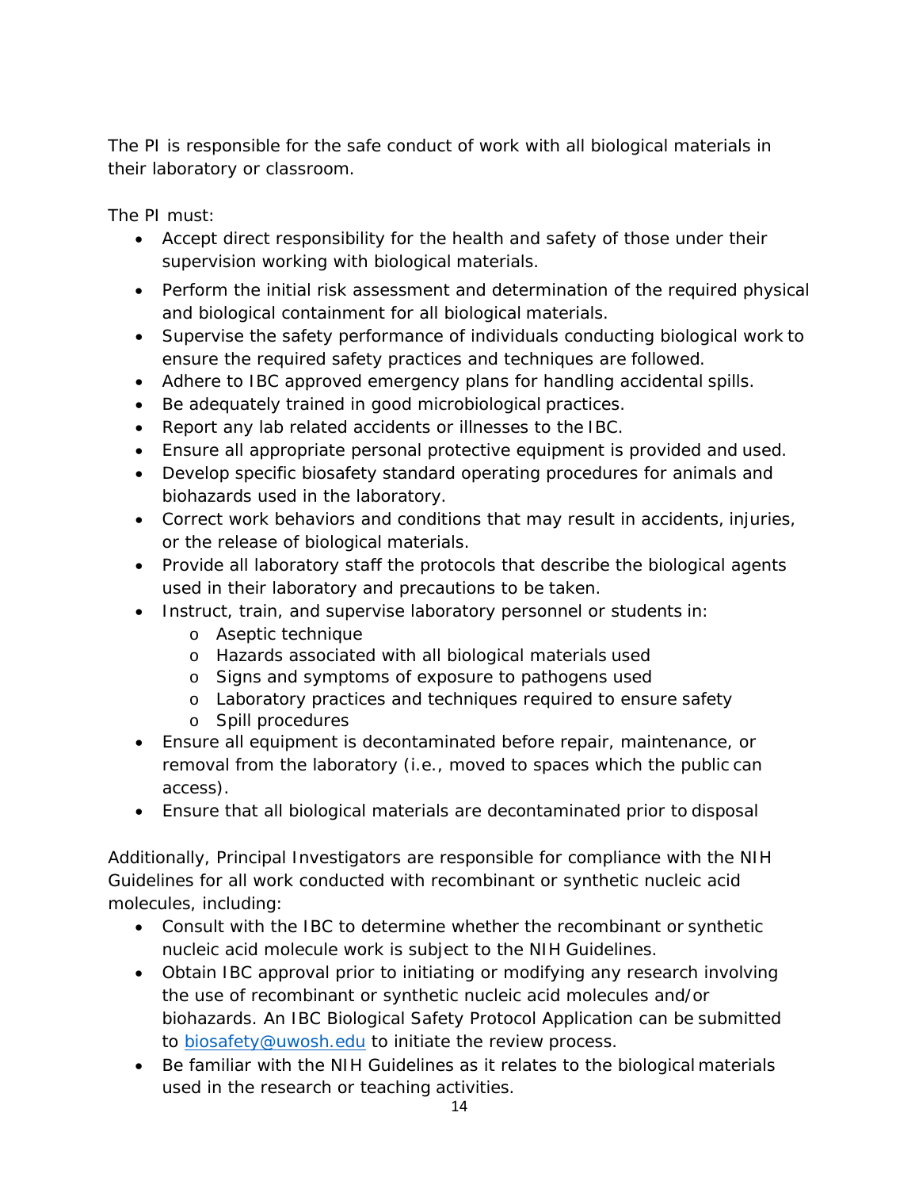The PI is responsible for the safe conduct of work with all biological materials in their laboratory or classroom.

The PI must:

- Accept direct responsibility for the health and safety of those under their supervision working with biological materials.
- Perform the initial risk assessment and determination of the required physical and biological containment for all biological materials.
- Supervise the safety performance of individuals conducting biological work to ensure the required safety practices and techniques are followed.
- Adhere to IBC approved emergency plans for handling accidental spills.
- Be adequately trained in good microbiological practices.
- Report any lab related accidents or illnesses to the IBC.
- Ensure all appropriate personal protective equipment is provided and used.
- Develop specific biosafety standard operating procedures for animals and biohazards used in the laboratory.
- Correct work behaviors and conditions that may result in accidents, injuries, or the release of biological materials.
- Provide all laboratory staff the protocols that describe the biological agents used in their laboratory and precautions to be taken.
- Instruct, train, and supervise laboratory personnel or students in:
  - Aseptic technique
  - Hazards associated with all biological materials used
  - Signs and symptoms of exposure to pathogens used
  - Laboratory practices and techniques required to ensure safety
  - Spill procedures
- Ensure all equipment is decontaminated before repair, maintenance, or removal from the laboratory (i.e., moved to spaces which the public can access).
- Ensure that all biological materials are decontaminated prior to disposal

Additionally, Principal Investigators are responsible for compliance with the NIH Guidelines for all work conducted with recombinant or synthetic nucleic acid molecules, including:

- Consult with the IBC to determine whether the recombinant or synthetic nucleic acid molecule work is subject to the NIH Guidelines.
- Obtain IBC approval prior to initiating or modifying any research involving the use of recombinant or synthetic nucleic acid molecules and/or biohazards. An IBC Biological Safety Protocol Application can be submitted to [biosafety@uwosh.edu](mailto:biosafety@uwosh.edu) to initiate the review process.
- Be familiar with the NIH Guidelines as it relates to the biological materials used in the research or teaching activities.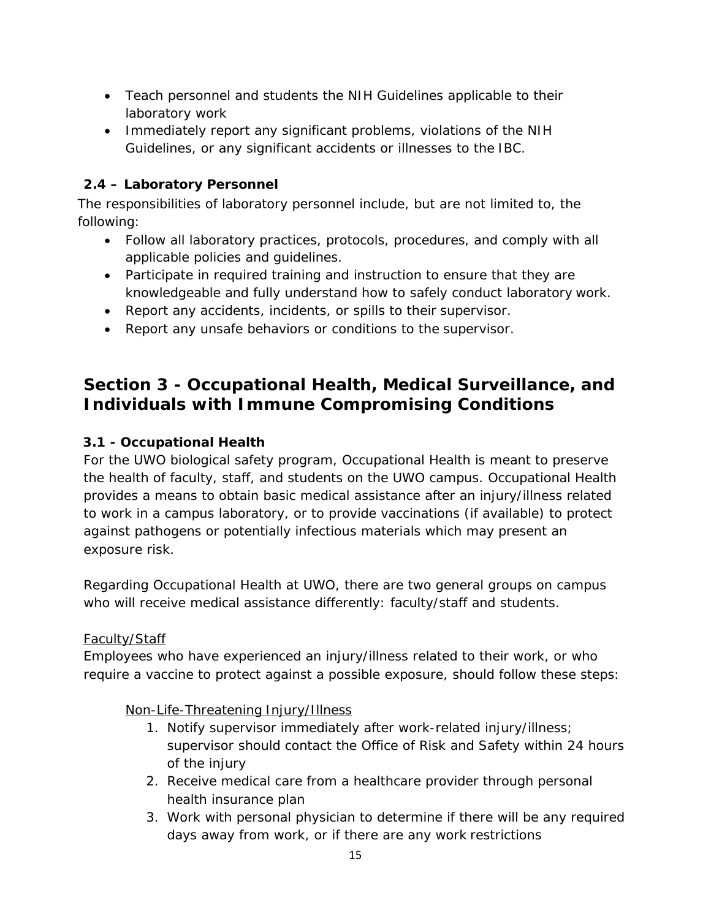- Teach personnel and students the NIH Guidelines applicable to their laboratory work
- Immediately report any significant problems, violations of the NIH Guidelines, or any significant accidents or illnesses to the IBC.

### 2.4 – Laboratory Personnel

The responsibilities of laboratory personnel include, but are not limited to, the following:

- Follow all laboratory practices, protocols, procedures, and comply with all applicable policies and guidelines.
- Participate in required training and instruction to ensure that they are knowledgeable and fully understand how to safely conduct laboratory work.
- Report any accidents, incidents, or spills to their supervisor.
- Report any unsafe behaviors or conditions to the supervisor.

## Section 3 - Occupational Health, Medical Surveillance, and Individuals with Immune Compromising Conditions

### 3.1 - Occupational Health

For the UWO biological safety program, Occupational Health is meant to preserve the health of faculty, staff, and students on the UWO campus. Occupational Health provides a means to obtain basic medical assistance after an injury/illness related to work in a campus laboratory, or to provide vaccinations (if available) to protect against pathogens or potentially infectious materials which may present an exposure risk.

Regarding Occupational Health at UWO, there are two general groups on campus who will receive medical assistance differently: faculty/staff and students.

<u>Faculty/Staff</u>

Employees who have experienced an injury/illness related to their work, or who require a vaccine to protect against a possible exposure, should follow these steps:

<u>Non-Life-Threatening Injury/Illness</u>

1. Notify supervisor immediately after work-related injury/illness; supervisor should contact the Office of Risk and Safety within 24 hours of the injury
2. Receive medical care from a healthcare provider through personal health insurance plan
3. Work with personal physician to determine if there will be any required days away from work, or if there are any work restrictions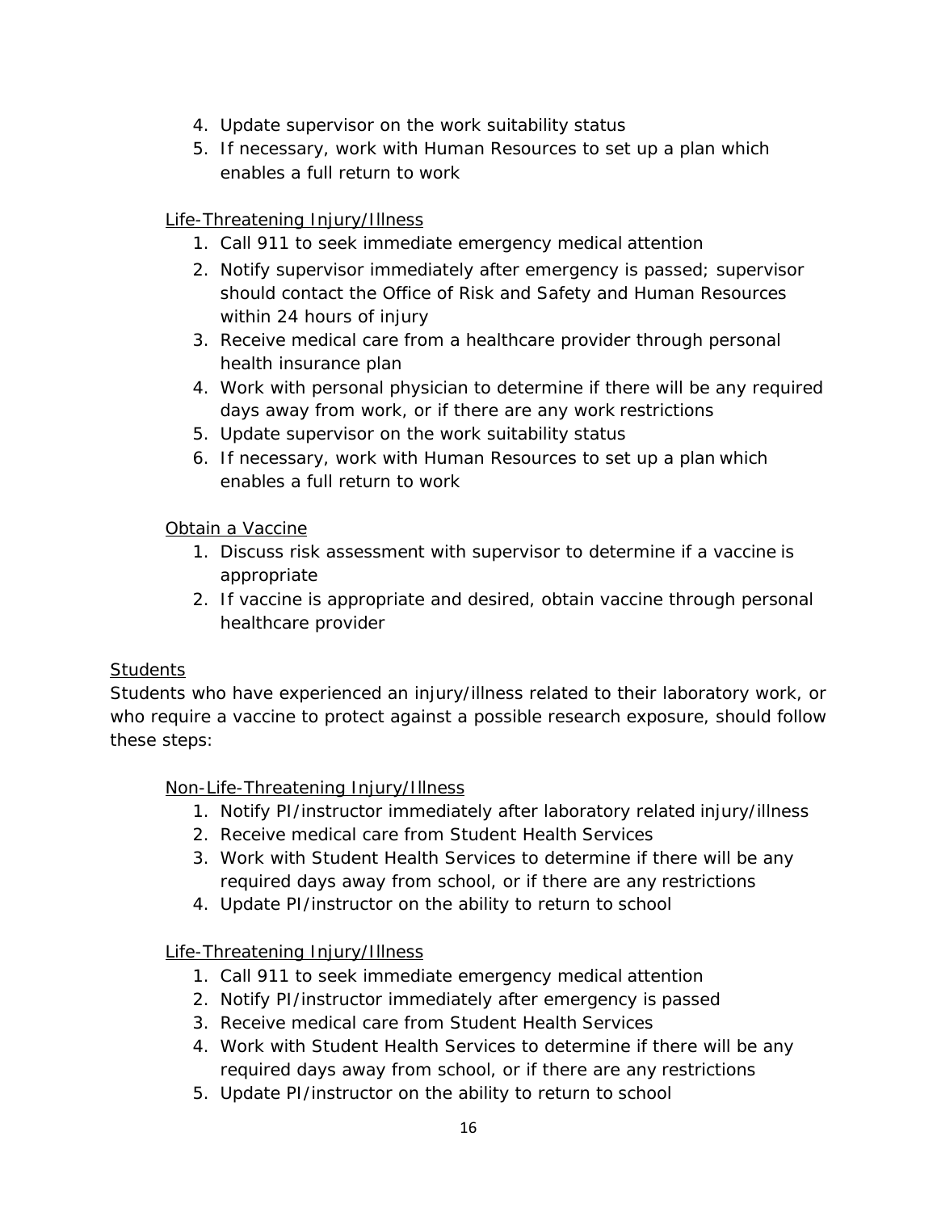4. Update supervisor on the work suitability status
5. If necessary, work with Human Resources to set up a plan which enables a full return to work

<u>Life-Threatening Injury/Illness</u>

1. Call 911 to seek immediate emergency medical attention
2. Notify supervisor immediately after emergency is passed; supervisor should contact the Office of Risk and Safety and Human Resources within 24 hours of injury
3. Receive medical care from a healthcare provider through personal health insurance plan
4. Work with personal physician to determine if there will be any required days away from work, or if there are any work restrictions
5. Update supervisor on the work suitability status
6. If necessary, work with Human Resources to set up a plan which enables a full return to work

<u>Obtain a Vaccine</u>

1. Discuss risk assessment with supervisor to determine if a vaccine is appropriate
2. If vaccine is appropriate and desired, obtain vaccine through personal healthcare provider

<u>Students</u>

Students who have experienced an injury/illness related to their laboratory work, or who require a vaccine to protect against a possible research exposure, should follow these steps:

<u>Non-Life-Threatening Injury/Illness</u>

1. Notify PI/instructor immediately after laboratory related injury/illness
2. Receive medical care from Student Health Services
3. Work with Student Health Services to determine if there will be any required days away from school, or if there are any restrictions
4. Update PI/instructor on the ability to return to school

<u>Life-Threatening Injury/Illness</u>

1. Call 911 to seek immediate emergency medical attention
2. Notify PI/instructor immediately after emergency is passed
3. Receive medical care from Student Health Services
4. Work with Student Health Services to determine if there will be any required days away from school, or if there are any restrictions
5. Update PI/instructor on the ability to return to school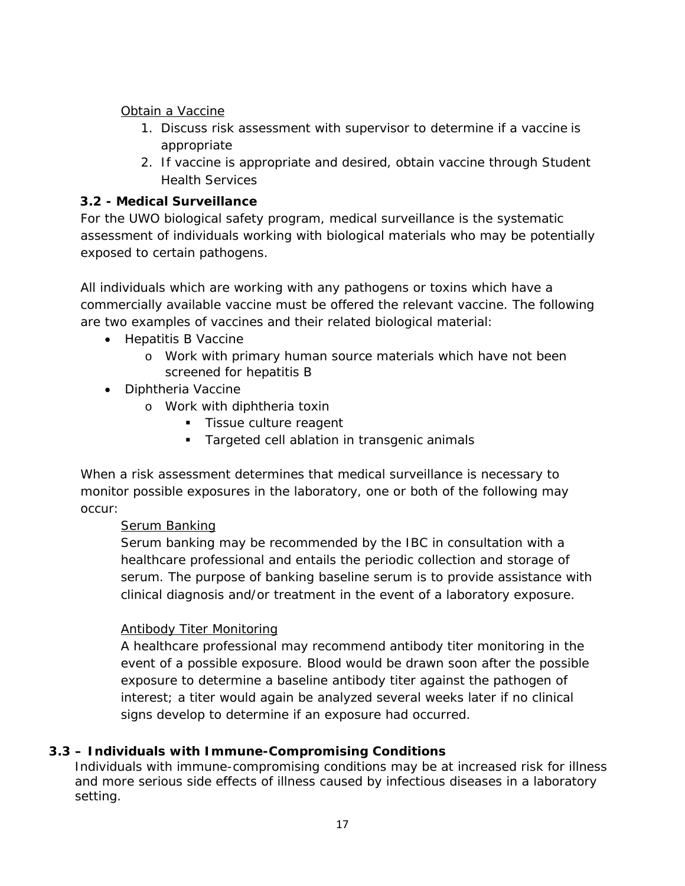Obtain a Vaccine

1. Discuss risk assessment with supervisor to determine if a vaccine is appropriate
2. If vaccine is appropriate and desired, obtain vaccine through Student Health Services

### 3.2 - Medical Surveillance

For the UWO biological safety program, medical surveillance is the systematic assessment of individuals working with biological materials who may be potentially exposed to certain pathogens.

All individuals which are working with any pathogens or toxins which have a commercially available vaccine must be offered the relevant vaccine. The following are two examples of vaccines and their related biological material:

- Hepatitis B Vaccine
    - Work with primary human source materials which have not been screened for hepatitis B
- Diphtheria Vaccine
    - Work with diphtheria toxin
        - Tissue culture reagent
        - Targeted cell ablation in transgenic animals

When a risk assessment determines that medical surveillance is necessary to monitor possible exposures in the laboratory, one or both of the following may occur:

Serum Banking

Serum banking may be recommended by the IBC in consultation with a healthcare professional and entails the periodic collection and storage of serum. The purpose of banking baseline serum is to provide assistance with clinical diagnosis and/or treatment in the event of a laboratory exposure.

Antibody Titer Monitoring

A healthcare professional may recommend antibody titer monitoring in the event of a possible exposure. Blood would be drawn soon after the possible exposure to determine a baseline antibody titer against the pathogen of interest; a titer would again be analyzed several weeks later if no clinical signs develop to determine if an exposure had occurred.

### 3.3 – Individuals with Immune-Compromising Conditions

Individuals with immune-compromising conditions may be at increased risk for illness and more serious side effects of illness caused by infectious diseases in a laboratory setting.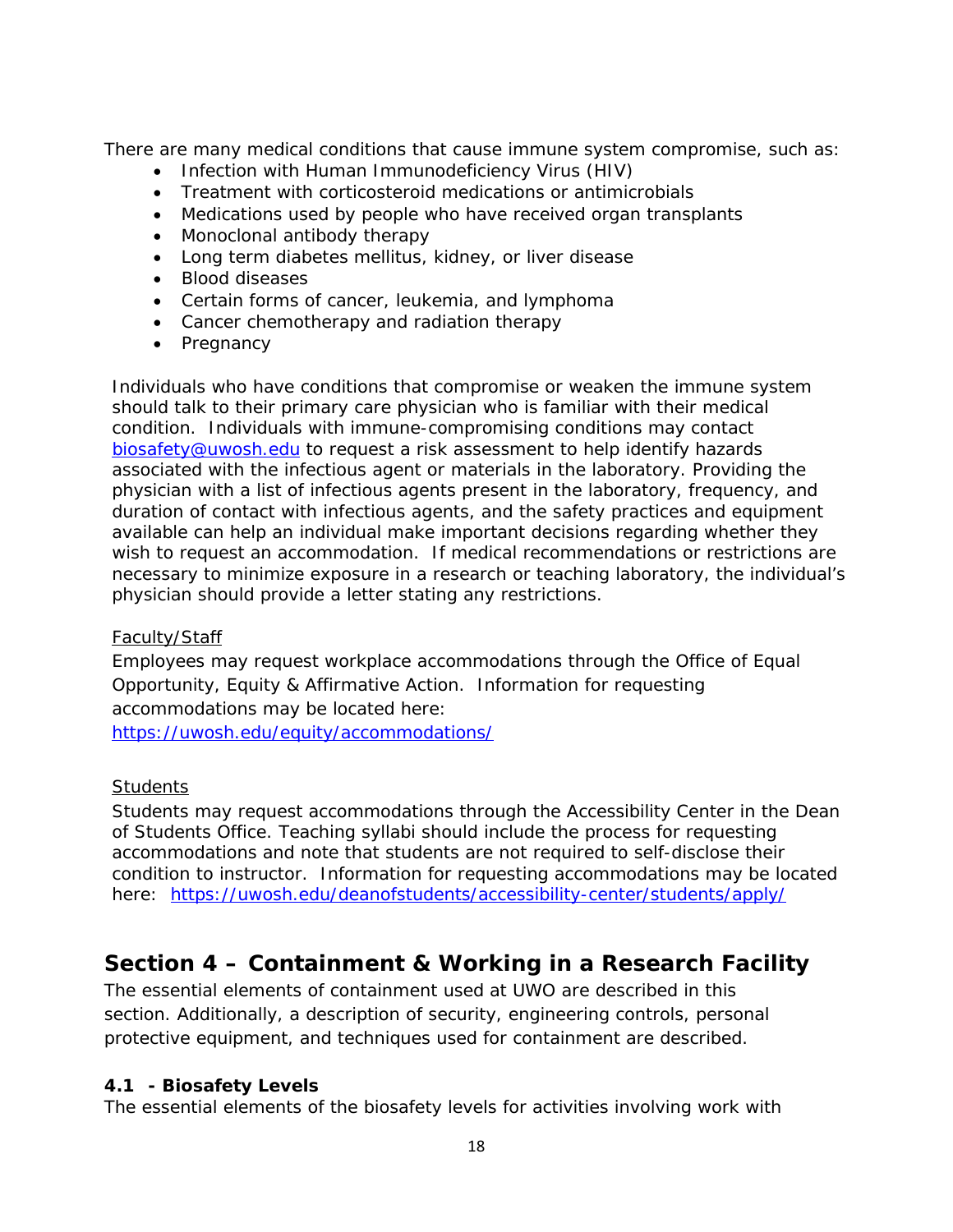There are many medical conditions that cause immune system compromise, such as:

- Infection with Human Immunodeficiency Virus (HIV)
- Treatment with corticosteroid medications or antimicrobials
- Medications used by people who have received organ transplants
- Monoclonal antibody therapy
- Long term diabetes mellitus, kidney, or liver disease
- Blood diseases
- Certain forms of cancer, leukemia, and lymphoma
- Cancer chemotherapy and radiation therapy
- Pregnancy

Individuals who have conditions that compromise or weaken the immune system should talk to their primary care physician who is familiar with their medical condition. Individuals with immune-compromising conditions may contact biosafety@uwosh.edu to request a risk assessment to help identify hazards associated with the infectious agent or materials in the laboratory. Providing the physician with a list of infectious agents present in the laboratory, frequency, and duration of contact with infectious agents, and the safety practices and equipment available can help an individual make important decisions regarding whether they wish to request an accommodation. If medical recommendations or restrictions are necessary to minimize exposure in a research or teaching laboratory, the individual's physician should provide a letter stating any restrictions.

Faculty/Staff

Employees may request workplace accommodations through the Office of Equal Opportunity, Equity & Affirmative Action. Information for requesting accommodations may be located here: https://uwosh.edu/equity/accommodations/

Students

Students may request accommodations through the Accessibility Center in the Dean of Students Office. Teaching syllabi should include the process for requesting accommodations and note that students are not required to self-disclose their condition to instructor. Information for requesting accommodations may be located here: https://uwosh.edu/deanofstudents/accessibility-center/students/apply/

## Section 4 – Containment & Working in a Research Facility

The essential elements of containment used at UWO are described in this section. Additionally, a description of security, engineering controls, personal protective equipment, and techniques used for containment are described.

### 4.1 - Biosafety Levels

The essential elements of the biosafety levels for activities involving work with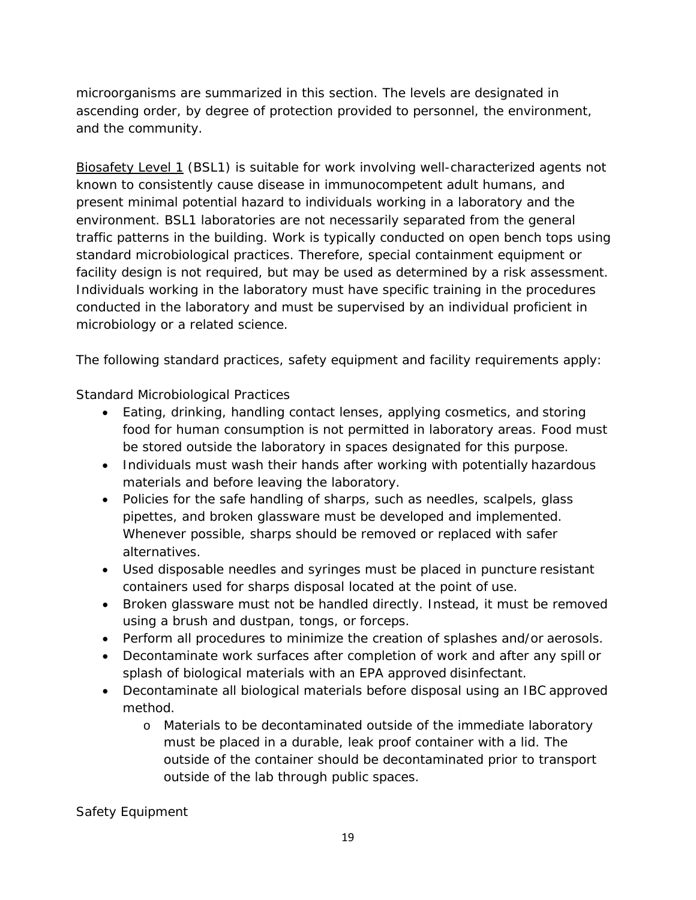microorganisms are summarized in this section. The levels are designated in ascending order, by degree of protection provided to personnel, the environment, and the community.

Biosafety Level 1 (BSL1) is suitable for work involving well-characterized agents not known to consistently cause disease in immunocompetent adult humans, and present minimal potential hazard to individuals working in a laboratory and the environment. BSL1 laboratories are not necessarily separated from the general traffic patterns in the building. Work is typically conducted on open bench tops using standard microbiological practices. Therefore, special containment equipment or facility design is not required, but may be used as determined by a risk assessment. Individuals working in the laboratory must have specific training in the procedures conducted in the laboratory and must be supervised by an individual proficient in microbiology or a related science.

The following standard practices, safety equipment and facility requirements apply:

Standard Microbiological Practices

- Eating, drinking, handling contact lenses, applying cosmetics, and storing food for human consumption is not permitted in laboratory areas. Food must be stored outside the laboratory in spaces designated for this purpose.
- Individuals must wash their hands after working with potentially hazardous materials and before leaving the laboratory.
- Policies for the safe handling of sharps, such as needles, scalpels, glass pipettes, and broken glassware must be developed and implemented. Whenever possible, sharps should be removed or replaced with safer alternatives.
- Used disposable needles and syringes must be placed in puncture resistant containers used for sharps disposal located at the point of use.
- Broken glassware must not be handled directly. Instead, it must be removed using a brush and dustpan, tongs, or forceps.
- Perform all procedures to minimize the creation of splashes and/or aerosols.
- Decontaminate work surfaces after completion of work and after any spill or splash of biological materials with an EPA approved disinfectant.
- Decontaminate all biological materials before disposal using an IBC approved method.
    - Materials to be decontaminated outside of the immediate laboratory must be placed in a durable, leak proof container with a lid. The outside of the container should be decontaminated prior to transport outside of the lab through public spaces.

Safety Equipment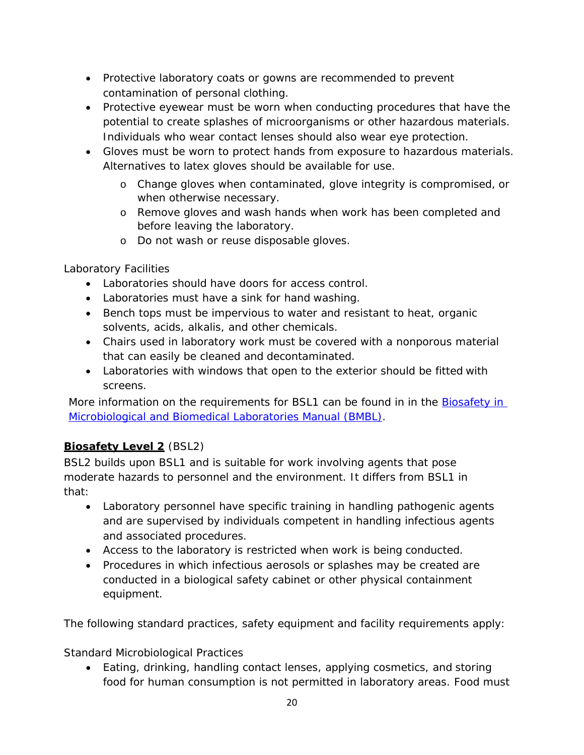- Protective laboratory coats or gowns are recommended to prevent contamination of personal clothing.
- Protective eyewear must be worn when conducting procedures that have the potential to create splashes of microorganisms or other hazardous materials. Individuals who wear contact lenses should also wear eye protection.
- Gloves must be worn to protect hands from exposure to hazardous materials. Alternatives to latex gloves should be available for use.
    - Change gloves when contaminated, glove integrity is compromised, or when otherwise necessary.
    - Remove gloves and wash hands when work has been completed and before leaving the laboratory.
    - Do not wash or reuse disposable gloves.

Laboratory Facilities

- Laboratories should have doors for access control.
- Laboratories must have a sink for hand washing.
- Bench tops must be impervious to water and resistant to heat, organic solvents, acids, alkalis, and other chemicals.
- Chairs used in laboratory work must be covered with a nonporous material that can easily be cleaned and decontaminated.
- Laboratories with windows that open to the exterior should be fitted with screens.

More information on the requirements for BSL1 can be found in in the [Biosafety in Microbiological and Biomedical Laboratories Manual (BMBL)](#).

**<u>Biosafety Level 2</u>** (BSL2)

BSL2 builds upon BSL1 and is suitable for work involving agents that pose moderate hazards to personnel and the environment. It differs from BSL1 in that:

- Laboratory personnel have specific training in handling pathogenic agents and are supervised by individuals competent in handling infectious agents and associated procedures.
- Access to the laboratory is restricted when work is being conducted.
- Procedures in which infectious aerosols or splashes may be created are conducted in a biological safety cabinet or other physical containment equipment.

The following standard practices, safety equipment and facility requirements apply:

Standard Microbiological Practices

- Eating, drinking, handling contact lenses, applying cosmetics, and storing food for human consumption is not permitted in laboratory areas. Food must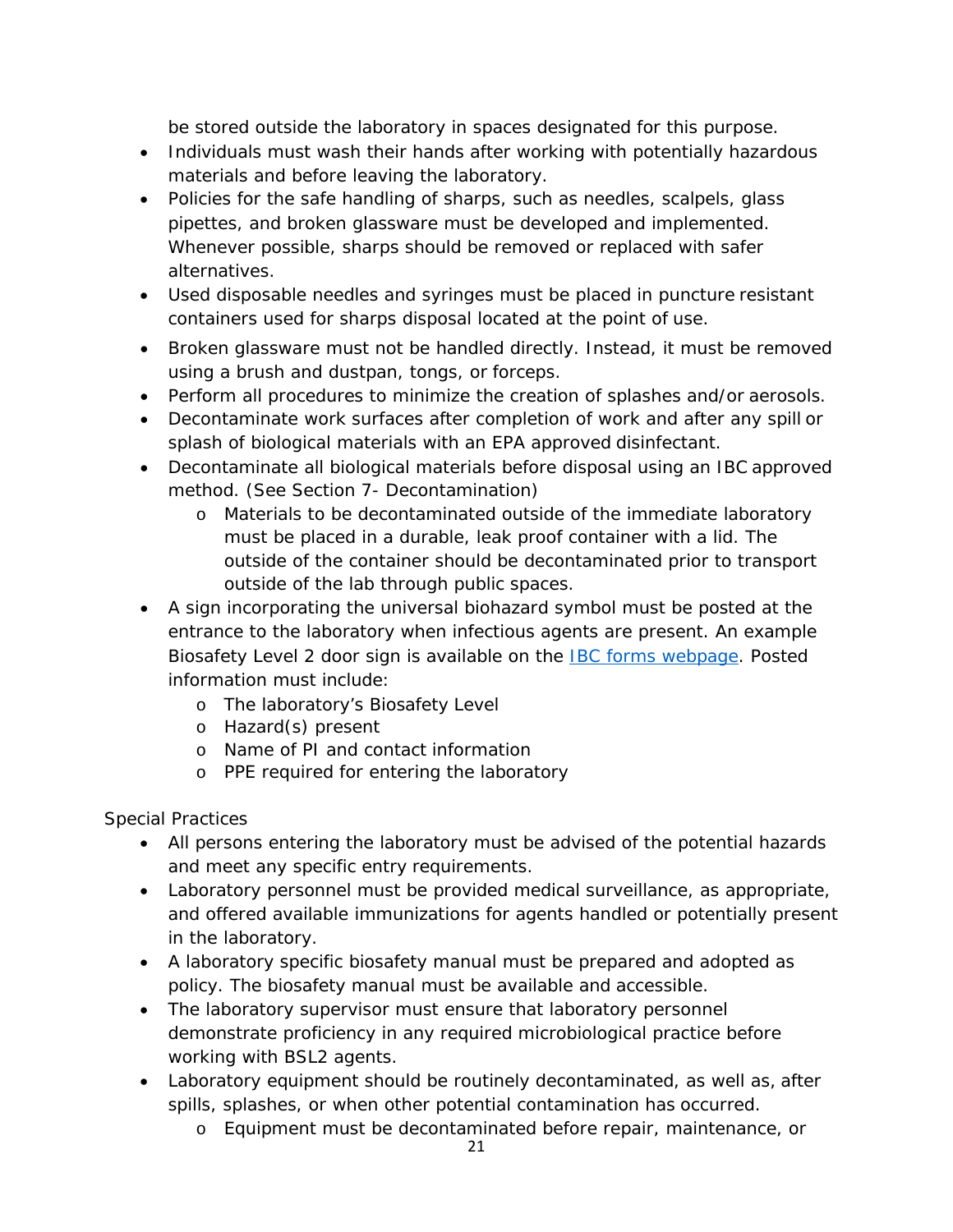be stored outside the laboratory in spaces designated for this purpose.

- Individuals must wash their hands after working with potentially hazardous materials and before leaving the laboratory.
- Policies for the safe handling of sharps, such as needles, scalpels, glass pipettes, and broken glassware must be developed and implemented. Whenever possible, sharps should be removed or replaced with safer alternatives.
- Used disposable needles and syringes must be placed in puncture resistant containers used for sharps disposal located at the point of use.
- Broken glassware must not be handled directly. Instead, it must be removed using a brush and dustpan, tongs, or forceps.
- Perform all procedures to minimize the creation of splashes and/or aerosols.
- Decontaminate work surfaces after completion of work and after any spill or splash of biological materials with an EPA approved disinfectant.
- Decontaminate all biological materials before disposal using an IBC approved method. (See Section 7- Decontamination)
    - Materials to be decontaminated outside of the immediate laboratory must be placed in a durable, leak proof container with a lid. The outside of the container should be decontaminated prior to transport outside of the lab through public spaces.
- A sign incorporating the universal biohazard symbol must be posted at the entrance to the laboratory when infectious agents are present. An example Biosafety Level 2 door sign is available on the [IBC forms webpage](). Posted information must include:
    - The laboratory's Biosafety Level
    - Hazard(s) present
    - Name of PI and contact information
    - PPE required for entering the laboratory

Special Practices

- All persons entering the laboratory must be advised of the potential hazards and meet any specific entry requirements.
- Laboratory personnel must be provided medical surveillance, as appropriate, and offered available immunizations for agents handled or potentially present in the laboratory.
- A laboratory specific biosafety manual must be prepared and adopted as policy. The biosafety manual must be available and accessible.
- The laboratory supervisor must ensure that laboratory personnel demonstrate proficiency in any required microbiological practice before working with BSL2 agents.
- Laboratory equipment should be routinely decontaminated, as well as, after spills, splashes, or when other potential contamination has occurred.
    - Equipment must be decontaminated before repair, maintenance, or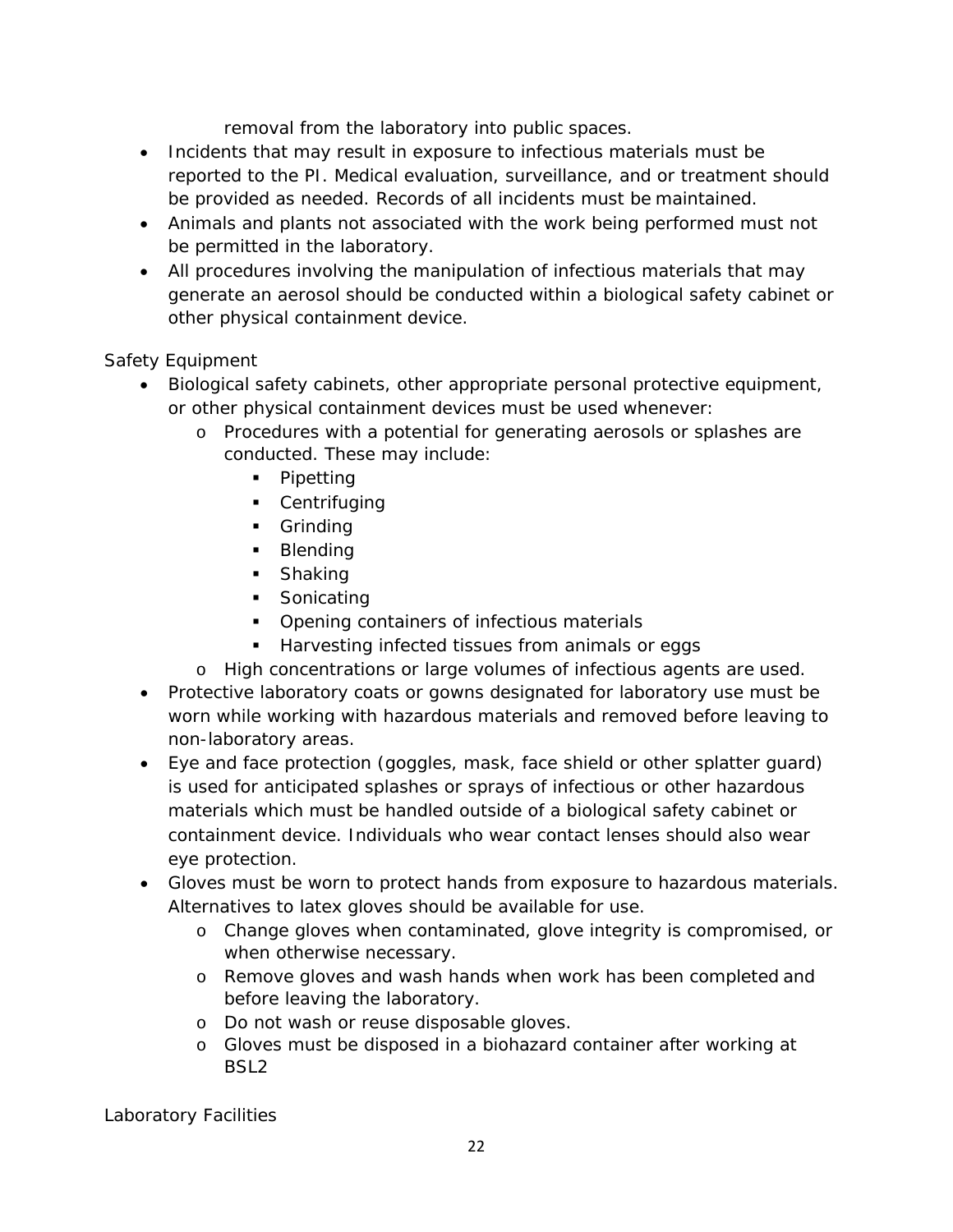removal from the laboratory into public spaces.

- Incidents that may result in exposure to infectious materials must be reported to the PI. Medical evaluation, surveillance, and or treatment should be provided as needed. Records of all incidents must be maintained.
- Animals and plants not associated with the work being performed must not be permitted in the laboratory.
- All procedures involving the manipulation of infectious materials that may generate an aerosol should be conducted within a biological safety cabinet or other physical containment device.

Safety Equipment

- Biological safety cabinets, other appropriate personal protective equipment, or other physical containment devices must be used whenever:
  - Procedures with a potential for generating aerosols or splashes are conducted. These may include:
    - Pipetting
    - Centrifuging
    - Grinding
    - Blending
    - Shaking
    - Sonicating
    - Opening containers of infectious materials
    - Harvesting infected tissues from animals or eggs
  - High concentrations or large volumes of infectious agents are used.
- Protective laboratory coats or gowns designated for laboratory use must be worn while working with hazardous materials and removed before leaving to non-laboratory areas.
- Eye and face protection (goggles, mask, face shield or other splatter guard) is used for anticipated splashes or sprays of infectious or other hazardous materials which must be handled outside of a biological safety cabinet or containment device. Individuals who wear contact lenses should also wear eye protection.
- Gloves must be worn to protect hands from exposure to hazardous materials. Alternatives to latex gloves should be available for use.
  - Change gloves when contaminated, glove integrity is compromised, or when otherwise necessary.
  - Remove gloves and wash hands when work has been completed and before leaving the laboratory.
  - Do not wash or reuse disposable gloves.
  - Gloves must be disposed in a biohazard container after working at BSL2

Laboratory Facilities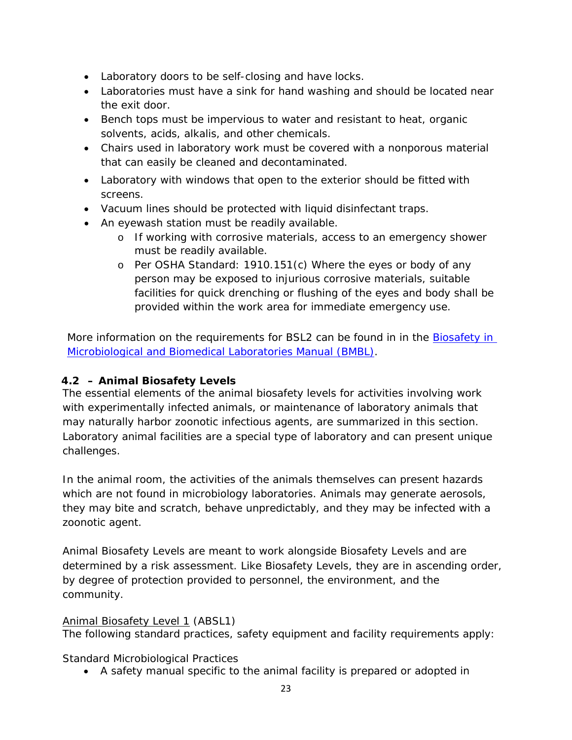- Laboratory doors to be self-closing and have locks.
- Laboratories must have a sink for hand washing and should be located near the exit door.
- Bench tops must be impervious to water and resistant to heat, organic solvents, acids, alkalis, and other chemicals.
- Chairs used in laboratory work must be covered with a nonporous material that can easily be cleaned and decontaminated.
- Laboratory with windows that open to the exterior should be fitted with screens.
- Vacuum lines should be protected with liquid disinfectant traps.
- An eyewash station must be readily available.
    - If working with corrosive materials, access to an emergency shower must be readily available.
    - Per OSHA Standard: 1910.151(c) Where the eyes or body of any person may be exposed to injurious corrosive materials, suitable facilities for quick drenching or flushing of the eyes and body shall be provided within the work area for immediate emergency use.

More information on the requirements for BSL2 can be found in in the [Biosafety in Microbiological and Biomedical Laboratories Manual (BMBL)]().

### 4.2 – Animal Biosafety Levels

The essential elements of the animal biosafety levels for activities involving work with experimentally infected animals, or maintenance of laboratory animals that may naturally harbor zoonotic infectious agents, are summarized in this section. Laboratory animal facilities are a special type of laboratory and can present unique challenges.

In the animal room, the activities of the animals themselves can present hazards which are not found in microbiology laboratories. Animals may generate aerosols, they may bite and scratch, behave unpredictably, and they may be infected with a zoonotic agent.

Animal Biosafety Levels are meant to work alongside Biosafety Levels and are determined by a risk assessment. Like Biosafety Levels, they are in ascending order, by degree of protection provided to personnel, the environment, and the community.

Animal Biosafety Level 1 (ABSL1)
The following standard practices, safety equipment and facility requirements apply:

Standard Microbiological Practices

- A safety manual specific to the animal facility is prepared or adopted in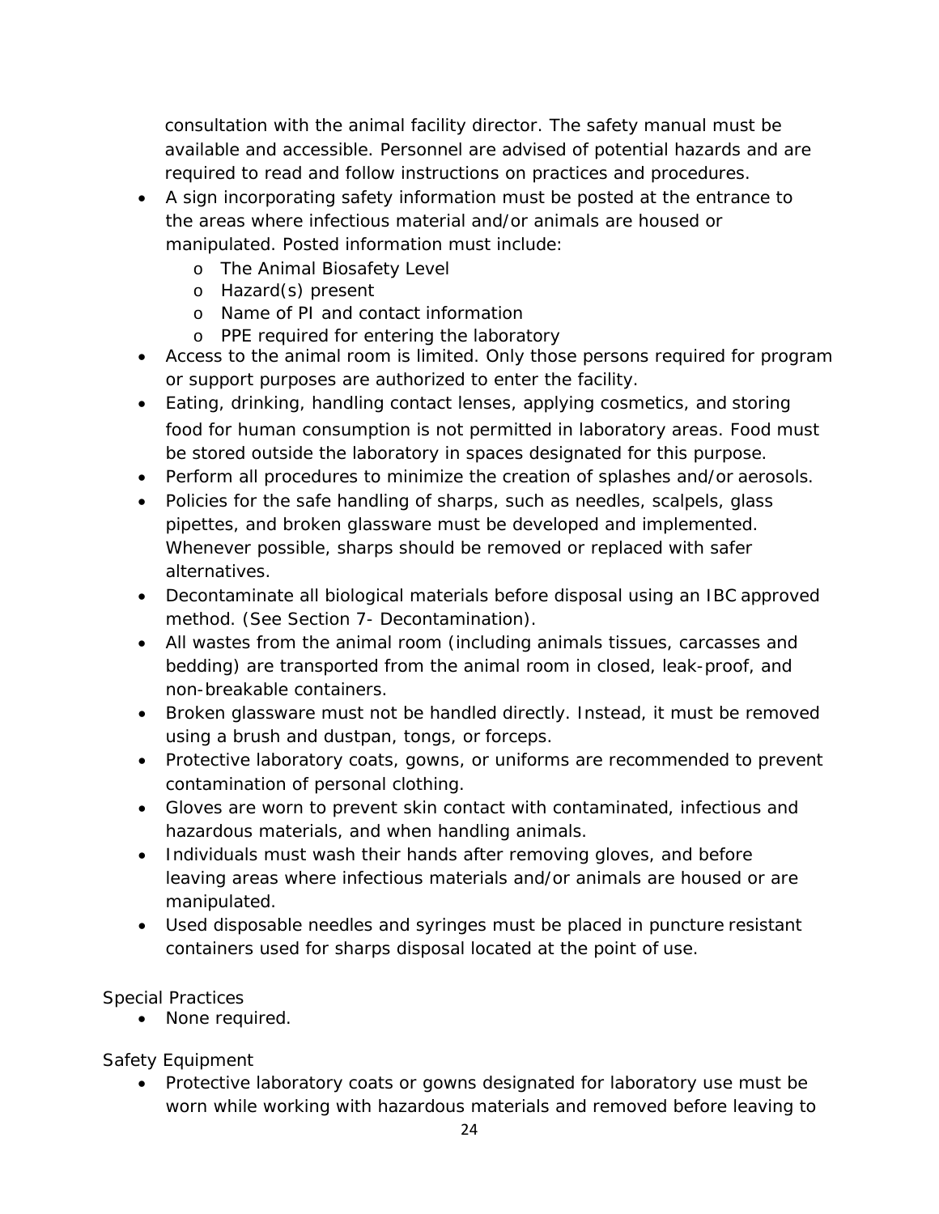consultation with the animal facility director. The safety manual must be available and accessible. Personnel are advised of potential hazards and are required to read and follow instructions on practices and procedures.

- A sign incorporating safety information must be posted at the entrance to the areas where infectious material and/or animals are housed or manipulated. Posted information must include:
  - The Animal Biosafety Level
  - Hazard(s) present
  - Name of PI and contact information
  - PPE required for entering the laboratory
- Access to the animal room is limited. Only those persons required for program or support purposes are authorized to enter the facility.
- Eating, drinking, handling contact lenses, applying cosmetics, and storing food for human consumption is not permitted in laboratory areas. Food must be stored outside the laboratory in spaces designated for this purpose.
- Perform all procedures to minimize the creation of splashes and/or aerosols.
- Policies for the safe handling of sharps, such as needles, scalpels, glass pipettes, and broken glassware must be developed and implemented. Whenever possible, sharps should be removed or replaced with safer alternatives.
- Decontaminate all biological materials before disposal using an IBC approved method. (See Section 7- Decontamination).
- All wastes from the animal room (including animals tissues, carcasses and bedding) are transported from the animal room in closed, leak-proof, and non-breakable containers.
- Broken glassware must not be handled directly. Instead, it must be removed using a brush and dustpan, tongs, or forceps.
- Protective laboratory coats, gowns, or uniforms are recommended to prevent contamination of personal clothing.
- Gloves are worn to prevent skin contact with contaminated, infectious and hazardous materials, and when handling animals.
- Individuals must wash their hands after removing gloves, and before leaving areas where infectious materials and/or animals are housed or are manipulated.
- Used disposable needles and syringes must be placed in puncture resistant containers used for sharps disposal located at the point of use.

Special Practices

- None required.

Safety Equipment

- Protective laboratory coats or gowns designated for laboratory use must be worn while working with hazardous materials and removed before leaving to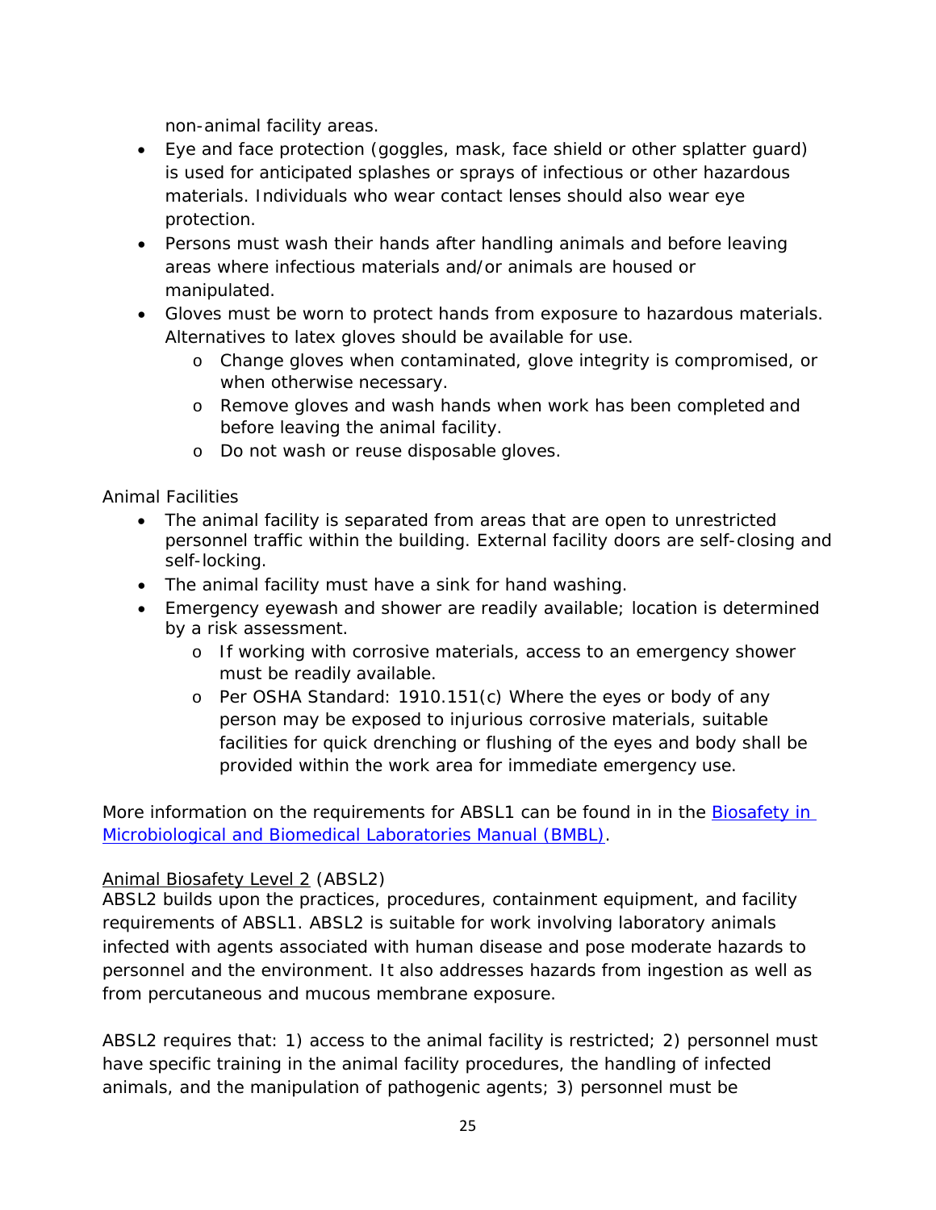non-animal facility areas.

- Eye and face protection (goggles, mask, face shield or other splatter guard) is used for anticipated splashes or sprays of infectious or other hazardous materials. Individuals who wear contact lenses should also wear eye protection.
- Persons must wash their hands after handling animals and before leaving areas where infectious materials and/or animals are housed or manipulated.
- Gloves must be worn to protect hands from exposure to hazardous materials. Alternatives to latex gloves should be available for use.
    - Change gloves when contaminated, glove integrity is compromised, or when otherwise necessary.
    - Remove gloves and wash hands when work has been completed and before leaving the animal facility.
    - Do not wash or reuse disposable gloves.

Animal Facilities

- The animal facility is separated from areas that are open to unrestricted personnel traffic within the building. External facility doors are self-closing and self-locking.
- The animal facility must have a sink for hand washing.
- Emergency eyewash and shower are readily available; location is determined by a risk assessment.
    - If working with corrosive materials, access to an emergency shower must be readily available.
    - Per OSHA Standard: 1910.151(c) Where the eyes or body of any person may be exposed to injurious corrosive materials, suitable facilities for quick drenching or flushing of the eyes and body shall be provided within the work area for immediate emergency use.

More information on the requirements for ABSL1 can be found in in the [Biosafety in Microbiological and Biomedical Laboratories Manual (BMBL)](#).

<u>Animal Biosafety Level 2</u> (ABSL2)

ABSL2 builds upon the practices, procedures, containment equipment, and facility requirements of ABSL1. ABSL2 is suitable for work involving laboratory animals infected with agents associated with human disease and pose moderate hazards to personnel and the environment. It also addresses hazards from ingestion as well as from percutaneous and mucous membrane exposure.

ABSL2 requires that: 1) access to the animal facility is restricted; 2) personnel must have specific training in the animal facility procedures, the handling of infected animals, and the manipulation of pathogenic agents; 3) personnel must be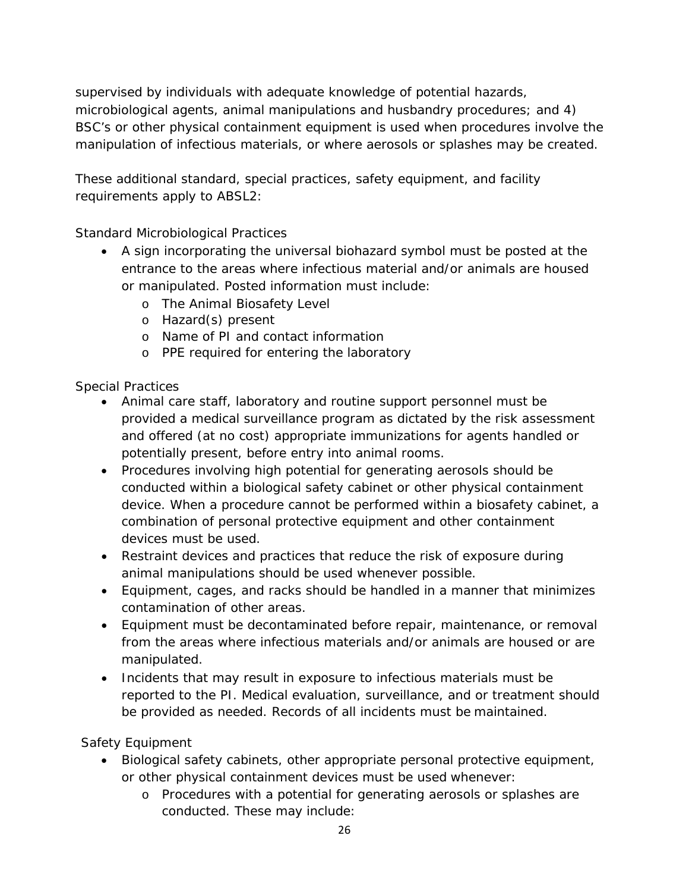supervised by individuals with adequate knowledge of potential hazards, microbiological agents, animal manipulations and husbandry procedures; and 4) BSC's or other physical containment equipment is used when procedures involve the manipulation of infectious materials, or where aerosols or splashes may be created.

These additional standard, special practices, safety equipment, and facility requirements apply to ABSL2:

Standard Microbiological Practices

- A sign incorporating the universal biohazard symbol must be posted at the entrance to the areas where infectious material and/or animals are housed or manipulated. Posted information must include:
  - The Animal Biosafety Level
  - Hazard(s) present
  - Name of PI and contact information
  - PPE required for entering the laboratory

Special Practices

- Animal care staff, laboratory and routine support personnel must be provided a medical surveillance program as dictated by the risk assessment and offered (at no cost) appropriate immunizations for agents handled or potentially present, before entry into animal rooms.
- Procedures involving high potential for generating aerosols should be conducted within a biological safety cabinet or other physical containment device. When a procedure cannot be performed within a biosafety cabinet, a combination of personal protective equipment and other containment devices must be used.
- Restraint devices and practices that reduce the risk of exposure during animal manipulations should be used whenever possible.
- Equipment, cages, and racks should be handled in a manner that minimizes contamination of other areas.
- Equipment must be decontaminated before repair, maintenance, or removal from the areas where infectious materials and/or animals are housed or are manipulated.
- Incidents that may result in exposure to infectious materials must be reported to the PI. Medical evaluation, surveillance, and or treatment should be provided as needed. Records of all incidents must be maintained.

Safety Equipment

- Biological safety cabinets, other appropriate personal protective equipment, or other physical containment devices must be used whenever:
  - Procedures with a potential for generating aerosols or splashes are conducted. These may include: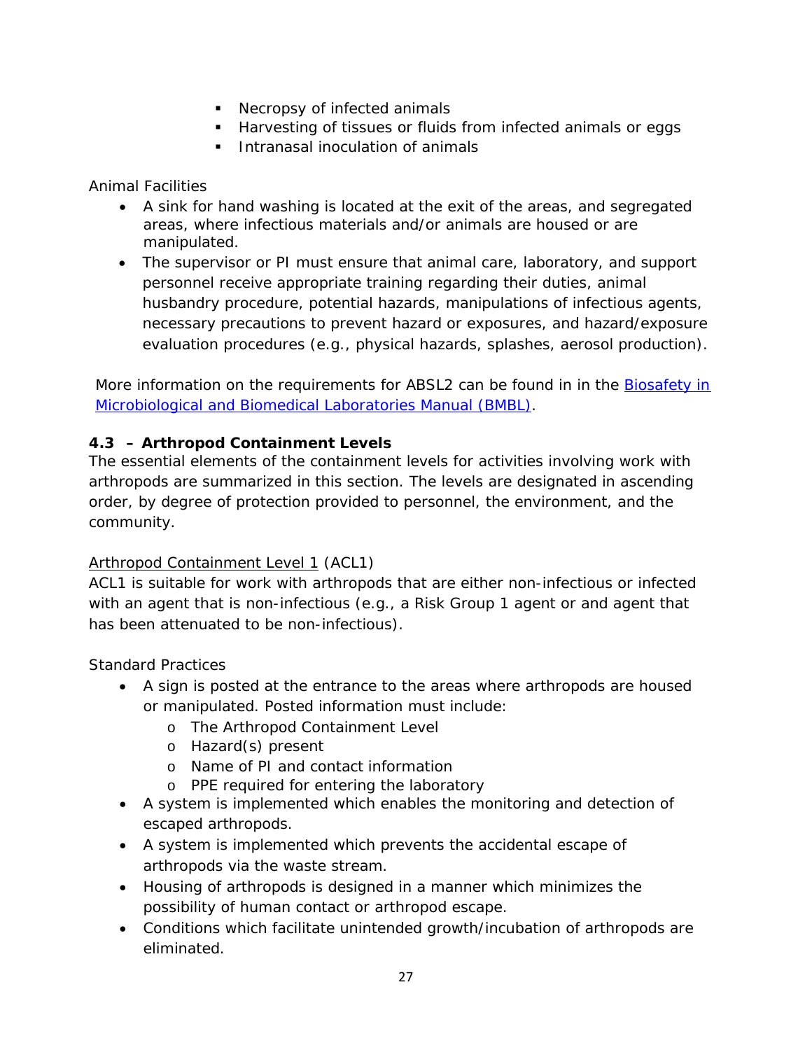- Necropsy of infected animals
- Harvesting of tissues or fluids from infected animals or eggs
- Intranasal inoculation of animals

Animal Facilities

- A sink for hand washing is located at the exit of the areas, and segregated areas, where infectious materials and/or animals are housed or are manipulated.
- The supervisor or PI must ensure that animal care, laboratory, and support personnel receive appropriate training regarding their duties, animal husbandry procedure, potential hazards, manipulations of infectious agents, necessary precautions to prevent hazard or exposures, and hazard/exposure evaluation procedures (e.g., physical hazards, splashes, aerosol production).

More information on the requirements for ABSL2 can be found in in the [Biosafety in Microbiological and Biomedical Laboratories Manual (BMBL)](#).

### 4.3 – Arthropod Containment Levels

The essential elements of the containment levels for activities involving work with arthropods are summarized in this section. The levels are designated in ascending order, by degree of protection provided to personnel, the environment, and the community.

Arthropod Containment Level 1 (ACL1)

ACL1 is suitable for work with arthropods that are either non-infectious or infected with an agent that is non-infectious (e.g., a Risk Group 1 agent or and agent that has been attenuated to be non-infectious).

Standard Practices

- A sign is posted at the entrance to the areas where arthropods are housed or manipulated. Posted information must include:
  - The Arthropod Containment Level
  - Hazard(s) present
  - Name of PI and contact information
  - PPE required for entering the laboratory
- A system is implemented which enables the monitoring and detection of escaped arthropods.
- A system is implemented which prevents the accidental escape of arthropods via the waste stream.
- Housing of arthropods is designed in a manner which minimizes the possibility of human contact or arthropod escape.
- Conditions which facilitate unintended growth/incubation of arthropods are eliminated.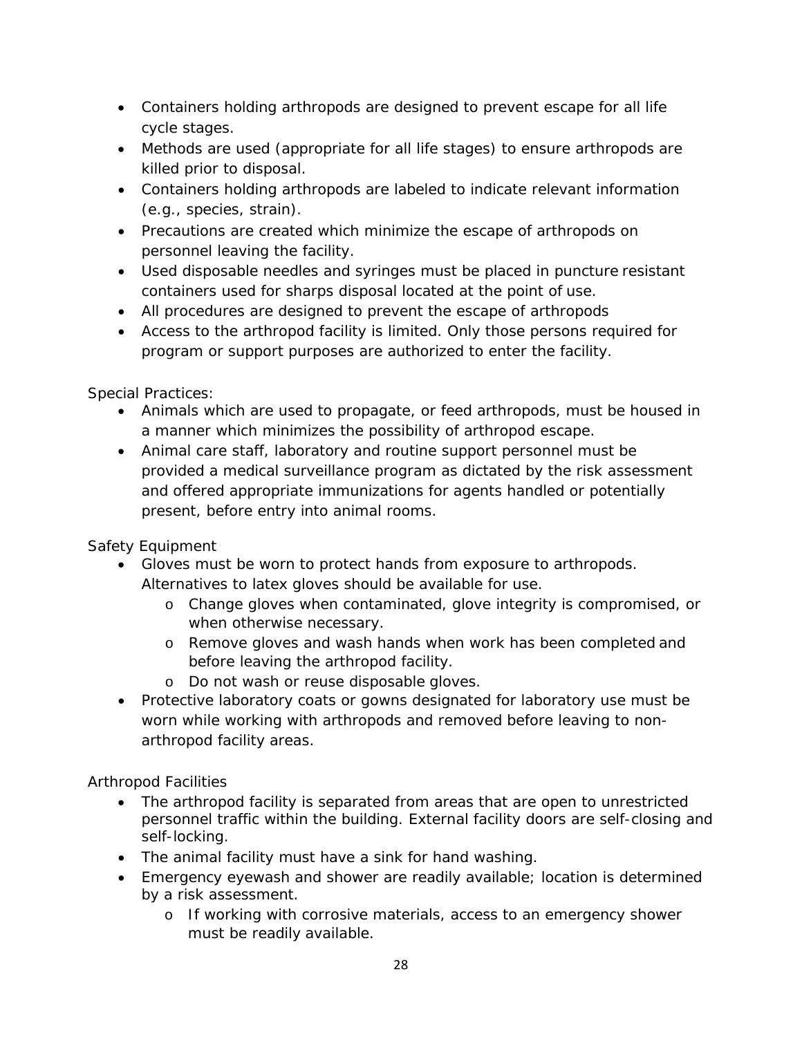- Containers holding arthropods are designed to prevent escape for all life cycle stages.
- Methods are used (appropriate for all life stages) to ensure arthropods are killed prior to disposal.
- Containers holding arthropods are labeled to indicate relevant information (e.g., species, strain).
- Precautions are created which minimize the escape of arthropods on personnel leaving the facility.
- Used disposable needles and syringes must be placed in puncture resistant containers used for sharps disposal located at the point of use.
- All procedures are designed to prevent the escape of arthropods
- Access to the arthropod facility is limited. Only those persons required for program or support purposes are authorized to enter the facility.

Special Practices:

- Animals which are used to propagate, or feed arthropods, must be housed in a manner which minimizes the possibility of arthropod escape.
- Animal care staff, laboratory and routine support personnel must be provided a medical surveillance program as dictated by the risk assessment and offered appropriate immunizations for agents handled or potentially present, before entry into animal rooms.

Safety Equipment

- Gloves must be worn to protect hands from exposure to arthropods. Alternatives to latex gloves should be available for use.
  - Change gloves when contaminated, glove integrity is compromised, or when otherwise necessary.
  - Remove gloves and wash hands when work has been completed and before leaving the arthropod facility.
  - Do not wash or reuse disposable gloves.
- Protective laboratory coats or gowns designated for laboratory use must be worn while working with arthropods and removed before leaving to non-arthropod facility areas.

Arthropod Facilities

- The arthropod facility is separated from areas that are open to unrestricted personnel traffic within the building. External facility doors are self-closing and self-locking.
- The animal facility must have a sink for hand washing.
- Emergency eyewash and shower are readily available; location is determined by a risk assessment.
  - If working with corrosive materials, access to an emergency shower must be readily available.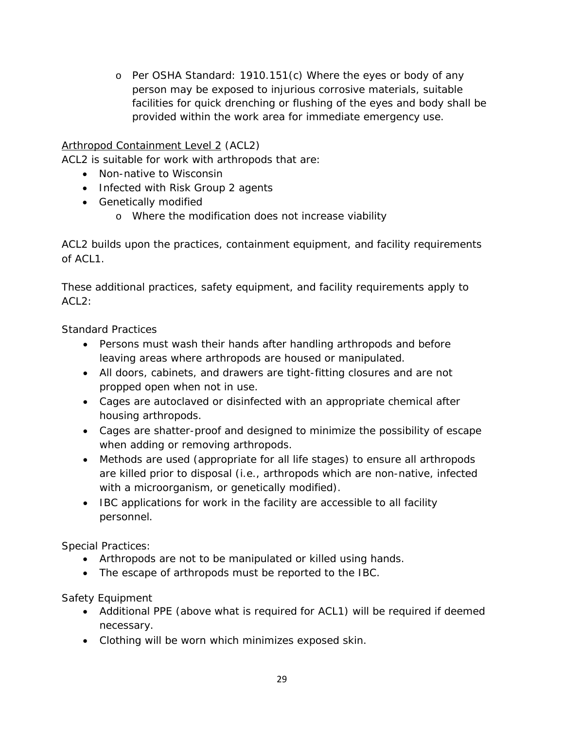- Per OSHA Standard: 1910.151(c) Where the eyes or body of any person may be exposed to injurious corrosive materials, suitable facilities for quick drenching or flushing of the eyes and body shall be provided within the work area for immediate emergency use.

<u>Arthropod Containment Level 2</u> (ACL2)

ACL2 is suitable for work with arthropods that are:

- Non-native to Wisconsin
- Infected with Risk Group 2 agents
- Genetically modified
  - Where the modification does not increase viability

ACL2 builds upon the practices, containment equipment, and facility requirements of ACL1.

These additional practices, safety equipment, and facility requirements apply to ACL2:

Standard Practices

- Persons must wash their hands after handling arthropods and before leaving areas where arthropods are housed or manipulated.
- All doors, cabinets, and drawers are tight-fitting closures and are not propped open when not in use.
- Cages are autoclaved or disinfected with an appropriate chemical after housing arthropods.
- Cages are shatter-proof and designed to minimize the possibility of escape when adding or removing arthropods.
- Methods are used (appropriate for all life stages) to ensure all arthropods are killed prior to disposal (i.e., arthropods which are non-native, infected with a microorganism, or genetically modified).
- IBC applications for work in the facility are accessible to all facility personnel.

Special Practices:

- Arthropods are not to be manipulated or killed using hands.
- The escape of arthropods must be reported to the IBC.

Safety Equipment

- Additional PPE (above what is required for ACL1) will be required if deemed necessary.
- Clothing will be worn which minimizes exposed skin.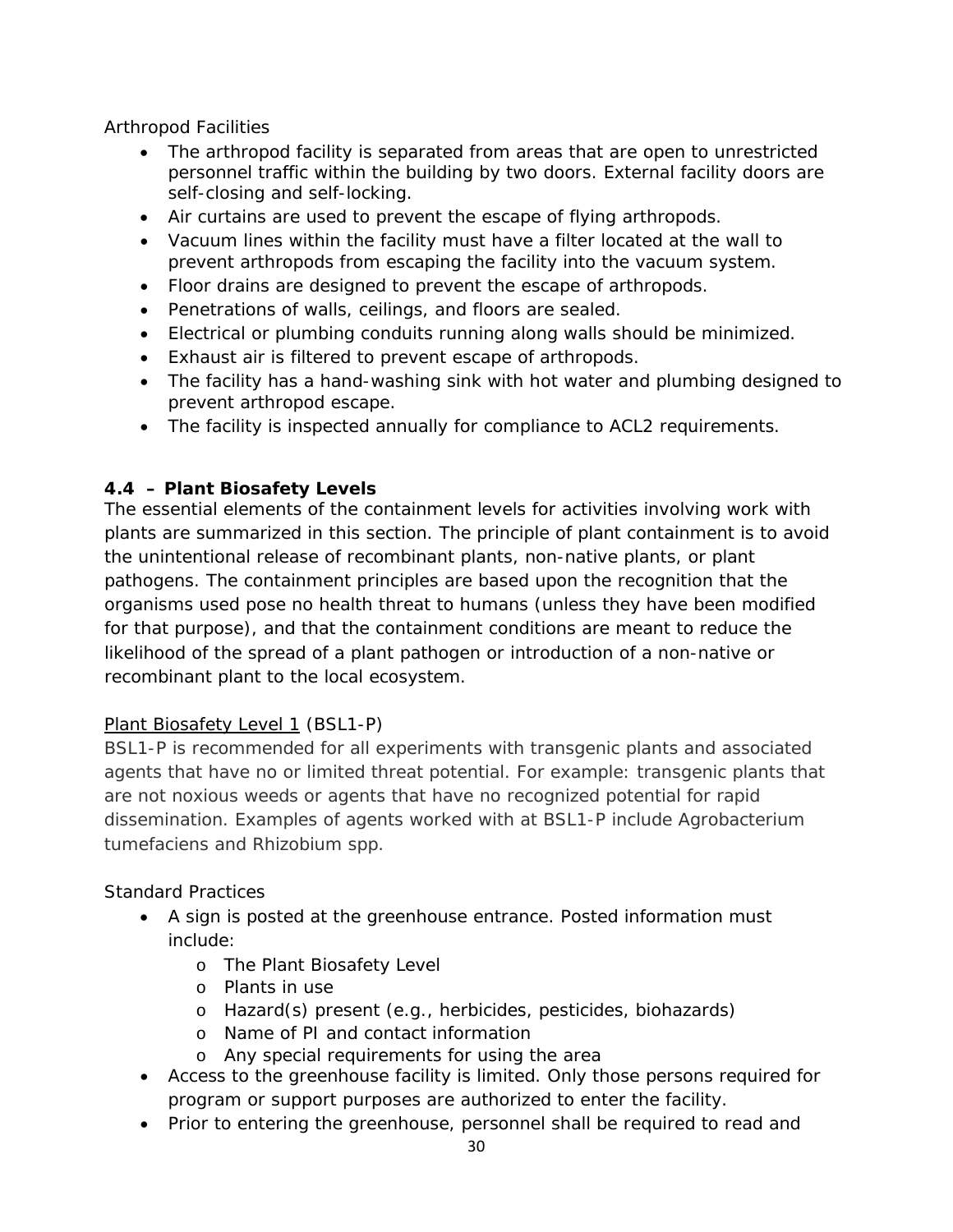Arthropod Facilities

- The arthropod facility is separated from areas that are open to unrestricted personnel traffic within the building by two doors. External facility doors are self-closing and self-locking.
- Air curtains are used to prevent the escape of flying arthropods.
- Vacuum lines within the facility must have a filter located at the wall to prevent arthropods from escaping the facility into the vacuum system.
- Floor drains are designed to prevent the escape of arthropods.
- Penetrations of walls, ceilings, and floors are sealed.
- Electrical or plumbing conduits running along walls should be minimized.
- Exhaust air is filtered to prevent escape of arthropods.
- The facility has a hand-washing sink with hot water and plumbing designed to prevent arthropod escape.
- The facility is inspected annually for compliance to ACL2 requirements.

### 4.4 – Plant Biosafety Levels

The essential elements of the containment levels for activities involving work with plants are summarized in this section. The principle of plant containment is to avoid the unintentional release of recombinant plants, non-native plants, or plant pathogens. The containment principles are based upon the recognition that the organisms used pose no health threat to humans (unless they have been modified for that purpose), and that the containment conditions are meant to reduce the likelihood of the spread of a plant pathogen or introduction of a non-native or recombinant plant to the local ecosystem.

Plant Biosafety Level 1 (BSL1-P)

BSL1-P is recommended for all experiments with transgenic plants and associated agents that have no or limited threat potential. For example: transgenic plants that are not noxious weeds or agents that have no recognized potential for rapid dissemination. Examples of agents worked with at BSL1-P include Agrobacterium tumefaciens and Rhizobium spp.

Standard Practices

- A sign is posted at the greenhouse entrance. Posted information must include:
  - The Plant Biosafety Level
  - Plants in use
  - Hazard(s) present (e.g., herbicides, pesticides, biohazards)
  - Name of PI and contact information
  - Any special requirements for using the area
- Access to the greenhouse facility is limited. Only those persons required for program or support purposes are authorized to enter the facility.
- Prior to entering the greenhouse, personnel shall be required to read and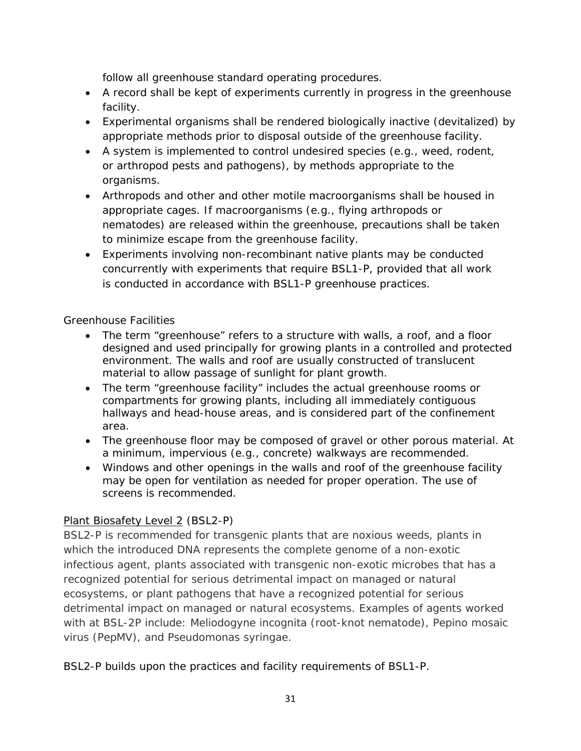follow all greenhouse standard operating procedures.

- A record shall be kept of experiments currently in progress in the greenhouse facility.
- Experimental organisms shall be rendered biologically inactive (devitalized) by appropriate methods prior to disposal outside of the greenhouse facility.
- A system is implemented to control undesired species (e.g., weed, rodent, or arthropod pests and pathogens), by methods appropriate to the organisms.
- Arthropods and other and other motile macroorganisms shall be housed in appropriate cages. If macroorganisms (e.g., flying arthropods or nematodes) are released within the greenhouse, precautions shall be taken to minimize escape from the greenhouse facility.
- Experiments involving non-recombinant native plants may be conducted concurrently with experiments that require BSL1-P, provided that all work is conducted in accordance with BSL1-P greenhouse practices.

Greenhouse Facilities

- The term "greenhouse" refers to a structure with walls, a roof, and a floor designed and used principally for growing plants in a controlled and protected environment. The walls and roof are usually constructed of translucent material to allow passage of sunlight for plant growth.
- The term "greenhouse facility" includes the actual greenhouse rooms or compartments for growing plants, including all immediately contiguous hallways and head-house areas, and is considered part of the confinement area.
- The greenhouse floor may be composed of gravel or other porous material. At a minimum, impervious (e.g., concrete) walkways are recommended.
- Windows and other openings in the walls and roof of the greenhouse facility may be open for ventilation as needed for proper operation. The use of screens is recommended.

Plant Biosafety Level 2 (BSL2-P)

BSL2-P is recommended for transgenic plants that are noxious weeds, plants in which the introduced DNA represents the complete genome of a non-exotic infectious agent, plants associated with transgenic non-exotic microbes that has a recognized potential for serious detrimental impact on managed or natural ecosystems, or plant pathogens that have a recognized potential for serious detrimental impact on managed or natural ecosystems. Examples of agents worked with at BSL-2P include: Meliodogyne incognita (root-knot nematode), Pepino mosaic virus (PepMV), and Pseudomonas syringae.

BSL2-P builds upon the practices and facility requirements of BSL1-P.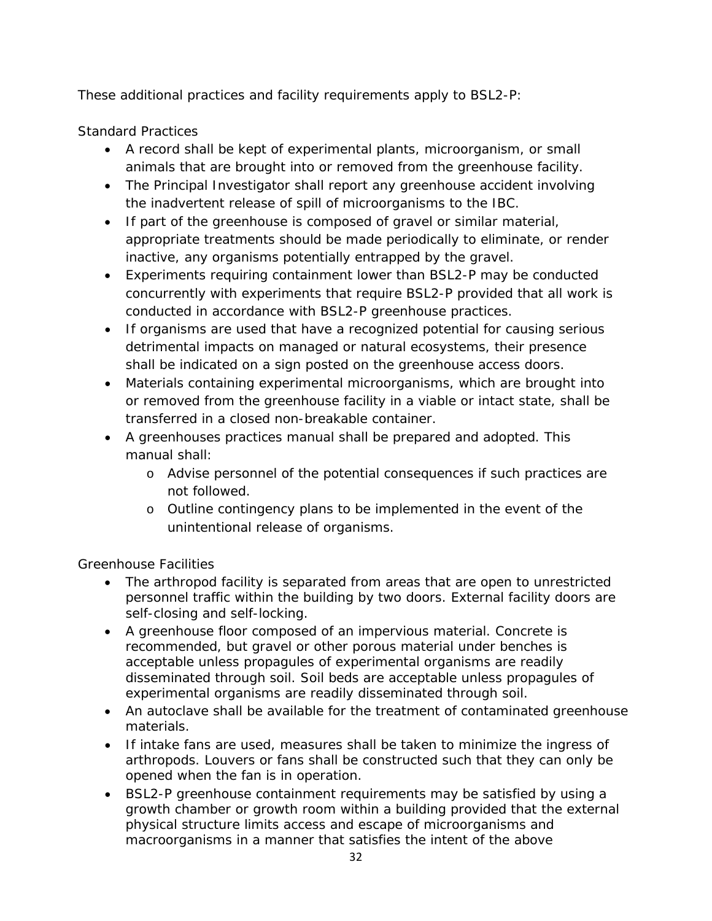These additional practices and facility requirements apply to BSL2-P:

Standard Practices

- A record shall be kept of experimental plants, microorganism, or small animals that are brought into or removed from the greenhouse facility.
- The Principal Investigator shall report any greenhouse accident involving the inadvertent release of spill of microorganisms to the IBC.
- If part of the greenhouse is composed of gravel or similar material, appropriate treatments should be made periodically to eliminate, or render inactive, any organisms potentially entrapped by the gravel.
- Experiments requiring containment lower than BSL2-P may be conducted concurrently with experiments that require BSL2-P provided that all work is conducted in accordance with BSL2-P greenhouse practices.
- If organisms are used that have a recognized potential for causing serious detrimental impacts on managed or natural ecosystems, their presence shall be indicated on a sign posted on the greenhouse access doors.
- Materials containing experimental microorganisms, which are brought into or removed from the greenhouse facility in a viable or intact state, shall be transferred in a closed non-breakable container.
- A greenhouses practices manual shall be prepared and adopted. This manual shall:
    - Advise personnel of the potential consequences if such practices are not followed.
    - Outline contingency plans to be implemented in the event of the unintentional release of organisms.

Greenhouse Facilities

- The arthropod facility is separated from areas that are open to unrestricted personnel traffic within the building by two doors. External facility doors are self-closing and self-locking.
- A greenhouse floor composed of an impervious material. Concrete is recommended, but gravel or other porous material under benches is acceptable unless propagules of experimental organisms are readily disseminated through soil. Soil beds are acceptable unless propagules of experimental organisms are readily disseminated through soil.
- An autoclave shall be available for the treatment of contaminated greenhouse materials.
- If intake fans are used, measures shall be taken to minimize the ingress of arthropods. Louvers or fans shall be constructed such that they can only be opened when the fan is in operation.
- BSL2-P greenhouse containment requirements may be satisfied by using a growth chamber or growth room within a building provided that the external physical structure limits access and escape of microorganisms and macroorganisms in a manner that satisfies the intent of the above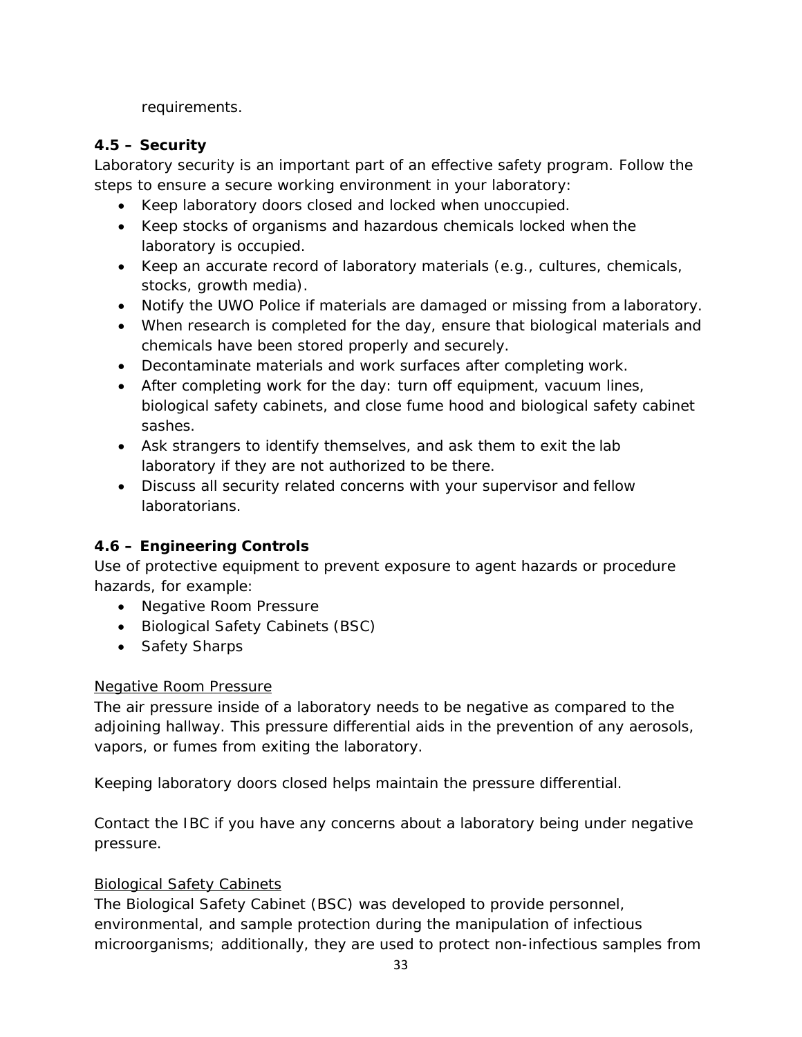requirements.

### 4.5 – Security

Laboratory security is an important part of an effective safety program. Follow the steps to ensure a secure working environment in your laboratory:

- Keep laboratory doors closed and locked when unoccupied.
- Keep stocks of organisms and hazardous chemicals locked when the laboratory is occupied.
- Keep an accurate record of laboratory materials (e.g., cultures, chemicals, stocks, growth media).
- Notify the UWO Police if materials are damaged or missing from a laboratory.
- When research is completed for the day, ensure that biological materials and chemicals have been stored properly and securely.
- Decontaminate materials and work surfaces after completing work.
- After completing work for the day: turn off equipment, vacuum lines, biological safety cabinets, and close fume hood and biological safety cabinet sashes.
- Ask strangers to identify themselves, and ask them to exit the lab laboratory if they are not authorized to be there.
- Discuss all security related concerns with your supervisor and fellow laboratorians.

### 4.6 – Engineering Controls

Use of protective equipment to prevent exposure to agent hazards or procedure hazards, for example:

- Negative Room Pressure
- Biological Safety Cabinets (BSC)
- Safety Sharps

<u>Negative Room Pressure</u>

The air pressure inside of a laboratory needs to be negative as compared to the adjoining hallway. This pressure differential aids in the prevention of any aerosols, vapors, or fumes from exiting the laboratory.

Keeping laboratory doors closed helps maintain the pressure differential.

Contact the IBC if you have any concerns about a laboratory being under negative pressure.

<u>Biological Safety Cabinets</u>

The Biological Safety Cabinet (BSC) was developed to provide personnel, environmental, and sample protection during the manipulation of infectious microorganisms; additionally, they are used to protect non-infectious samples from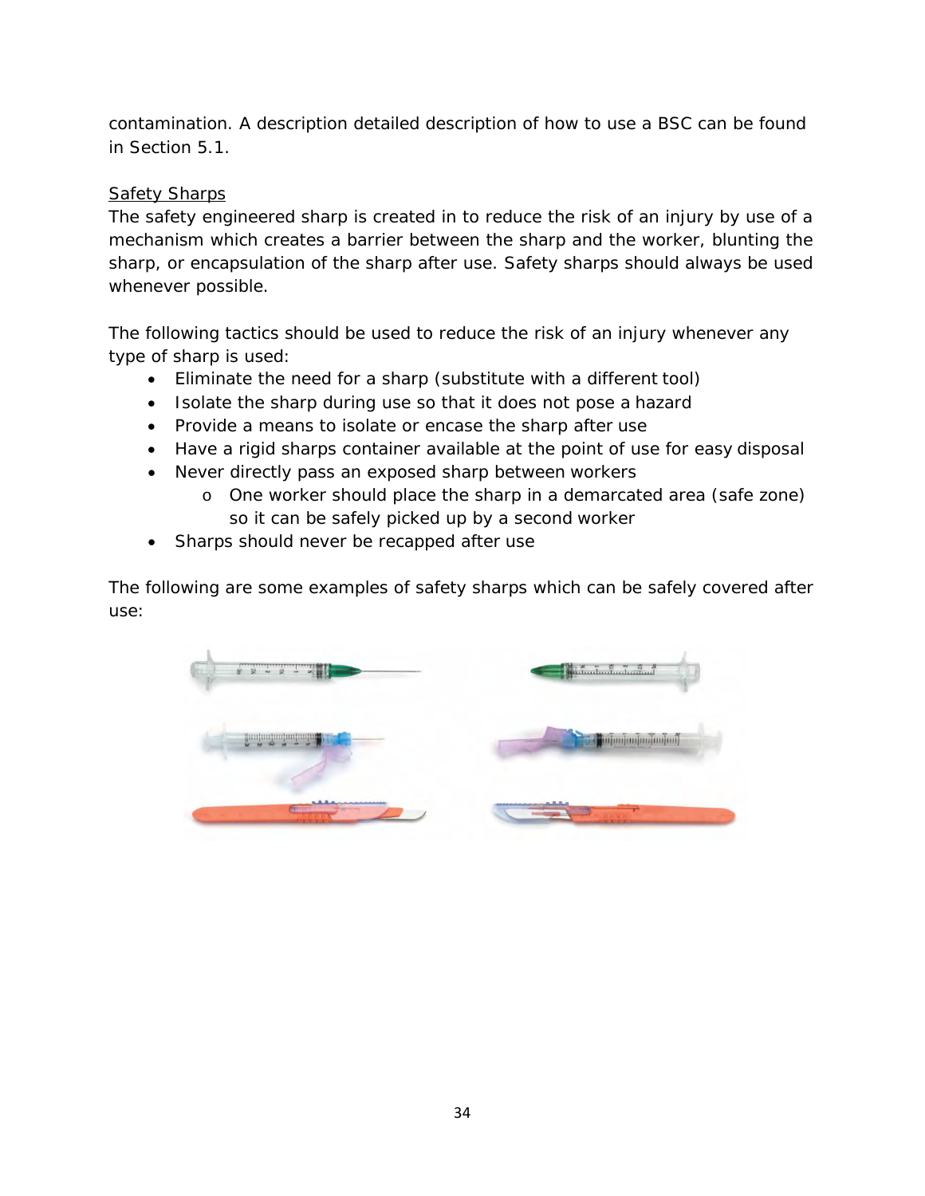contamination. A description detailed description of how to use a BSC can be found in Section 5.1.

Safety Sharps

The safety engineered sharp is created in to reduce the risk of an injury by use of a mechanism which creates a barrier between the sharp and the worker, blunting the sharp, or encapsulation of the sharp after use. Safety sharps should always be used whenever possible.

The following tactics should be used to reduce the risk of an injury whenever any type of sharp is used:

- Eliminate the need for a sharp (substitute with a different tool)
- Isolate the sharp during use so that it does not pose a hazard
- Provide a means to isolate or encase the sharp after use
- Have a rigid sharps container available at the point of use for easy disposal
- Never directly pass an exposed sharp between workers
  - One worker should place the sharp in a demarcated area (safe zone) so it can be safely picked up by a second worker
- Sharps should never be recapped after use

The following are some examples of safety sharps which can be safely covered after use: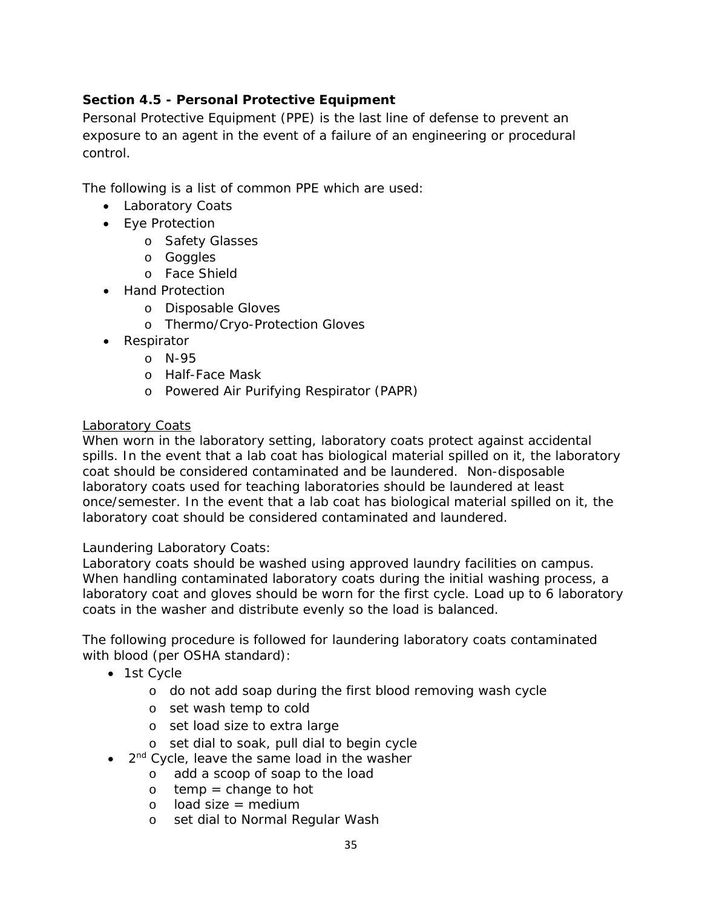**Section 4.5 - Personal Protective Equipment**

Personal Protective Equipment (PPE) is the last line of defense to prevent an exposure to an agent in the event of a failure of an engineering or procedural control.

The following is a list of common PPE which are used:

- Laboratory Coats
- Eye Protection
  - Safety Glasses
  - Goggles
  - Face Shield
- Hand Protection
  - Disposable Gloves
  - Thermo/Cryo-Protection Gloves
- Respirator
  - N-95
  - Half-Face Mask
  - Powered Air Purifying Respirator (PAPR)

<u>Laboratory Coats</u>

When worn in the laboratory setting, laboratory coats protect against accidental spills. In the event that a lab coat has biological material spilled on it, the laboratory coat should be considered contaminated and be laundered. Non-disposable laboratory coats used for teaching laboratories should be laundered at least once/semester. In the event that a lab coat has biological material spilled on it, the laboratory coat should be considered contaminated and laundered.

Laundering Laboratory Coats:

Laboratory coats should be washed using approved laundry facilities on campus. When handling contaminated laboratory coats during the initial washing process, a laboratory coat and gloves should be worn for the first cycle. Load up to 6 laboratory coats in the washer and distribute evenly so the load is balanced.

The following procedure is followed for laundering laboratory coats contaminated with blood (per OSHA standard):

- 1st Cycle
  - do not add soap during the first blood removing wash cycle
  - set wash temp to cold
  - set load size to extra large
  - set dial to soak, pull dial to begin cycle
- 2nd Cycle, leave the same load in the washer
  - add a scoop of soap to the load
  - temp = change to hot
  - load size = medium
  - set dial to Normal Regular Wash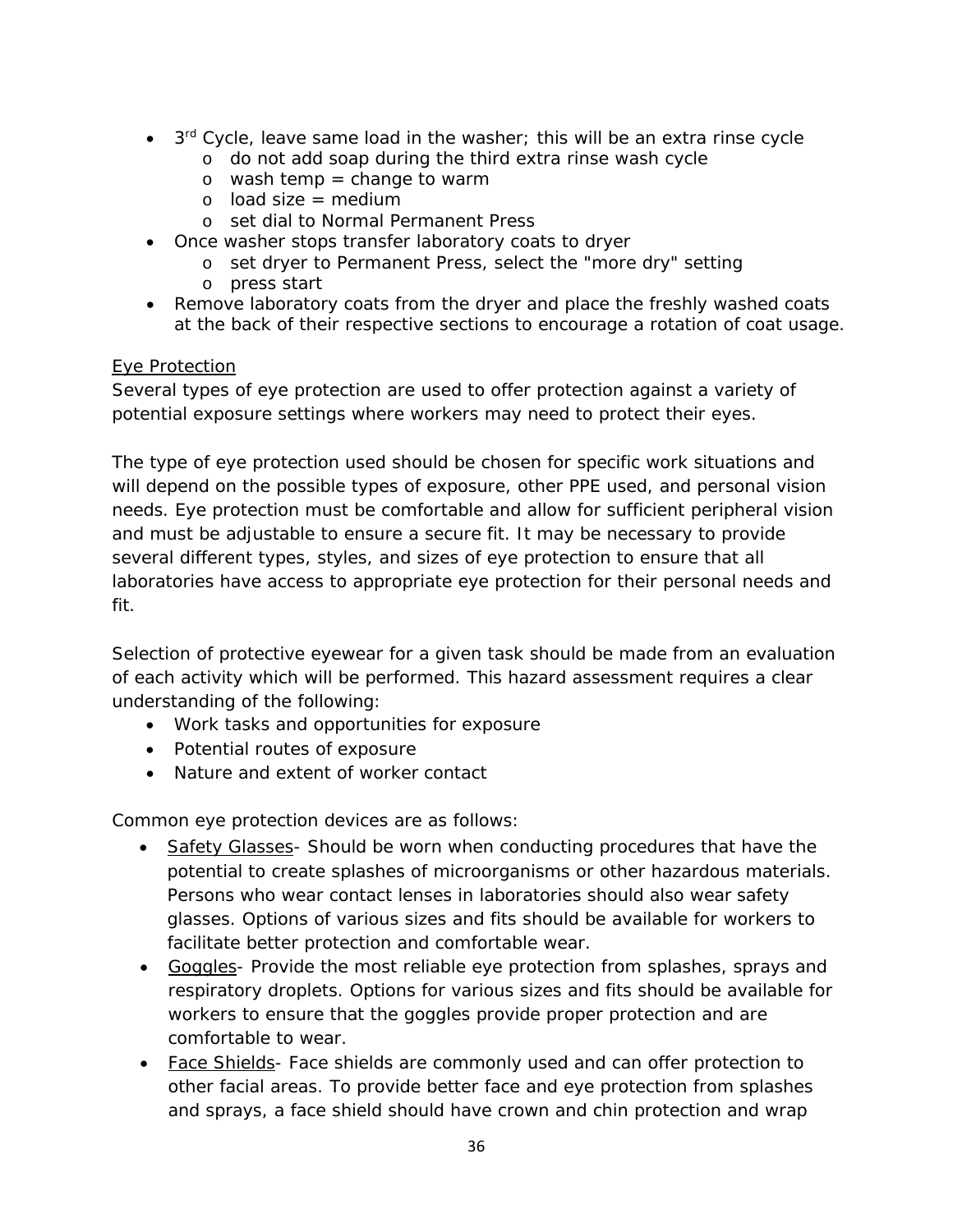- 3rd Cycle, leave same load in the washer; this will be an extra rinse cycle
    - do not add soap during the third extra rinse wash cycle
    - wash temp = change to warm
    - load size = medium
    - set dial to Normal Permanent Press
- Once washer stops transfer laboratory coats to dryer
    - set dryer to Permanent Press, select the "more dry" setting
    - press start
- Remove laboratory coats from the dryer and place the freshly washed coats at the back of their respective sections to encourage a rotation of coat usage.

<u>Eye Protection</u>

Several types of eye protection are used to offer protection against a variety of potential exposure settings where workers may need to protect their eyes.

The type of eye protection used should be chosen for specific work situations and will depend on the possible types of exposure, other PPE used, and personal vision needs. Eye protection must be comfortable and allow for sufficient peripheral vision and must be adjustable to ensure a secure fit. It may be necessary to provide several different types, styles, and sizes of eye protection to ensure that all laboratories have access to appropriate eye protection for their personal needs and fit.

Selection of protective eyewear for a given task should be made from an evaluation of each activity which will be performed. This hazard assessment requires a clear understanding of the following:

- Work tasks and opportunities for exposure
- Potential routes of exposure
- Nature and extent of worker contact

Common eye protection devices are as follows:

- <u>Safety Glasses</u>- Should be worn when conducting procedures that have the potential to create splashes of microorganisms or other hazardous materials. Persons who wear contact lenses in laboratories should also wear safety glasses. Options of various sizes and fits should be available for workers to facilitate better protection and comfortable wear.
- <u>Goggles</u>- Provide the most reliable eye protection from splashes, sprays and respiratory droplets. Options for various sizes and fits should be available for workers to ensure that the goggles provide proper protection and are comfortable to wear.
- <u>Face Shields</u>- Face shields are commonly used and can offer protection to other facial areas. To provide better face and eye protection from splashes and sprays, a face shield should have crown and chin protection and wrap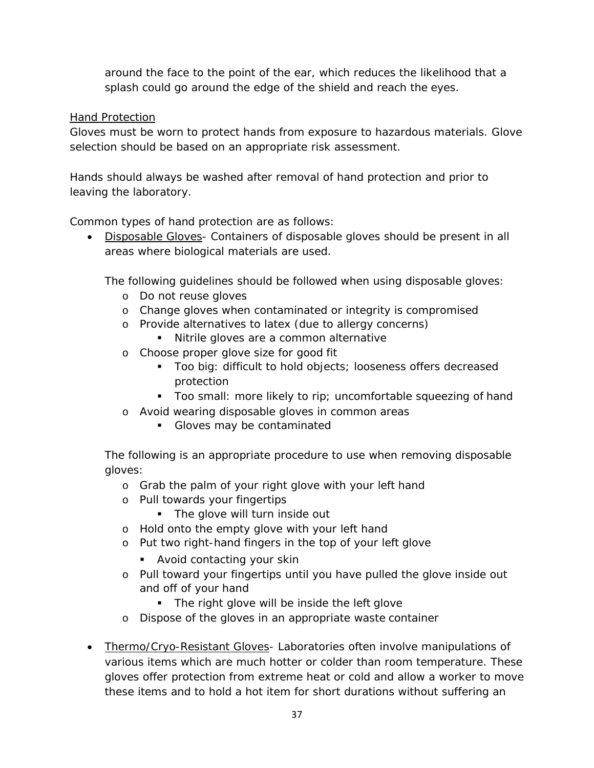around the face to the point of the ear, which reduces the likelihood that a splash could go around the edge of the shield and reach the eyes.

<u>Hand Protection</u>

Gloves must be worn to protect hands from exposure to hazardous materials. Glove selection should be based on an appropriate risk assessment.

Hands should always be washed after removal of hand protection and prior to leaving the laboratory.

Common types of hand protection are as follows:

- <u>Disposable Gloves</u>- Containers of disposable gloves should be present in all areas where biological materials are used.

  The following guidelines should be followed when using disposable gloves:
  - Do not reuse gloves
  - Change gloves when contaminated or integrity is compromised
  - Provide alternatives to latex (due to allergy concerns)
    - Nitrile gloves are a common alternative
  - Choose proper glove size for good fit
    - Too big: difficult to hold objects; looseness offers decreased protection
    - Too small: more likely to rip; uncomfortable squeezing of hand
  - Avoid wearing disposable gloves in common areas
    - Gloves may be contaminated

  The following is an appropriate procedure to use when removing disposable gloves:
  - Grab the palm of your right glove with your left hand
  - Pull towards your fingertips
    - The glove will turn inside out
  - Hold onto the empty glove with your left hand
  - Put two right-hand fingers in the top of your left glove
    - Avoid contacting your skin
  - Pull toward your fingertips until you have pulled the glove inside out and off of your hand
    - The right glove will be inside the left glove
  - Dispose of the gloves in an appropriate waste container

- <u>Thermo/Cryo-Resistant Gloves</u>- Laboratories often involve manipulations of various items which are much hotter or colder than room temperature. These gloves offer protection from extreme heat or cold and allow a worker to move these items and to hold a hot item for short durations without suffering an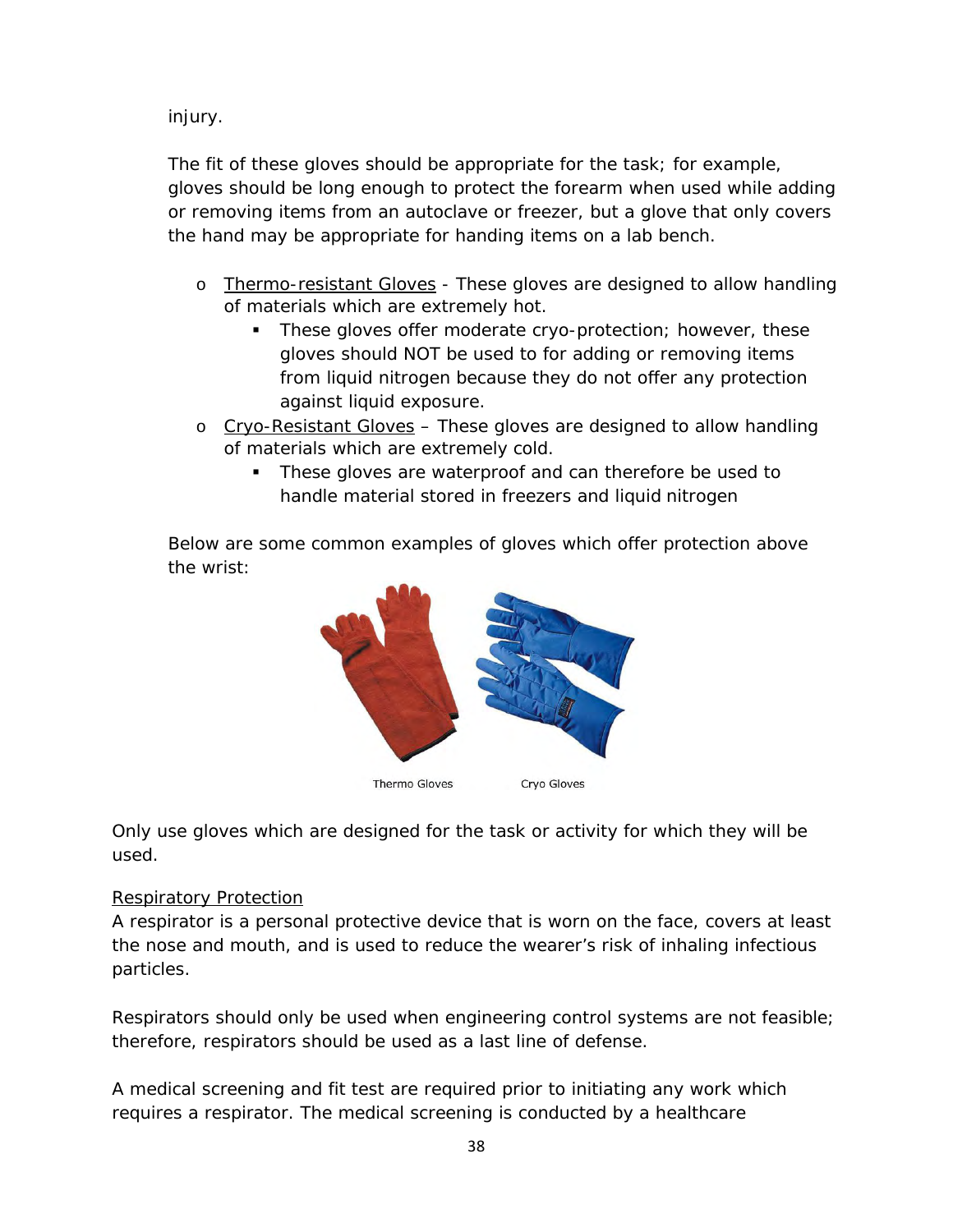injury.

The fit of these gloves should be appropriate for the task; for example, gloves should be long enough to protect the forearm when used while adding or removing items from an autoclave or freezer, but a glove that only covers the hand may be appropriate for handing items on a lab bench.

- <u>Thermo-resistant Gloves</u> - These gloves are designed to allow handling of materials which are extremely hot.
  - These gloves offer moderate cryo-protection; however, these gloves should NOT be used to for adding or removing items from liquid nitrogen because they do not offer any protection against liquid exposure.
- <u>Cryo-Resistant Gloves</u> – These gloves are designed to allow handling of materials which are extremely cold.
  - These gloves are waterproof and can therefore be used to handle material stored in freezers and liquid nitrogen

Below are some common examples of gloves which offer protection above the wrist:

Thermo Gloves    Cryo Gloves

Only use gloves which are designed for the task or activity for which they will be used.

<u>Respiratory Protection</u>

A respirator is a personal protective device that is worn on the face, covers at least the nose and mouth, and is used to reduce the wearer's risk of inhaling infectious particles.

Respirators should only be used when engineering control systems are not feasible; therefore, respirators should be used as a last line of defense.

A medical screening and fit test are required prior to initiating any work which requires a respirator. The medical screening is conducted by a healthcare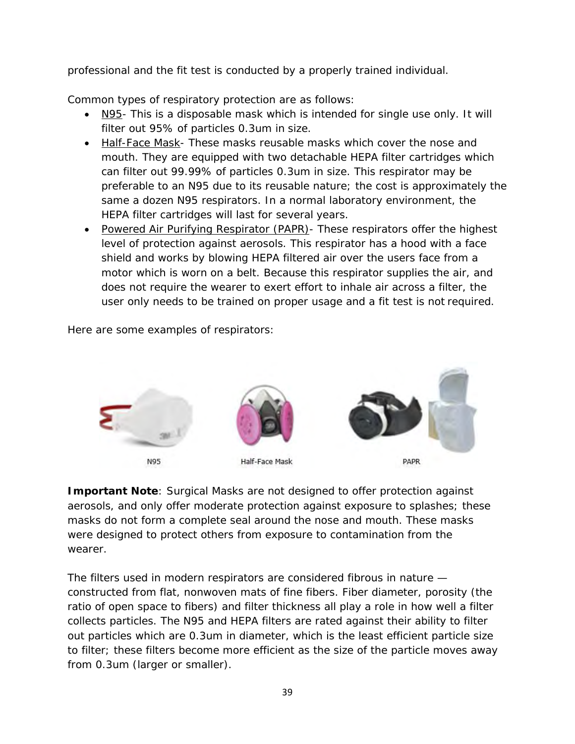professional and the fit test is conducted by a properly trained individual.

Common types of respiratory protection are as follows:

- N95- This is a disposable mask which is intended for single use only. It will filter out 95% of particles 0.3um in size.
- Half-Face Mask- These masks reusable masks which cover the nose and mouth. They are equipped with two detachable HEPA filter cartridges which can filter out 99.99% of particles 0.3um in size. This respirator may be preferable to an N95 due to its reusable nature; the cost is approximately the same a dozen N95 respirators. In a normal laboratory environment, the HEPA filter cartridges will last for several years.
- Powered Air Purifying Respirator (PAPR)- These respirators offer the highest level of protection against aerosols. This respirator has a hood with a face shield and works by blowing HEPA filtered air over the users face from a motor which is worn on a belt. Because this respirator supplies the air, and does not require the wearer to exert effort to inhale air across a filter, the user only needs to be trained on proper usage and a fit test is not required.

Here are some examples of respirators:

N95 Half-Face Mask PAPR

**Important Note**: Surgical Masks are not designed to offer protection against aerosols, and only offer moderate protection against exposure to splashes; these masks do not form a complete seal around the nose and mouth. These masks were designed to protect others from exposure to contamination from the wearer.

The filters used in modern respirators are considered fibrous in nature — constructed from flat, nonwoven mats of fine fibers. Fiber diameter, porosity (the ratio of open space to fibers) and filter thickness all play a role in how well a filter collects particles. The N95 and HEPA filters are rated against their ability to filter out particles which are 0.3um in diameter, which is the least efficient particle size to filter; these filters become more efficient as the size of the particle moves away from 0.3um (larger or smaller).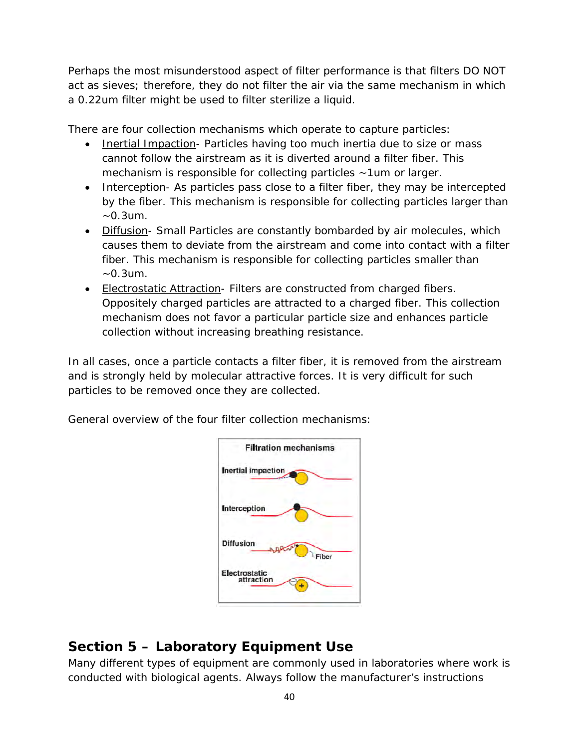Perhaps the most misunderstood aspect of filter performance is that filters DO NOT act as sieves; therefore, they do not filter the air via the same mechanism in which a 0.22um filter might be used to filter sterilize a liquid.

There are four collection mechanisms which operate to capture particles:

- Inertial Impaction- Particles having too much inertia due to size or mass cannot follow the airstream as it is diverted around a filter fiber. This mechanism is responsible for collecting particles ~1um or larger.
- Interception- As particles pass close to a filter fiber, they may be intercepted by the fiber. This mechanism is responsible for collecting particles larger than ~0.3um.
- Diffusion- Small Particles are constantly bombarded by air molecules, which causes them to deviate from the airstream and come into contact with a filter fiber. This mechanism is responsible for collecting particles smaller than ~0.3um.
- Electrostatic Attraction- Filters are constructed from charged fibers. Oppositely charged particles are attracted to a charged fiber. This collection mechanism does not favor a particular particle size and enhances particle collection without increasing breathing resistance.

In all cases, once a particle contacts a filter fiber, it is removed from the airstream and is strongly held by molecular attractive forces. It is very difficult for such particles to be removed once they are collected.

General overview of the four filter collection mechanisms:

Filtration mechanisms

Inertial impaction

Interception

Diffusion

Fiber

Electrostatic attraction

## Section 5 – Laboratory Equipment Use

Many different types of equipment are commonly used in laboratories where work is conducted with biological agents. Always follow the manufacturer's instructions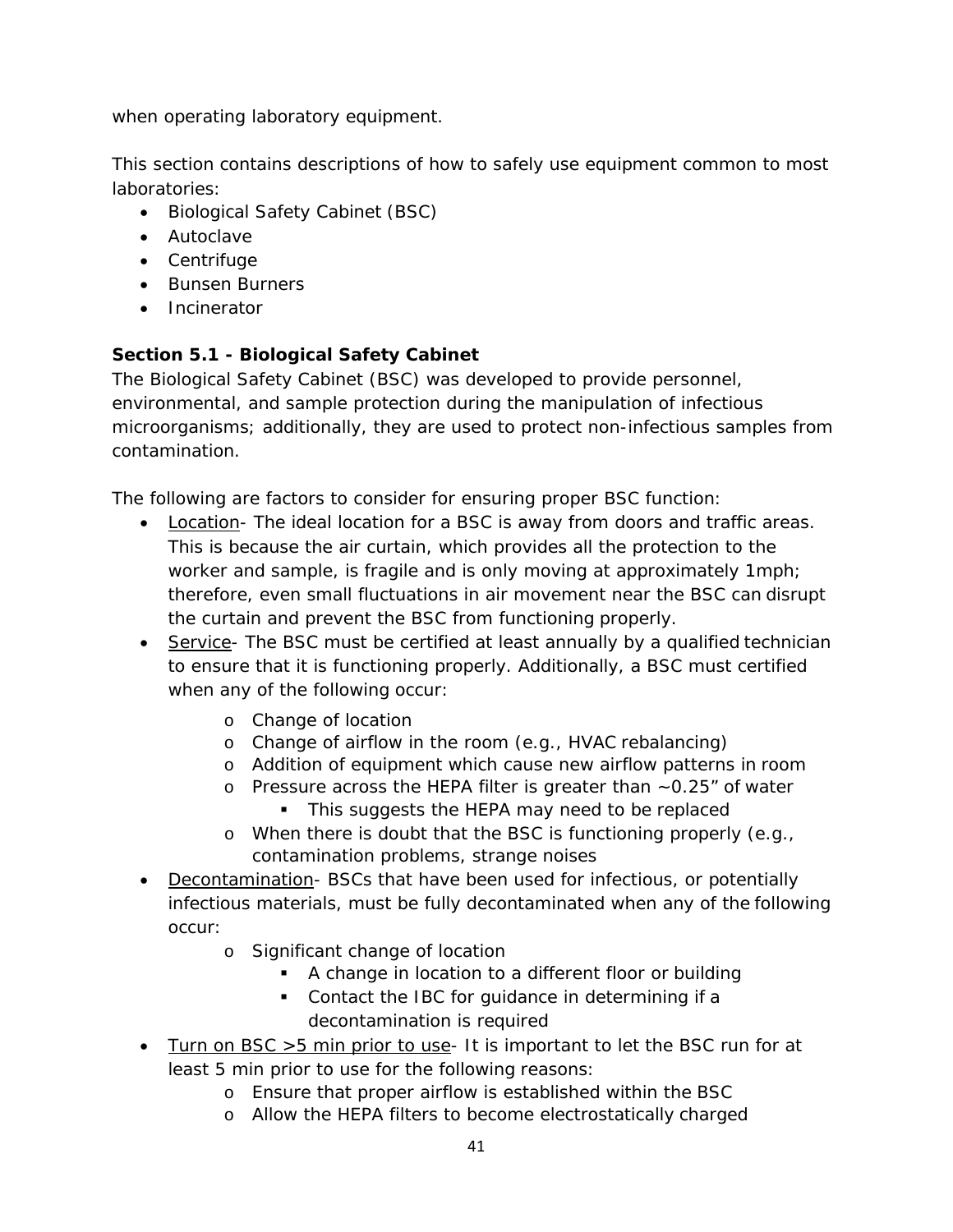when operating laboratory equipment.

This section contains descriptions of how to safely use equipment common to most laboratories:

- Biological Safety Cabinet (BSC)
- Autoclave
- Centrifuge
- Bunsen Burners
- Incinerator

**Section 5.1 - Biological Safety Cabinet**

The Biological Safety Cabinet (BSC) was developed to provide personnel, environmental, and sample protection during the manipulation of infectious microorganisms; additionally, they are used to protect non-infectious samples from contamination.

The following are factors to consider for ensuring proper BSC function:

- <u>Location</u>- The ideal location for a BSC is away from doors and traffic areas. This is because the air curtain, which provides all the protection to the worker and sample, is fragile and is only moving at approximately 1mph; therefore, even small fluctuations in air movement near the BSC can disrupt the curtain and prevent the BSC from functioning properly.
- <u>Service</u>- The BSC must be certified at least annually by a qualified technician to ensure that it is functioning properly. Additionally, a BSC must certified when any of the following occur:
    - Change of location
    - Change of airflow in the room (e.g., HVAC rebalancing)
    - Addition of equipment which cause new airflow patterns in room
    - Pressure across the HEPA filter is greater than ~0.25” of water
        - This suggests the HEPA may need to be replaced
    - When there is doubt that the BSC is functioning properly (e.g., contamination problems, strange noises
- <u>Decontamination</u>- BSCs that have been used for infectious, or potentially infectious materials, must be fully decontaminated when any of the following occur:
    - Significant change of location
        - A change in location to a different floor or building
        - Contact the IBC for guidance in determining if a decontamination is required
- <u>Turn on BSC >5 min prior to use</u>- It is important to let the BSC run for at least 5 min prior to use for the following reasons:
    - Ensure that proper airflow is established within the BSC
    - Allow the HEPA filters to become electrostatically charged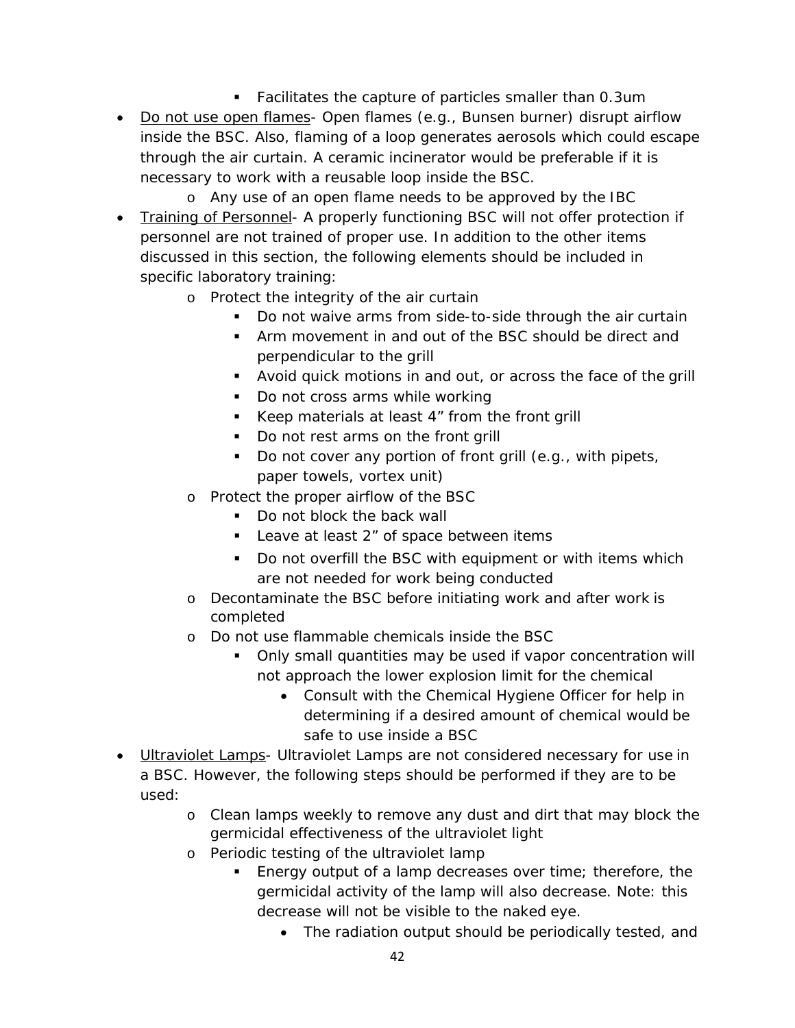- Facilitates the capture of particles smaller than 0.3um
- Do not use open flames- Open flames (e.g., Bunsen burner) disrupt airflow inside the BSC. Also, flaming of a loop generates aerosols which could escape through the air curtain. A ceramic incinerator would be preferable if it is necessary to work with a reusable loop inside the BSC.
    - Any use of an open flame needs to be approved by the IBC
- Training of Personnel- A properly functioning BSC will not offer protection if personnel are not trained of proper use. In addition to the other items discussed in this section, the following elements should be included in specific laboratory training:
    - Protect the integrity of the air curtain
        - Do not waive arms from side-to-side through the air curtain
        - Arm movement in and out of the BSC should be direct and perpendicular to the grill
        - Avoid quick motions in and out, or across the face of the grill
        - Do not cross arms while working
        - Keep materials at least 4" from the front grill
        - Do not rest arms on the front grill
        - Do not cover any portion of front grill (e.g., with pipets, paper towels, vortex unit)
    - Protect the proper airflow of the BSC
        - Do not block the back wall
        - Leave at least 2" of space between items
        - Do not overfill the BSC with equipment or with items which are not needed for work being conducted
    - Decontaminate the BSC before initiating work and after work is completed
    - Do not use flammable chemicals inside the BSC
        - Only small quantities may be used if vapor concentration will not approach the lower explosion limit for the chemical
            - Consult with the Chemical Hygiene Officer for help in determining if a desired amount of chemical would be safe to use inside a BSC
- Ultraviolet Lamps- Ultraviolet Lamps are not considered necessary for use in a BSC. However, the following steps should be performed if they are to be used:
    - Clean lamps weekly to remove any dust and dirt that may block the germicidal effectiveness of the ultraviolet light
    - Periodic testing of the ultraviolet lamp
        - Energy output of a lamp decreases over time; therefore, the germicidal activity of the lamp will also decrease. Note: this decrease will not be visible to the naked eye.
            - The radiation output should be periodically tested, and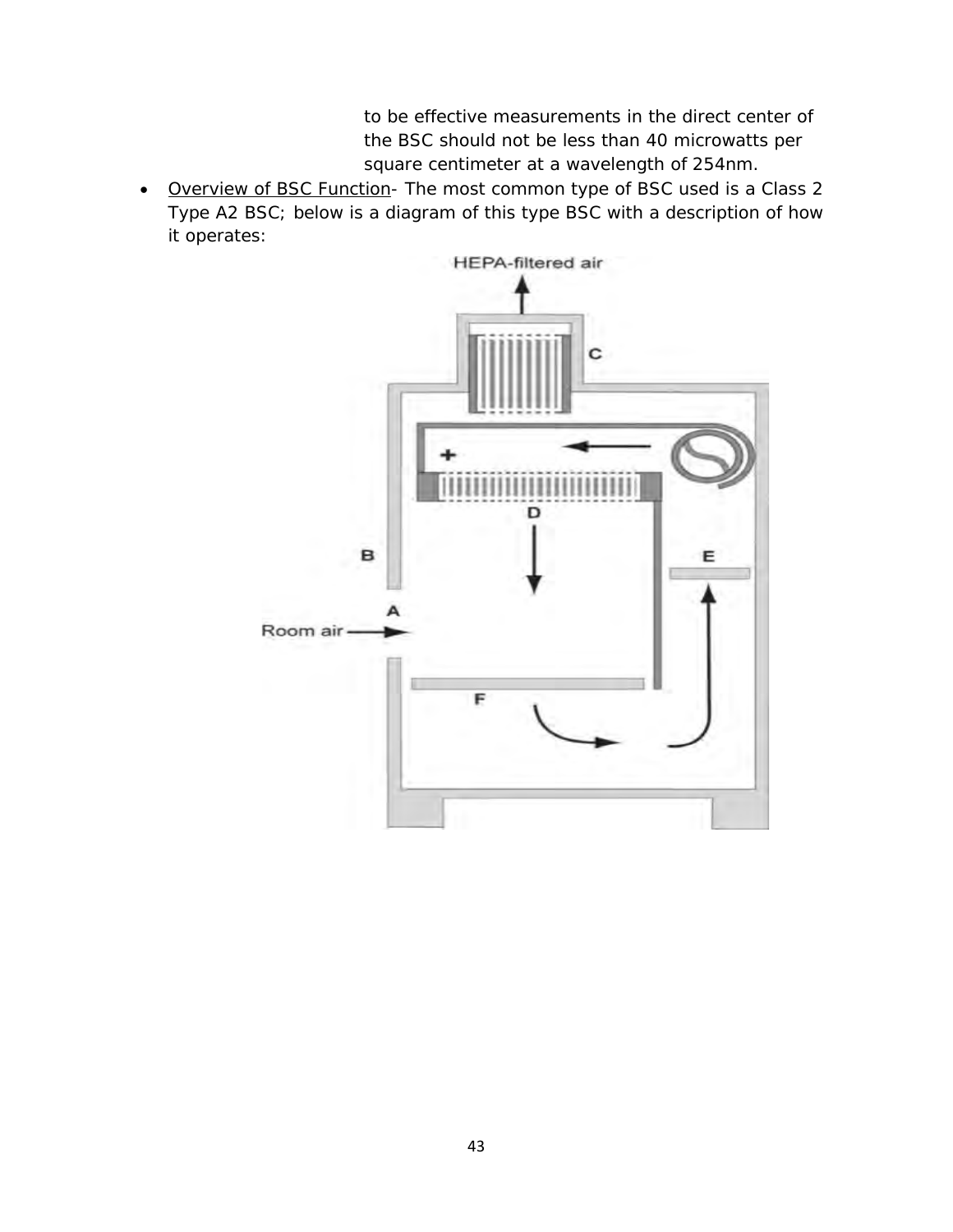to be effective measurements in the direct center of the BSC should not be less than 40 microwatts per square centimeter at a wavelength of 254nm.

- Overview of BSC Function- The most common type of BSC used is a Class 2 Type A2 BSC; below is a diagram of this type BSC with a description of how it operates:

HEPA-filtered air

C

+

D

B

E

A

Room air

F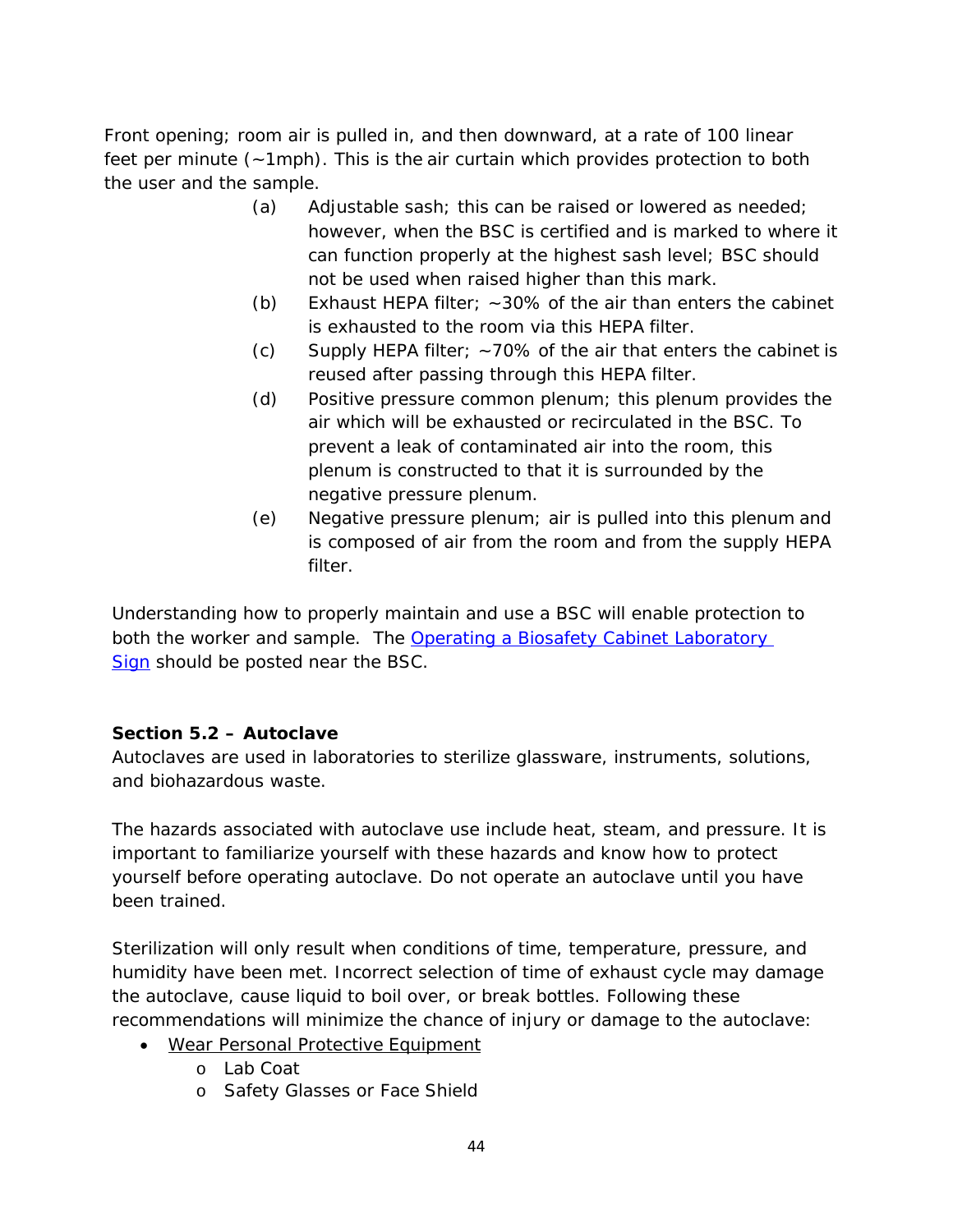Front opening; room air is pulled in, and then downward, at a rate of 100 linear feet per minute (~1mph). This is the air curtain which provides protection to both the user and the sample.

(a) Adjustable sash; this can be raised or lowered as needed; however, when the BSC is certified and is marked to where it can function properly at the highest sash level; BSC should not be used when raised higher than this mark.

(b) Exhaust HEPA filter; ~30% of the air than enters the cabinet is exhausted to the room via this HEPA filter.

(c) Supply HEPA filter; ~70% of the air that enters the cabinet is reused after passing through this HEPA filter.

(d) Positive pressure common plenum; this plenum provides the air which will be exhausted or recirculated in the BSC. To prevent a leak of contaminated air into the room, this plenum is constructed to that it is surrounded by the negative pressure plenum.

(e) Negative pressure plenum; air is pulled into this plenum and is composed of air from the room and from the supply HEPA filter.

Understanding how to properly maintain and use a BSC will enable protection to both the worker and sample. The [Operating a Biosafety Cabinet Laboratory Sign] should be posted near the BSC.

### Section 5.2 – Autoclave

Autoclaves are used in laboratories to sterilize glassware, instruments, solutions, and biohazardous waste.

The hazards associated with autoclave use include heat, steam, and pressure. It is important to familiarize yourself with these hazards and know how to protect yourself before operating autoclave. Do not operate an autoclave until you have been trained.

Sterilization will only result when conditions of time, temperature, pressure, and humidity have been met. Incorrect selection of time of exhaust cycle may damage the autoclave, cause liquid to boil over, or break bottles. Following these recommendations will minimize the chance of injury or damage to the autoclave:

- Wear Personal Protective Equipment
  - Lab Coat
  - Safety Glasses or Face Shield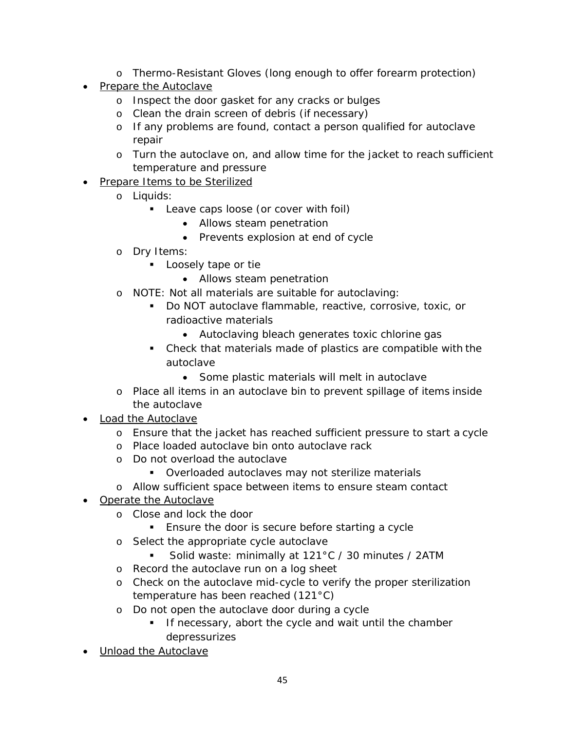- Thermo-Resistant Gloves (long enough to offer forearm protection)
- <u>Prepare the Autoclave</u>
  - Inspect the door gasket for any cracks or bulges
  - Clean the drain screen of debris (if necessary)
  - If any problems are found, contact a person qualified for autoclave repair
  - Turn the autoclave on, and allow time for the jacket to reach sufficient temperature and pressure
- <u>Prepare Items to be Sterilized</u>
  - Liquids:
    - Leave caps loose (or cover with foil)
      - Allows steam penetration
      - Prevents explosion at end of cycle
  - Dry Items:
    - Loosely tape or tie
      - Allows steam penetration
  - NOTE: Not all materials are suitable for autoclaving:
    - Do NOT autoclave flammable, reactive, corrosive, toxic, or radioactive materials
      - Autoclaving bleach generates toxic chlorine gas
    - Check that materials made of plastics are compatible with the autoclave
      - Some plastic materials will melt in autoclave
  - Place all items in an autoclave bin to prevent spillage of items inside the autoclave
- <u>Load the Autoclave</u>
  - Ensure that the jacket has reached sufficient pressure to start a cycle
  - Place loaded autoclave bin onto autoclave rack
  - Do not overload the autoclave
    - Overloaded autoclaves may not sterilize materials
  - Allow sufficient space between items to ensure steam contact
- <u>Operate the Autoclave</u>
  - Close and lock the door
    - Ensure the door is secure before starting a cycle
  - Select the appropriate cycle autoclave
    - Solid waste: minimally at 121°C / 30 minutes / 2ATM
  - Record the autoclave run on a log sheet
  - Check on the autoclave mid-cycle to verify the proper sterilization temperature has been reached (121°C)
  - Do not open the autoclave door during a cycle
    - If necessary, abort the cycle and wait until the chamber depressurizes
- <u>Unload the Autoclave</u>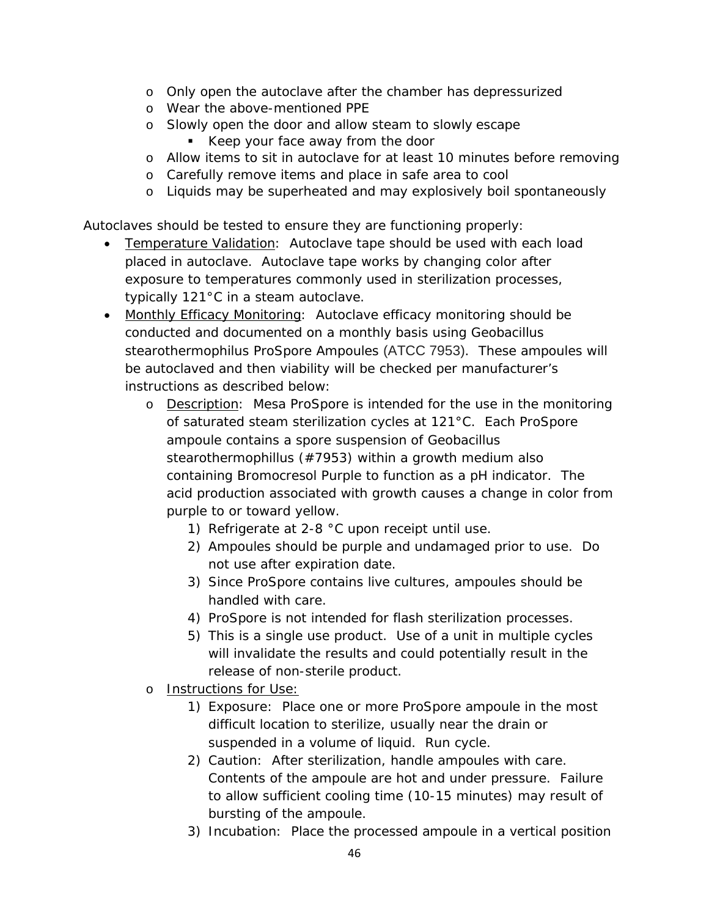- Only open the autoclave after the chamber has depressurized
  - Wear the above-mentioned PPE
  - Slowly open the door and allow steam to slowly escape
    - Keep your face away from the door
  - Allow items to sit in autoclave for at least 10 minutes before removing
  - Carefully remove items and place in safe area to cool
  - Liquids may be superheated and may explosively boil spontaneously

Autoclaves should be tested to ensure they are functioning properly:

- <u>Temperature Validation</u>: Autoclave tape should be used with each load placed in autoclave. Autoclave tape works by changing color after exposure to temperatures commonly used in sterilization processes, typically 121°C in a steam autoclave.
- <u>Monthly Efficacy Monitoring</u>: Autoclave efficacy monitoring should be conducted and documented on a monthly basis using Geobacillus stearothermophilus ProSpore Ampoules (ATCC 7953). These ampoules will be autoclaved and then viability will be checked per manufacturer's instructions as described below:
  - <u>Description</u>: Mesa ProSpore is intended for the use in the monitoring of saturated steam sterilization cycles at 121°C. Each ProSpore ampoule contains a spore suspension of Geobacillus stearothermophillus (#7953) within a growth medium also containing Bromocresol Purple to function as a pH indicator. The acid production associated with growth causes a change in color from purple to or toward yellow.
    1) Refrigerate at 2-8 °C upon receipt until use.
    2) Ampoules should be purple and undamaged prior to use. Do not use after expiration date.
    3) Since ProSpore contains live cultures, ampoules should be handled with care.
    4) ProSpore is not intended for flash sterilization processes.
    5) This is a single use product. Use of a unit in multiple cycles will invalidate the results and could potentially result in the release of non-sterile product.
  - <u>Instructions for Use:</u>
    1) Exposure: Place one or more ProSpore ampoule in the most difficult location to sterilize, usually near the drain or suspended in a volume of liquid. Run cycle.
    2) Caution: After sterilization, handle ampoules with care. Contents of the ampoule are hot and under pressure. Failure to allow sufficient cooling time (10-15 minutes) may result of bursting of the ampoule.
    3) Incubation: Place the processed ampoule in a vertical position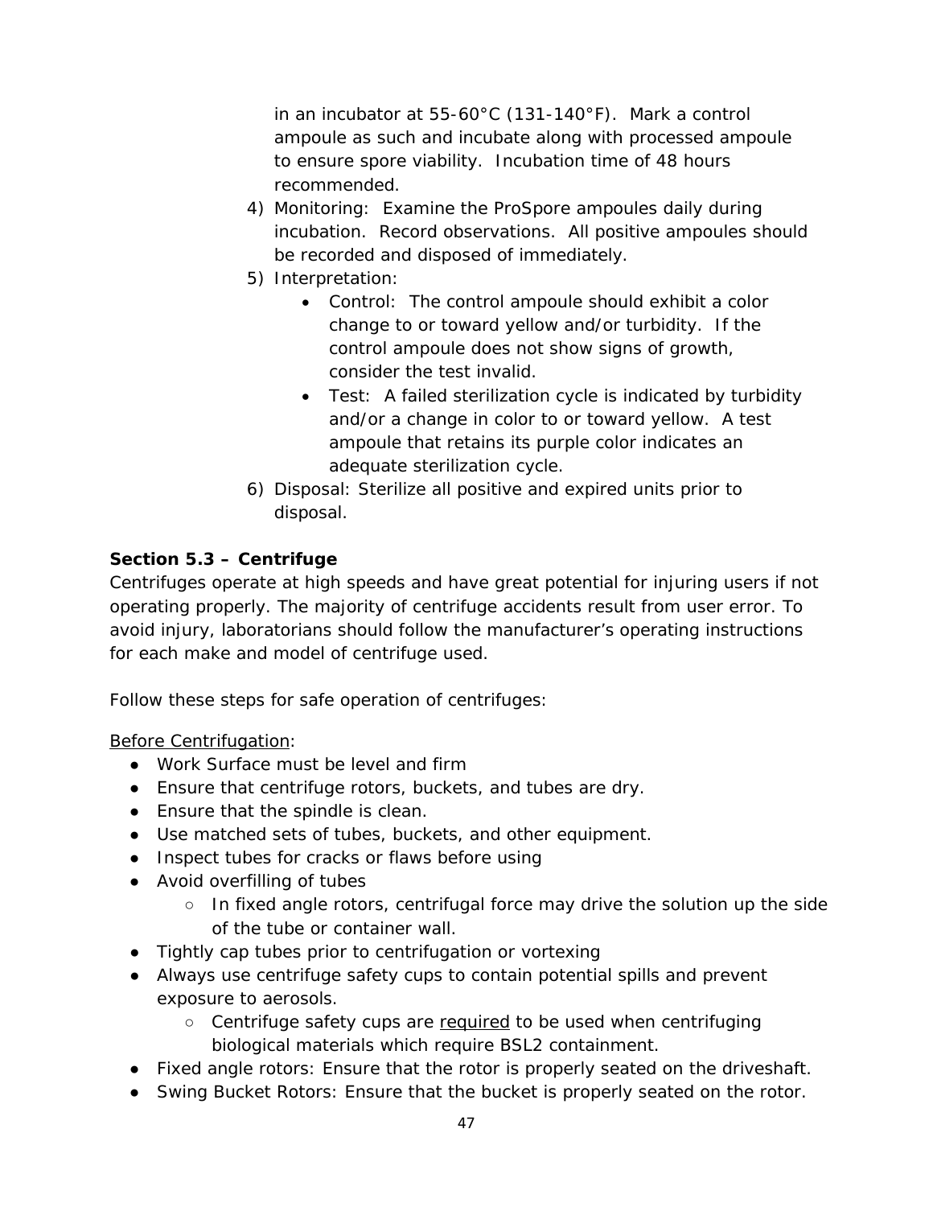in an incubator at 55-60°C (131-140°F). Mark a control ampoule as such and incubate along with processed ampoule to ensure spore viability. Incubation time of 48 hours recommended.

4) Monitoring: Examine the ProSpore ampoules daily during incubation. Record observations. All positive ampoules should be recorded and disposed of immediately.
5) Interpretation:
   - Control: The control ampoule should exhibit a color change to or toward yellow and/or turbidity. If the control ampoule does not show signs of growth, consider the test invalid.
   - Test: A failed sterilization cycle is indicated by turbidity and/or a change in color to or toward yellow. A test ampoule that retains its purple color indicates an adequate sterilization cycle.
6) Disposal: Sterilize all positive and expired units prior to disposal.

**Section 5.3 – Centrifuge**

Centrifuges operate at high speeds and have great potential for injuring users if not operating properly. The majority of centrifuge accidents result from user error. To avoid injury, laboratorians should follow the manufacturer's operating instructions for each make and model of centrifuge used.

Follow these steps for safe operation of centrifuges:

<u>Before Centrifugation</u>:

- Work Surface must be level and firm
- Ensure that centrifuge rotors, buckets, and tubes are dry.
- Ensure that the spindle is clean.
- Use matched sets of tubes, buckets, and other equipment.
- Inspect tubes for cracks or flaws before using
- Avoid overfilling of tubes
  - In fixed angle rotors, centrifugal force may drive the solution up the side of the tube or container wall.
- Tightly cap tubes prior to centrifugation or vortexing
- Always use centrifuge safety cups to contain potential spills and prevent exposure to aerosols.
  - Centrifuge safety cups are <u>required</u> to be used when centrifuging biological materials which require BSL2 containment.
- Fixed angle rotors: Ensure that the rotor is properly seated on the driveshaft.
- Swing Bucket Rotors: Ensure that the bucket is properly seated on the rotor.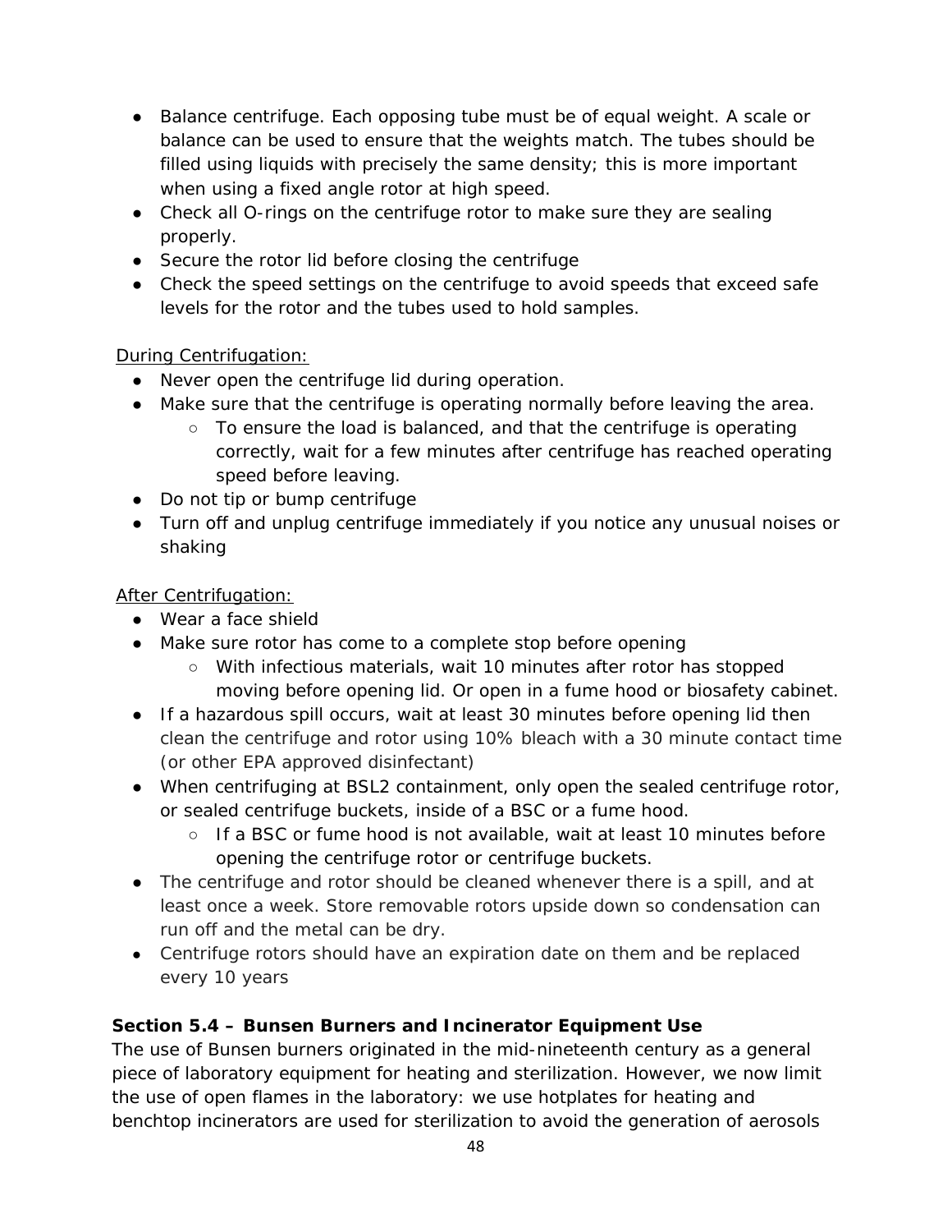- Balance centrifuge. Each opposing tube must be of equal weight. A scale or balance can be used to ensure that the weights match. The tubes should be filled using liquids with precisely the same density; this is more important when using a fixed angle rotor at high speed.
- Check all O-rings on the centrifuge rotor to make sure they are sealing properly.
- Secure the rotor lid before closing the centrifuge
- Check the speed settings on the centrifuge to avoid speeds that exceed safe levels for the rotor and the tubes used to hold samples.

<u>During Centrifugation:</u>

- Never open the centrifuge lid during operation.
- Make sure that the centrifuge is operating normally before leaving the area.
  - To ensure the load is balanced, and that the centrifuge is operating correctly, wait for a few minutes after centrifuge has reached operating speed before leaving.
- Do not tip or bump centrifuge
- Turn off and unplug centrifuge immediately if you notice any unusual noises or shaking

<u>After Centrifugation:</u>

- Wear a face shield
- Make sure rotor has come to a complete stop before opening
  - With infectious materials, wait 10 minutes after rotor has stopped moving before opening lid. Or open in a fume hood or biosafety cabinet.
- If a hazardous spill occurs, wait at least 30 minutes before opening lid then clean the centrifuge and rotor using 10% bleach with a 30 minute contact time (or other EPA approved disinfectant)
- When centrifuging at BSL2 containment, only open the sealed centrifuge rotor, or sealed centrifuge buckets, inside of a BSC or a fume hood.
  - If a BSC or fume hood is not available, wait at least 10 minutes before opening the centrifuge rotor or centrifuge buckets.
- The centrifuge and rotor should be cleaned whenever there is a spill, and at least once a week. Store removable rotors upside down so condensation can run off and the metal can be dry.
- Centrifuge rotors should have an expiration date on them and be replaced every 10 years

**Section 5.4 – Bunsen Burners and Incinerator Equipment Use**

The use of Bunsen burners originated in the mid-nineteenth century as a general piece of laboratory equipment for heating and sterilization. However, we now limit the use of open flames in the laboratory: we use hotplates for heating and benchtop incinerators are used for sterilization to avoid the generation of aerosols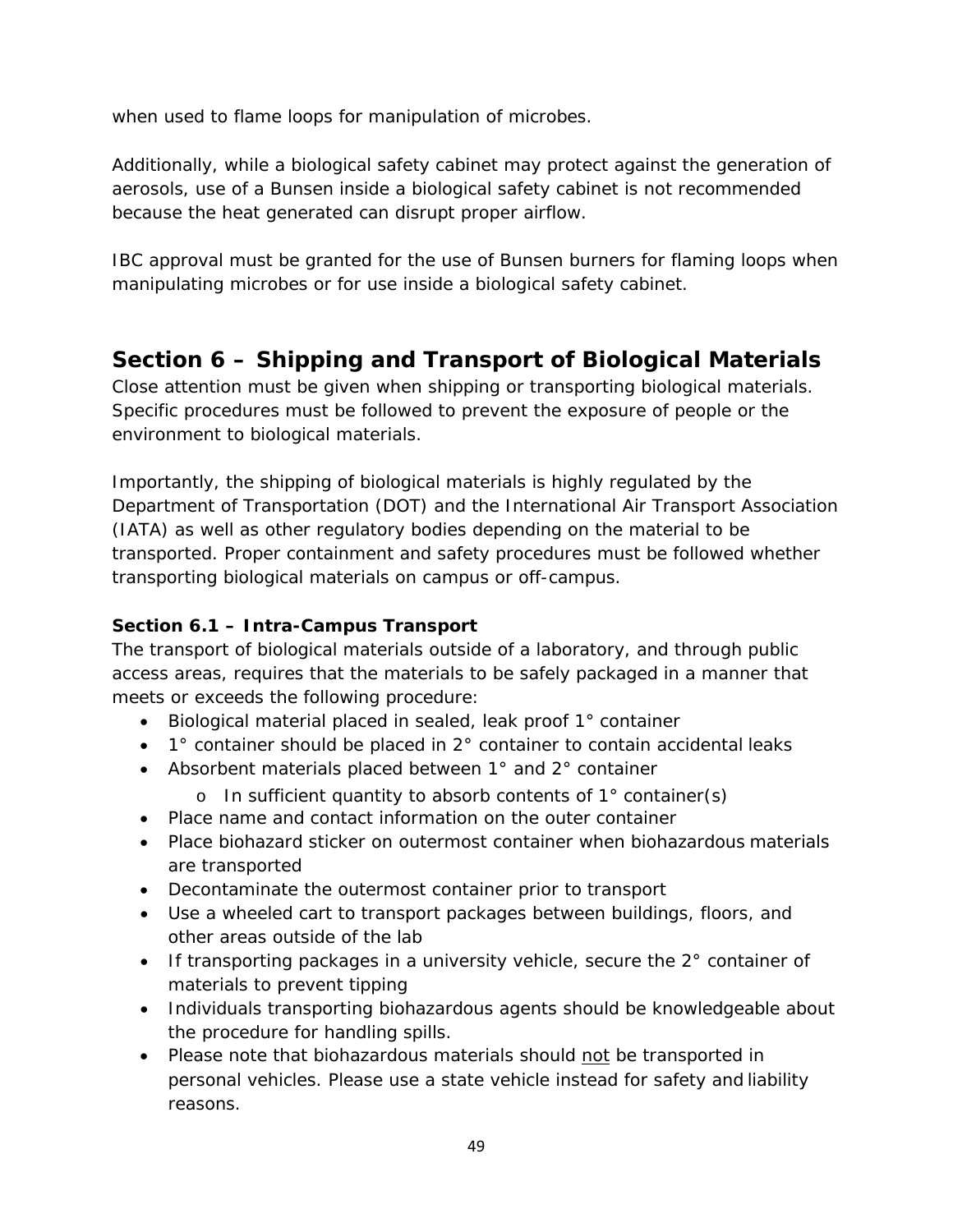when used to flame loops for manipulation of microbes.

Additionally, while a biological safety cabinet may protect against the generation of aerosols, use of a Bunsen inside a biological safety cabinet is not recommended because the heat generated can disrupt proper airflow.

IBC approval must be granted for the use of Bunsen burners for flaming loops when manipulating microbes or for use inside a biological safety cabinet.

## Section 6 – Shipping and Transport of Biological Materials

Close attention must be given when shipping or transporting biological materials. Specific procedures must be followed to prevent the exposure of people or the environment to biological materials.

Importantly, the shipping of biological materials is highly regulated by the Department of Transportation (DOT) and the International Air Transport Association (IATA) as well as other regulatory bodies depending on the material to be transported. Proper containment and safety procedures must be followed whether transporting biological materials on campus or off-campus.

### Section 6.1 – Intra-Campus Transport

The transport of biological materials outside of a laboratory, and through public access areas, requires that the materials to be safely packaged in a manner that meets or exceeds the following procedure:

- Biological material placed in sealed, leak proof 1° container
- 1° container should be placed in 2° container to contain accidental leaks
- Absorbent materials placed between 1° and 2° container
  - In sufficient quantity to absorb contents of 1° container(s)
- Place name and contact information on the outer container
- Place biohazard sticker on outermost container when biohazardous materials are transported
- Decontaminate the outermost container prior to transport
- Use a wheeled cart to transport packages between buildings, floors, and other areas outside of the lab
- If transporting packages in a university vehicle, secure the 2° container of materials to prevent tipping
- Individuals transporting biohazardous agents should be knowledgeable about the procedure for handling spills.
- Please note that biohazardous materials should not be transported in personal vehicles. Please use a state vehicle instead for safety and liability reasons.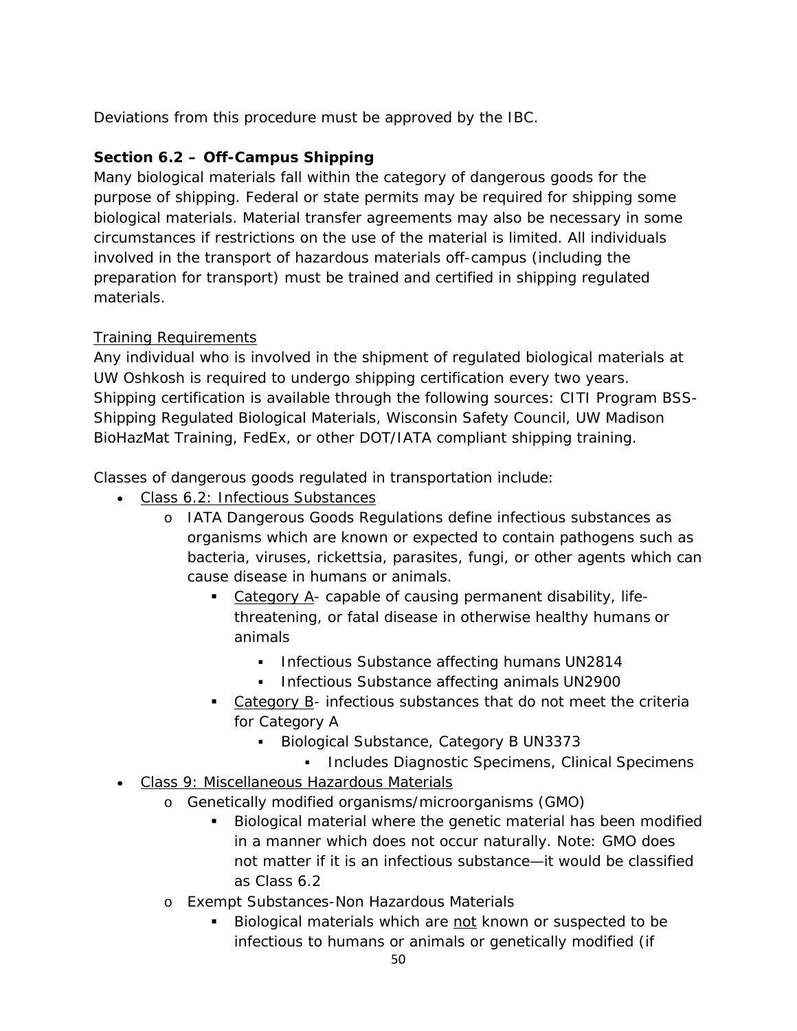Deviations from this procedure must be approved by the IBC.

**Section 6.2 – Off-Campus Shipping**

Many biological materials fall within the category of dangerous goods for the purpose of shipping. Federal or state permits may be required for shipping some biological materials. Material transfer agreements may also be necessary in some circumstances if restrictions on the use of the material is limited. All individuals involved in the transport of hazardous materials off-campus (including the preparation for transport) must be trained and certified in shipping regulated materials.

<u>Training Requirements</u>

Any individual who is involved in the shipment of regulated biological materials at UW Oshkosh is required to undergo shipping certification every two years. Shipping certification is available through the following sources: CITI Program BSS-Shipping Regulated Biological Materials, Wisconsin Safety Council, UW Madison BioHazMat Training, FedEx, or other DOT/IATA compliant shipping training.

Classes of dangerous goods regulated in transportation include:

- <u>Class 6.2: Infectious Substances</u>
  - IATA Dangerous Goods Regulations define infectious substances as organisms which are known or expected to contain pathogens such as bacteria, viruses, rickettsia, parasites, fungi, or other agents which can cause disease in humans or animals.
    - <u>Category A</u>- capable of causing permanent disability, life-threatening, or fatal disease in otherwise healthy humans or animals
      - Infectious Substance affecting humans UN2814
      - Infectious Substance affecting animals UN2900
    - <u>Category B</u>- infectious substances that do not meet the criteria for Category A
      - Biological Substance, Category B UN3373
        - Includes Diagnostic Specimens, Clinical Specimens
- <u>Class 9: Miscellaneous Hazardous Materials</u>
  - Genetically modified organisms/microorganisms (GMO)
    - Biological material where the genetic material has been modified in a manner which does not occur naturally. Note: GMO does not matter if it is an infectious substance—it would be classified as Class 6.2
  - Exempt Substances-Non Hazardous Materials
    - Biological materials which are <u>not</u> known or suspected to be infectious to humans or animals or genetically modified (if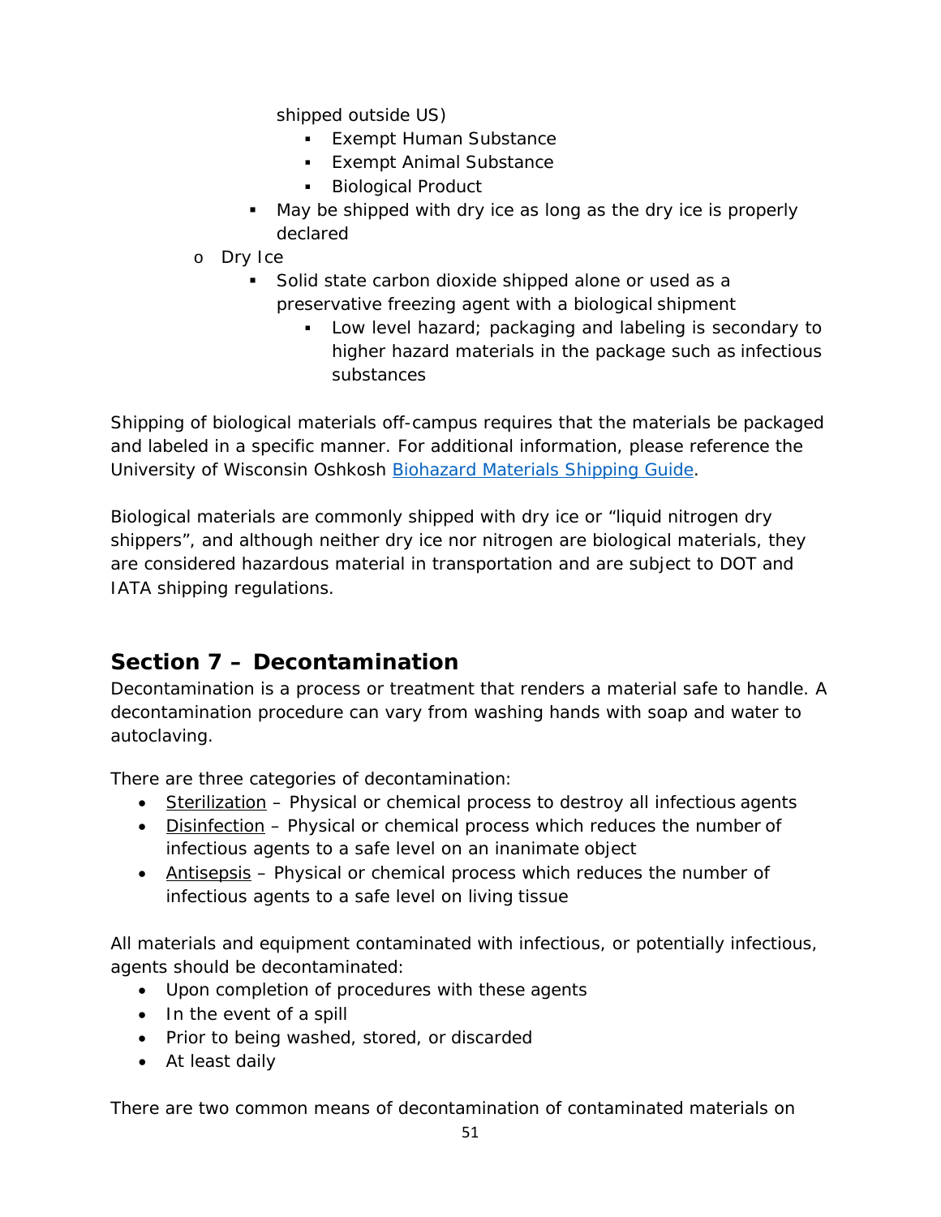shipped outside US)
        - Exempt Human Substance
        - Exempt Animal Substance
        - Biological Product
    - May be shipped with dry ice as long as the dry ice is properly declared
- Dry Ice
    - Solid state carbon dioxide shipped alone or used as a preservative freezing agent with a biological shipment
        - Low level hazard; packaging and labeling is secondary to higher hazard materials in the package such as infectious substances

Shipping of biological materials off-campus requires that the materials be packaged and labeled in a specific manner. For additional information, please reference the University of Wisconsin Oshkosh [Biohazard Materials Shipping Guide](#).

Biological materials are commonly shipped with dry ice or "liquid nitrogen dry shippers", and although neither dry ice nor nitrogen are biological materials, they are considered hazardous material in transportation and are subject to DOT and IATA shipping regulations.

## Section 7 – Decontamination

Decontamination is a process or treatment that renders a material safe to handle. A decontamination procedure can vary from washing hands with soap and water to autoclaving.

There are three categories of decontamination:

- Sterilization – Physical or chemical process to destroy all infectious agents
- Disinfection – Physical or chemical process which reduces the number of infectious agents to a safe level on an inanimate object
- Antisepsis – Physical or chemical process which reduces the number of infectious agents to a safe level on living tissue

All materials and equipment contaminated with infectious, or potentially infectious, agents should be decontaminated:

- Upon completion of procedures with these agents
- In the event of a spill
- Prior to being washed, stored, or discarded
- At least daily

There are two common means of decontamination of contaminated materials on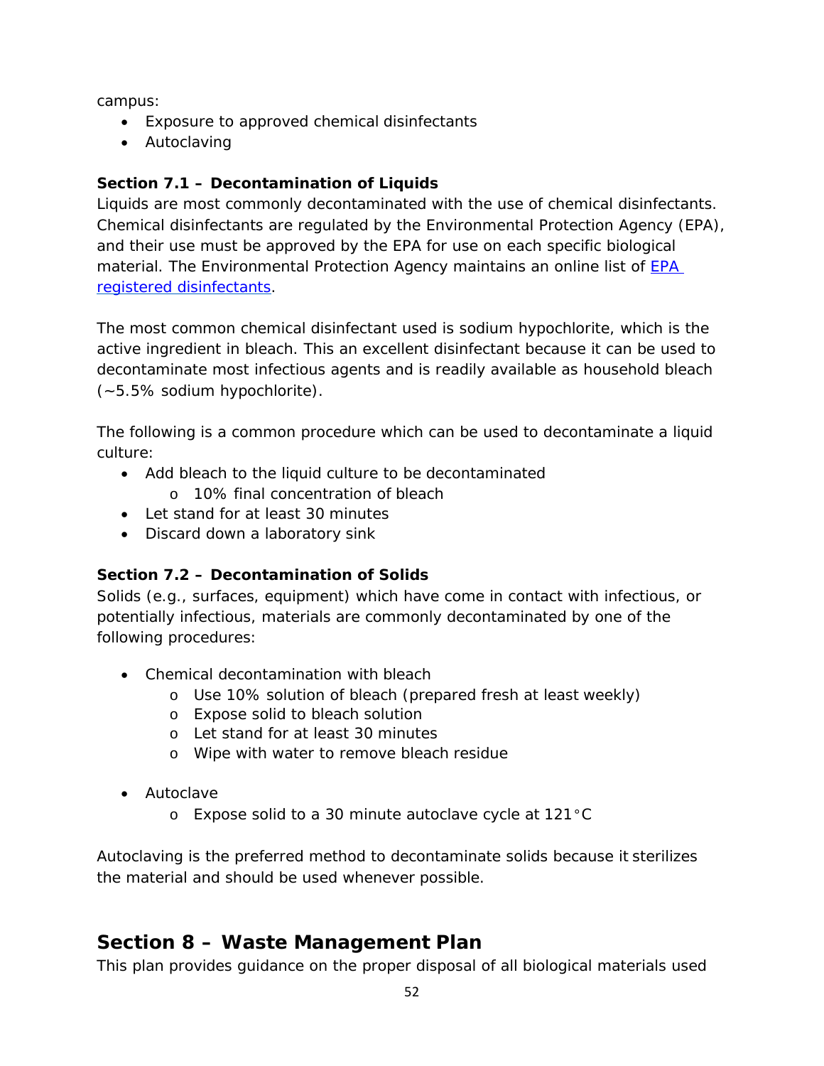campus:

- Exposure to approved chemical disinfectants
- Autoclaving

**Section 7.1 – Decontamination of Liquids**

Liquids are most commonly decontaminated with the use of chemical disinfectants. Chemical disinfectants are regulated by the Environmental Protection Agency (EPA), and their use must be approved by the EPA for use on each specific biological material. The Environmental Protection Agency maintains an online list of EPA registered disinfectants.

The most common chemical disinfectant used is sodium hypochlorite, which is the active ingredient in bleach. This an excellent disinfectant because it can be used to decontaminate most infectious agents and is readily available as household bleach (~5.5% sodium hypochlorite).

The following is a common procedure which can be used to decontaminate a liquid culture:

- Add bleach to the liquid culture to be decontaminated
  - 10% final concentration of bleach
- Let stand for at least 30 minutes
- Discard down a laboratory sink

**Section 7.2 – Decontamination of Solids**

Solids (e.g., surfaces, equipment) which have come in contact with infectious, or potentially infectious, materials are commonly decontaminated by one of the following procedures:

- Chemical decontamination with bleach
  - Use 10% solution of bleach (prepared fresh at least weekly)
  - Expose solid to bleach solution
  - Let stand for at least 30 minutes
  - Wipe with water to remove bleach residue
- Autoclave
  - Expose solid to a 30 minute autoclave cycle at 121°C

Autoclaving is the preferred method to decontaminate solids because it sterilizes the material and should be used whenever possible.

## Section 8 – Waste Management Plan

This plan provides guidance on the proper disposal of all biological materials used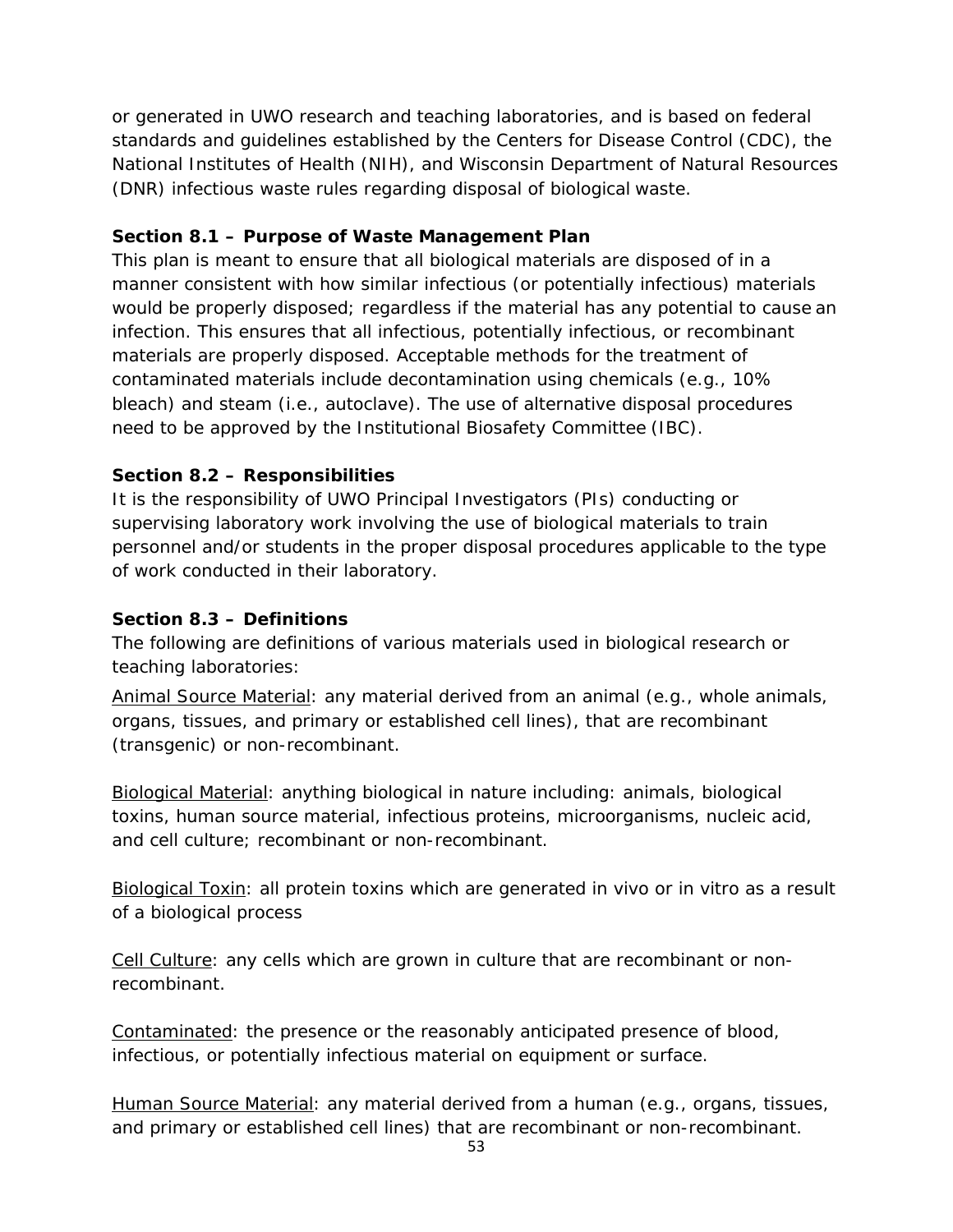or generated in UWO research and teaching laboratories, and is based on federal standards and guidelines established by the Centers for Disease Control (CDC), the National Institutes of Health (NIH), and Wisconsin Department of Natural Resources (DNR) infectious waste rules regarding disposal of biological waste.

### Section 8.1 – Purpose of Waste Management Plan

This plan is meant to ensure that all biological materials are disposed of in a manner consistent with how similar infectious (or potentially infectious) materials would be properly disposed; regardless if the material has any potential to cause an infection. This ensures that all infectious, potentially infectious, or recombinant materials are properly disposed. Acceptable methods for the treatment of contaminated materials include decontamination using chemicals (e.g., 10% bleach) and steam (i.e., autoclave). The use of alternative disposal procedures need to be approved by the Institutional Biosafety Committee (IBC).

### Section 8.2 – Responsibilities

It is the responsibility of UWO Principal Investigators (PIs) conducting or supervising laboratory work involving the use of biological materials to train personnel and/or students in the proper disposal procedures applicable to the type of work conducted in their laboratory.

### Section 8.3 – Definitions

The following are definitions of various materials used in biological research or teaching laboratories:

Animal Source Material: any material derived from an animal (e.g., whole animals, organs, tissues, and primary or established cell lines), that are recombinant (transgenic) or non-recombinant.

Biological Material: anything biological in nature including: animals, biological toxins, human source material, infectious proteins, microorganisms, nucleic acid, and cell culture; recombinant or non-recombinant.

Biological Toxin: all protein toxins which are generated in vivo or in vitro as a result of a biological process

Cell Culture: any cells which are grown in culture that are recombinant or non-recombinant.

Contaminated: the presence or the reasonably anticipated presence of blood, infectious, or potentially infectious material on equipment or surface.

Human Source Material: any material derived from a human (e.g., organs, tissues, and primary or established cell lines) that are recombinant or non-recombinant.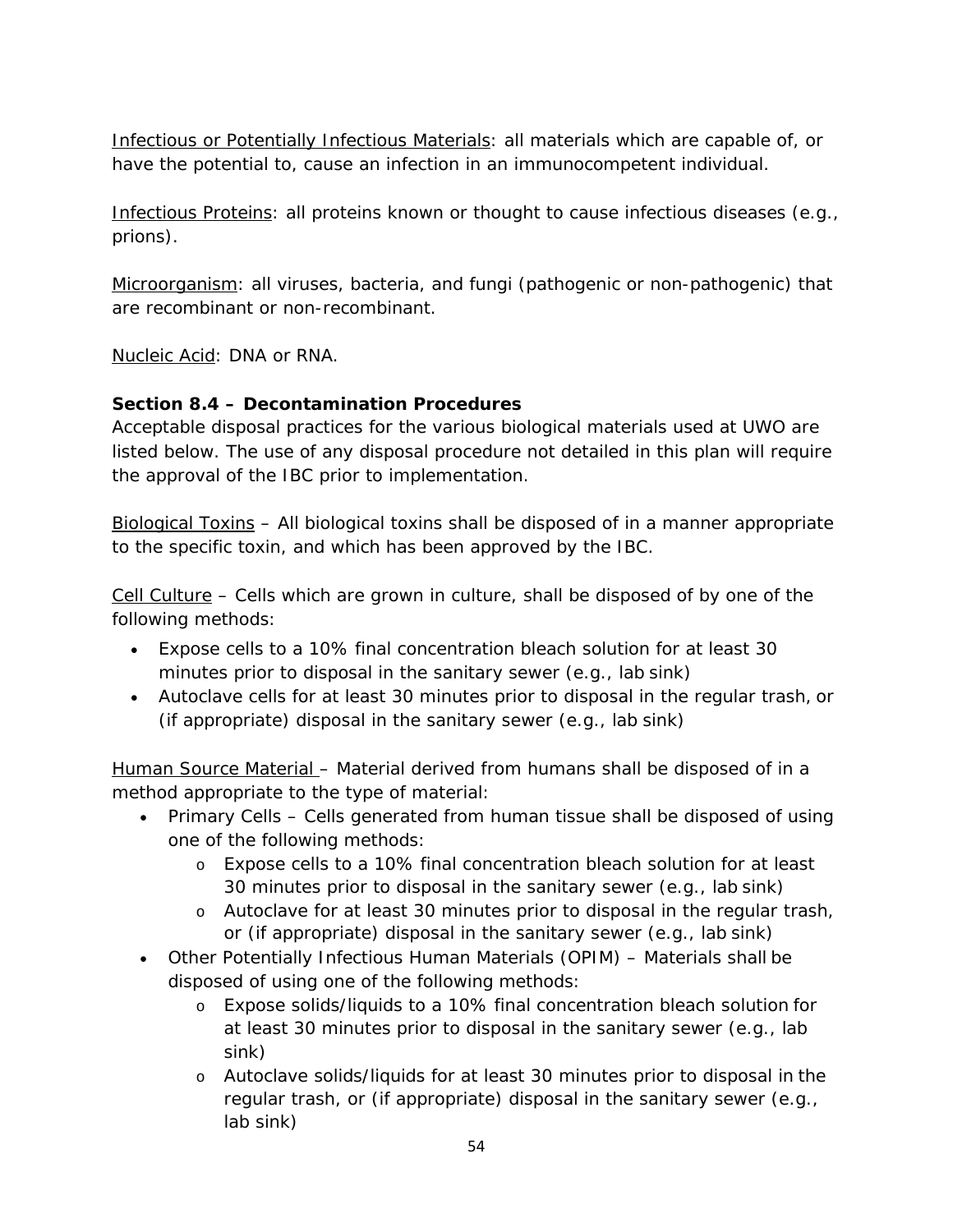Infectious or Potentially Infectious Materials: all materials which are capable of, or have the potential to, cause an infection in an immunocompetent individual.

Infectious Proteins: all proteins known or thought to cause infectious diseases (e.g., prions).

Microorganism: all viruses, bacteria, and fungi (pathogenic or non-pathogenic) that are recombinant or non-recombinant.

Nucleic Acid: DNA or RNA.

**Section 8.4 – Decontamination Procedures**

Acceptable disposal practices for the various biological materials used at UWO are listed below. The use of any disposal procedure not detailed in this plan will require the approval of the IBC prior to implementation.

Biological Toxins – All biological toxins shall be disposed of in a manner appropriate to the specific toxin, and which has been approved by the IBC.

Cell Culture – Cells which are grown in culture, shall be disposed of by one of the following methods:

- Expose cells to a 10% final concentration bleach solution for at least 30 minutes prior to disposal in the sanitary sewer (e.g., lab sink)
- Autoclave cells for at least 30 minutes prior to disposal in the regular trash, or (if appropriate) disposal in the sanitary sewer (e.g., lab sink)

Human Source Material – Material derived from humans shall be disposed of in a method appropriate to the type of material:

- Primary Cells – Cells generated from human tissue shall be disposed of using one of the following methods:
    - Expose cells to a 10% final concentration bleach solution for at least 30 minutes prior to disposal in the sanitary sewer (e.g., lab sink)
    - Autoclave for at least 30 minutes prior to disposal in the regular trash, or (if appropriate) disposal in the sanitary sewer (e.g., lab sink)
- Other Potentially Infectious Human Materials (OPIM) – Materials shall be disposed of using one of the following methods:
    - Expose solids/liquids to a 10% final concentration bleach solution for at least 30 minutes prior to disposal in the sanitary sewer (e.g., lab sink)
    - Autoclave solids/liquids for at least 30 minutes prior to disposal in the regular trash, or (if appropriate) disposal in the sanitary sewer (e.g., lab sink)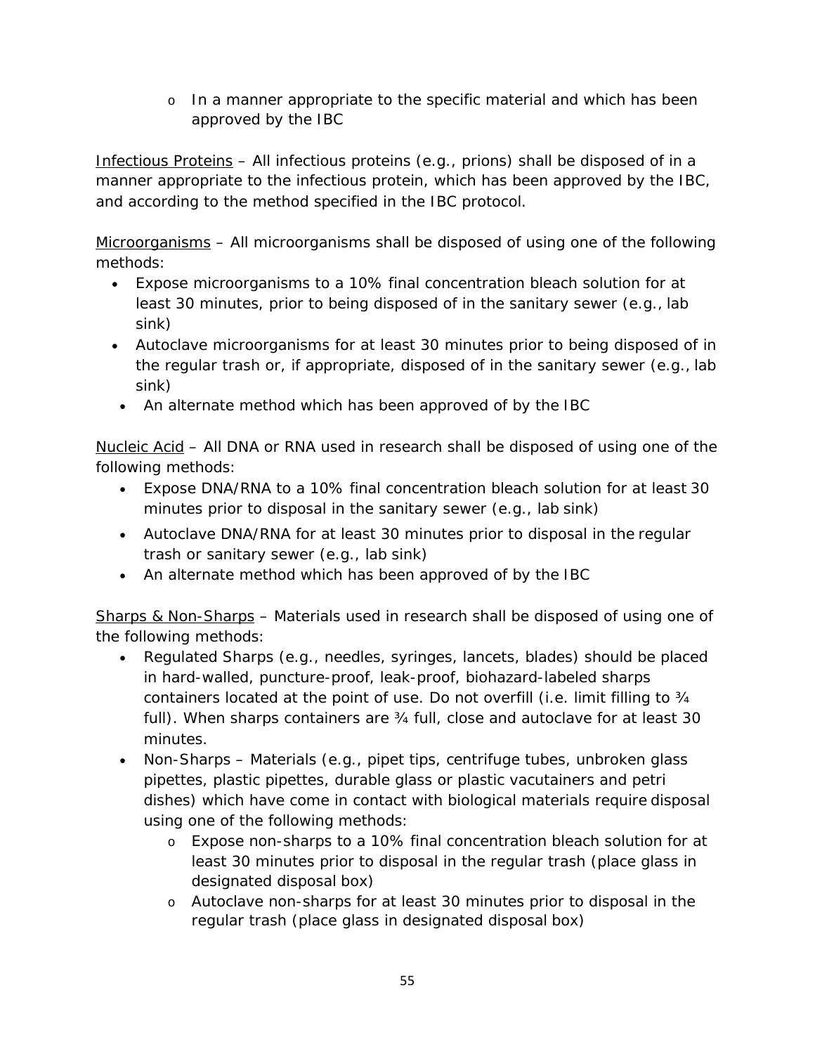- In a manner appropriate to the specific material and which has been approved by the IBC

Infectious Proteins – All infectious proteins (e.g., prions) shall be disposed of in a manner appropriate to the infectious protein, which has been approved by the IBC, and according to the method specified in the IBC protocol.

Microorganisms – All microorganisms shall be disposed of using one of the following methods:

- Expose microorganisms to a 10% final concentration bleach solution for at least 30 minutes, prior to being disposed of in the sanitary sewer (e.g., lab sink)
- Autoclave microorganisms for at least 30 minutes prior to being disposed of in the regular trash or, if appropriate, disposed of in the sanitary sewer (e.g., lab sink)
- An alternate method which has been approved of by the IBC

Nucleic Acid – All DNA or RNA used in research shall be disposed of using one of the following methods:

- Expose DNA/RNA to a 10% final concentration bleach solution for at least 30 minutes prior to disposal in the sanitary sewer (e.g., lab sink)
- Autoclave DNA/RNA for at least 30 minutes prior to disposal in the regular trash or sanitary sewer (e.g., lab sink)
- An alternate method which has been approved of by the IBC

Sharps & Non-Sharps – Materials used in research shall be disposed of using one of the following methods:

- Regulated Sharps (e.g., needles, syringes, lancets, blades) should be placed in hard-walled, puncture-proof, leak-proof, biohazard-labeled sharps containers located at the point of use. Do not overfill (i.e. limit filling to ¾ full). When sharps containers are ¾ full, close and autoclave for at least 30 minutes.
- Non-Sharps – Materials (e.g., pipet tips, centrifuge tubes, unbroken glass pipettes, plastic pipettes, durable glass or plastic vacutainers and petri dishes) which have come in contact with biological materials require disposal using one of the following methods:
    - Expose non-sharps to a 10% final concentration bleach solution for at least 30 minutes prior to disposal in the regular trash (place glass in designated disposal box)
    - Autoclave non-sharps for at least 30 minutes prior to disposal in the regular trash (place glass in designated disposal box)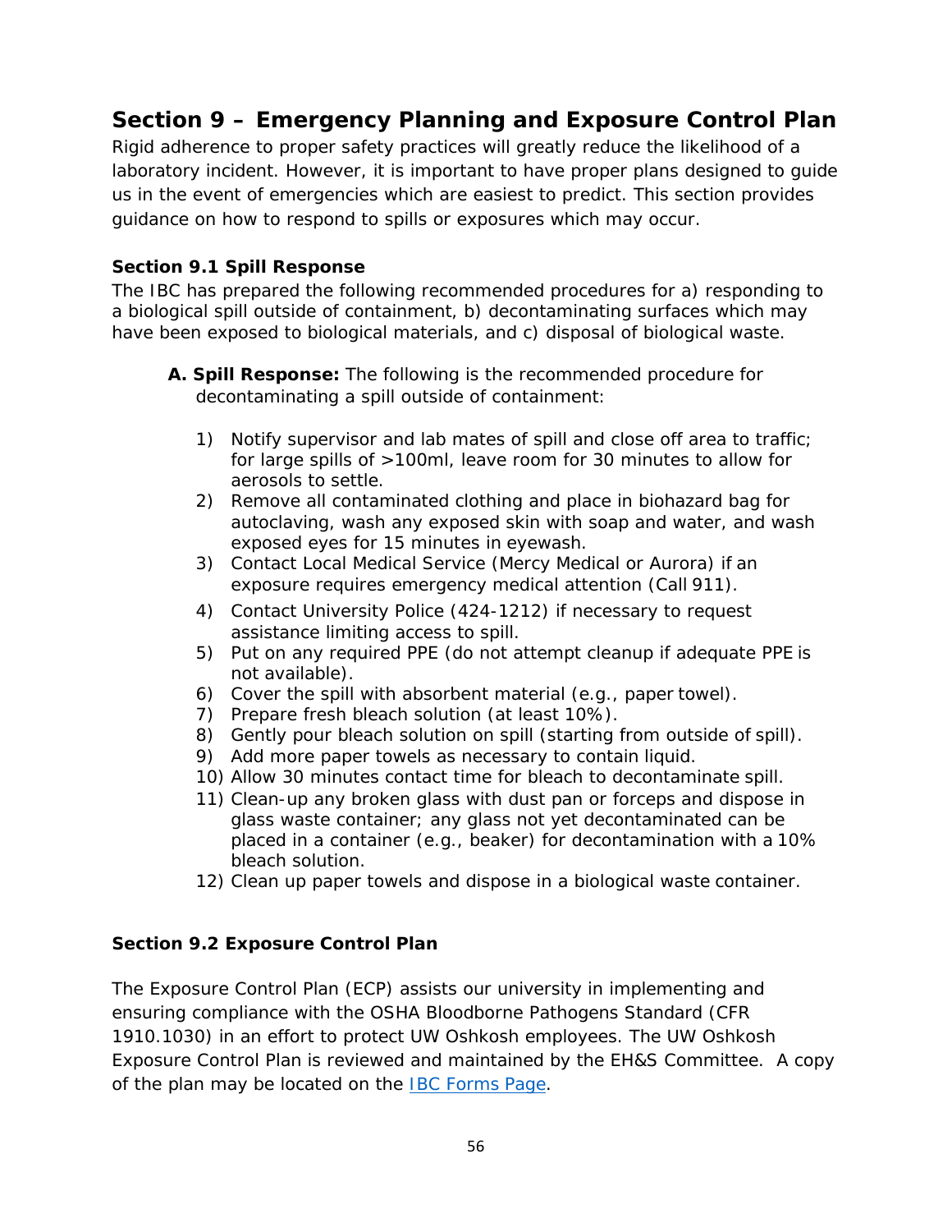## Section 9 – Emergency Planning and Exposure Control Plan

Rigid adherence to proper safety practices will greatly reduce the likelihood of a laboratory incident. However, it is important to have proper plans designed to guide us in the event of emergencies which are easiest to predict. This section provides guidance on how to respond to spills or exposures which may occur.

### Section 9.1 Spill Response

The IBC has prepared the following recommended procedures for a) responding to a biological spill outside of containment, b) decontaminating surfaces which may have been exposed to biological materials, and c) disposal of biological waste.

**A. Spill Response:** The following is the recommended procedure for decontaminating a spill outside of containment:

1) Notify supervisor and lab mates of spill and close off area to traffic; for large spills of >100ml, leave room for 30 minutes to allow for aerosols to settle.
2) Remove all contaminated clothing and place in biohazard bag for autoclaving, wash any exposed skin with soap and water, and wash exposed eyes for 15 minutes in eyewash.
3) Contact Local Medical Service (Mercy Medical or Aurora) if an exposure requires emergency medical attention (Call 911).
4) Contact University Police (424-1212) if necessary to request assistance limiting access to spill.
5) Put on any required PPE (do not attempt cleanup if adequate PPE is not available).
6) Cover the spill with absorbent material (e.g., paper towel).
7) Prepare fresh bleach solution (at least 10%).
8) Gently pour bleach solution on spill (starting from outside of spill).
9) Add more paper towels as necessary to contain liquid.
10) Allow 30 minutes contact time for bleach to decontaminate spill.
11) Clean-up any broken glass with dust pan or forceps and dispose in glass waste container; any glass not yet decontaminated can be placed in a container (e.g., beaker) for decontamination with a 10% bleach solution.
12) Clean up paper towels and dispose in a biological waste container.

### Section 9.2 Exposure Control Plan

The Exposure Control Plan (ECP) assists our university in implementing and ensuring compliance with the OSHA Bloodborne Pathogens Standard (CFR 1910.1030) in an effort to protect UW Oshkosh employees. The UW Oshkosh Exposure Control Plan is reviewed and maintained by the EH&S Committee. A copy of the plan may be located on the IBC Forms Page.